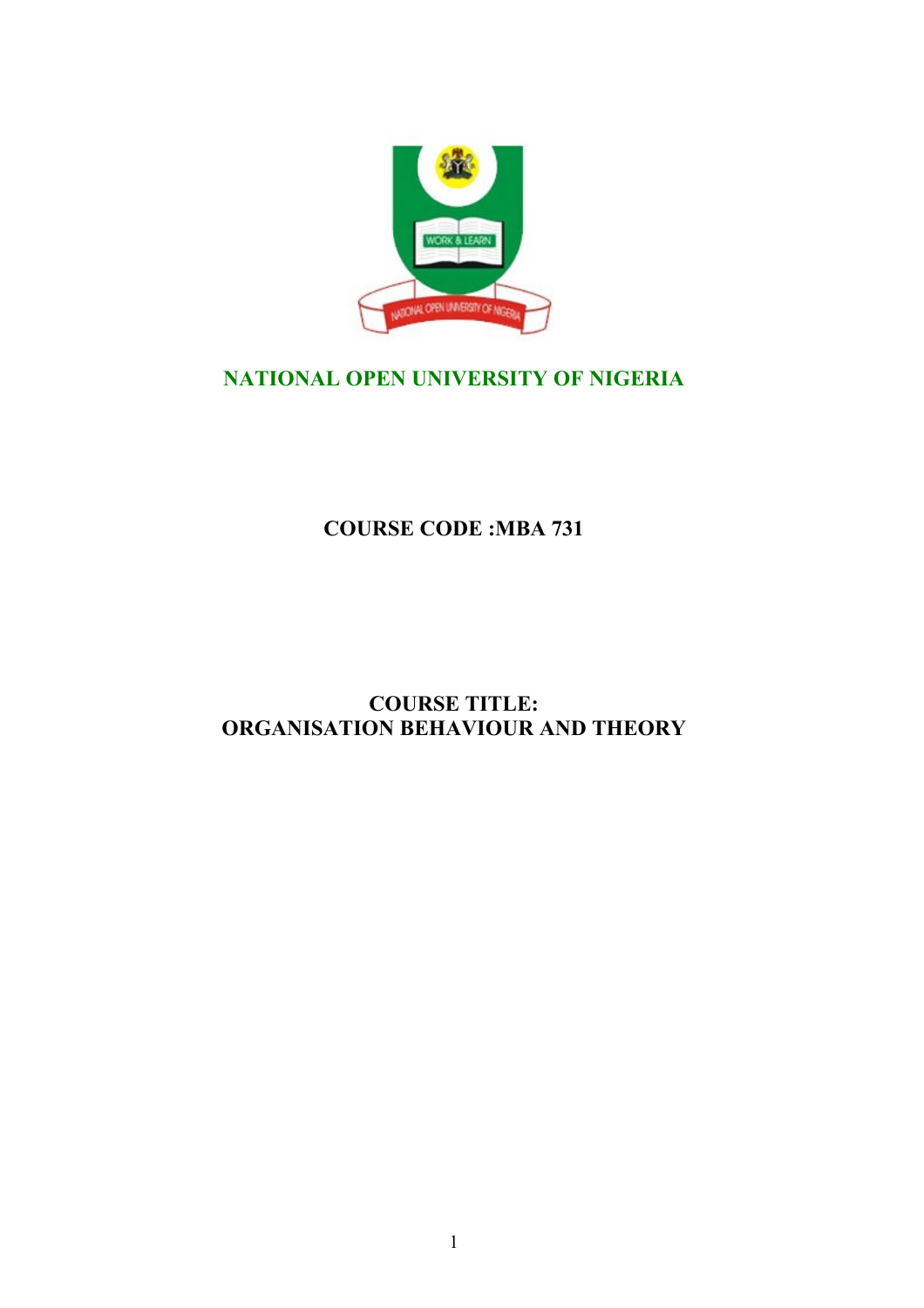# NATIONAL OPEN UNIVERSITY OF NIGERIA

## COURSE CODE :MBA 731

## COURSE TITLE:
## ORGANISATION BEHAVIOUR AND THEORY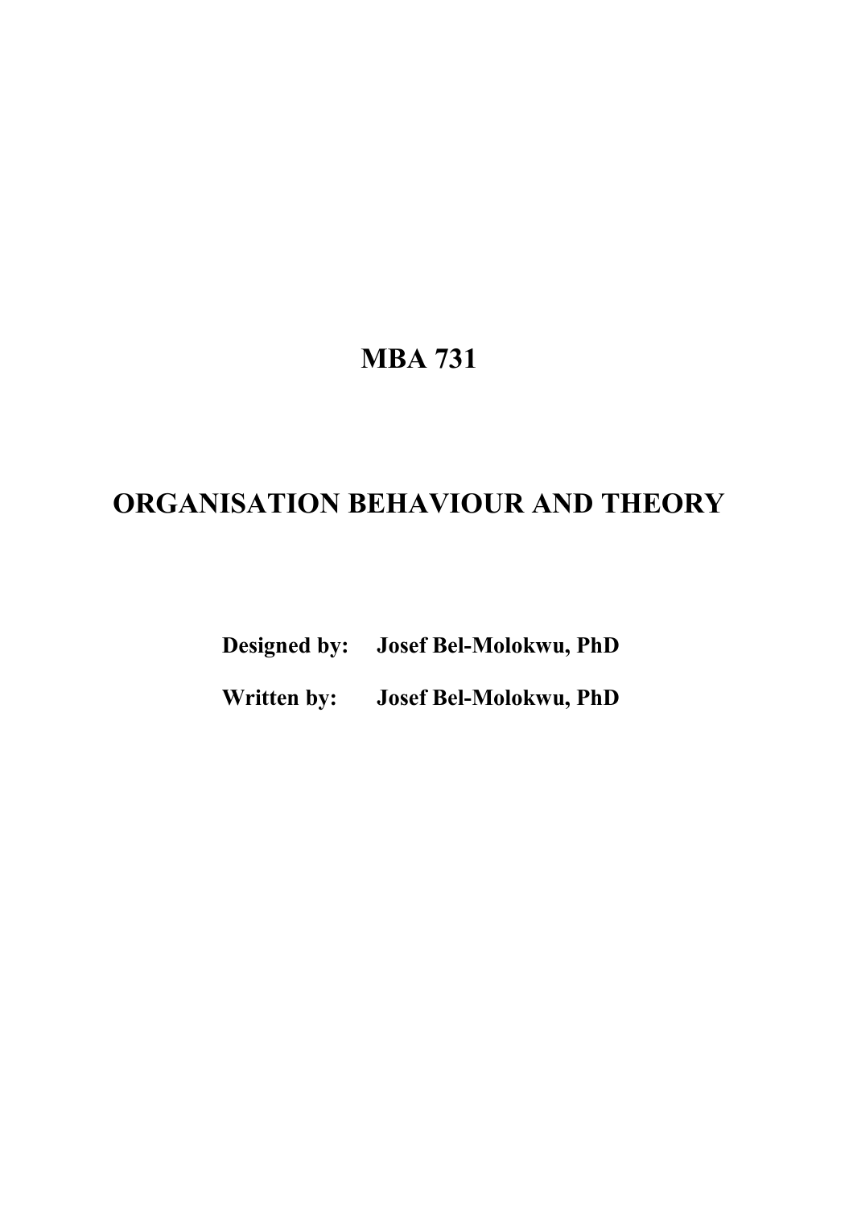# MBA 731

# ORGANISATION BEHAVIOUR AND THEORY

**Designed by:** **Josef Bel-Molokwu, PhD**

**Written by:** **Josef Bel-Molokwu, PhD**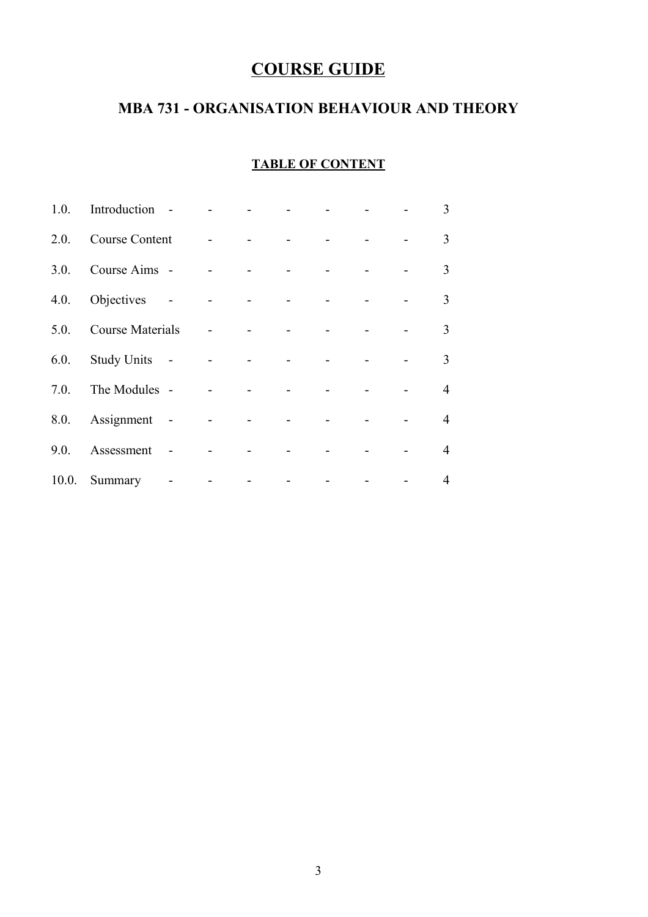# COURSE GUIDE

## MBA 731 - ORGANISATION BEHAVIOUR AND THEORY

### TABLE OF CONTENT

| | | |
|---|---|---|
| 1.0. | Introduction | 3 |
| 2.0. | Course Content | 3 |
| 3.0. | Course Aims | 3 |
| 4.0. | Objectives | 3 |
| 5.0. | Course Materials | 3 |
| 6.0. | Study Units | 3 |
| 7.0. | The Modules | 4 |
| 8.0. | Assignment | 4 |
| 9.0. | Assessment | 4 |
| 10.0. | Summary | 4 |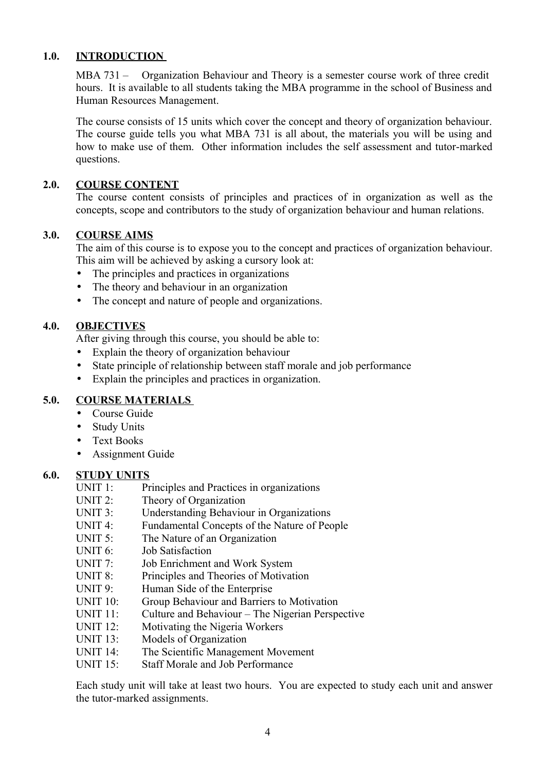## 1.0. INTRODUCTION

MBA 731 – Organization Behaviour and Theory is a semester course work of three credit hours. It is available to all students taking the MBA programme in the school of Business and Human Resources Management.

The course consists of 15 units which cover the concept and theory of organization behaviour. The course guide tells you what MBA 731 is all about, the materials you will be using and how to make use of them. Other information includes the self assessment and tutor-marked questions.

## 2.0. COURSE CONTENT

The course content consists of principles and practices of in organization as well as the concepts, scope and contributors to the study of organization behaviour and human relations.

## 3.0. COURSE AIMS

The aim of this course is to expose you to the concept and practices of organization behaviour. This aim will be achieved by asking a cursory look at:

- The principles and practices in organizations
- The theory and behaviour in an organization
- The concept and nature of people and organizations.

## 4.0. OBJECTIVES

After giving through this course, you should be able to:

- Explain the theory of organization behaviour
- State principle of relationship between staff morale and job performance
- Explain the principles and practices in organization.

## 5.0. COURSE MATERIALS

- Course Guide
- Study Units
- Text Books
- Assignment Guide

## 6.0. STUDY UNITS

UNIT 1: Principles and Practices in organizations
UNIT 2: Theory of Organization
UNIT 3: Understanding Behaviour in Organizations
UNIT 4: Fundamental Concepts of the Nature of People
UNIT 5: The Nature of an Organization
UNIT 6: Job Satisfaction
UNIT 7: Job Enrichment and Work System
UNIT 8: Principles and Theories of Motivation
UNIT 9: Human Side of the Enterprise
UNIT 10: Group Behaviour and Barriers to Motivation
UNIT 11: Culture and Behaviour – The Nigerian Perspective
UNIT 12: Motivating the Nigeria Workers
UNIT 13: Models of Organization
UNIT 14: The Scientific Management Movement
UNIT 15: Staff Morale and Job Performance

Each study unit will take at least two hours. You are expected to study each unit and answer the tutor-marked assignments.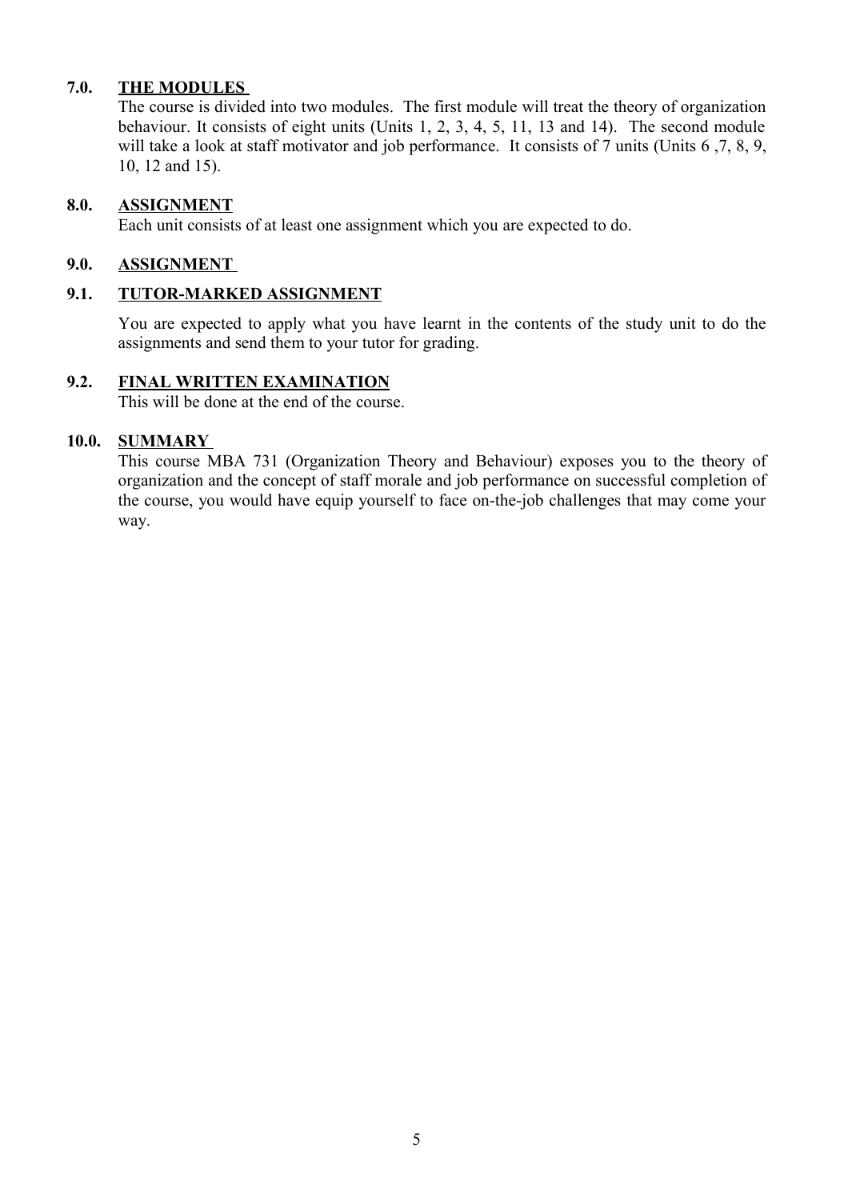## 7.0. THE MODULES

The course is divided into two modules. The first module will treat the theory of organization behaviour. It consists of eight units (Units 1, 2, 3, 4, 5, 11, 13 and 14). The second module will take a look at staff motivator and job performance. It consists of 7 units (Units 6 ,7, 8, 9, 10, 12 and 15).

## 8.0. ASSIGNMENT

Each unit consists of at least one assignment which you are expected to do.

## 9.0. ASSIGNMENT

### 9.1. TUTOR-MARKED ASSIGNMENT

You are expected to apply what you have learnt in the contents of the study unit to do the assignments and send them to your tutor for grading.

### 9.2. FINAL WRITTEN EXAMINATION

This will be done at the end of the course.

## 10.0. SUMMARY

This course MBA 731 (Organization Theory and Behaviour) exposes you to the theory of organization and the concept of staff morale and job performance on successful completion of the course, you would have equip yourself to face on-the-job challenges that may come your way.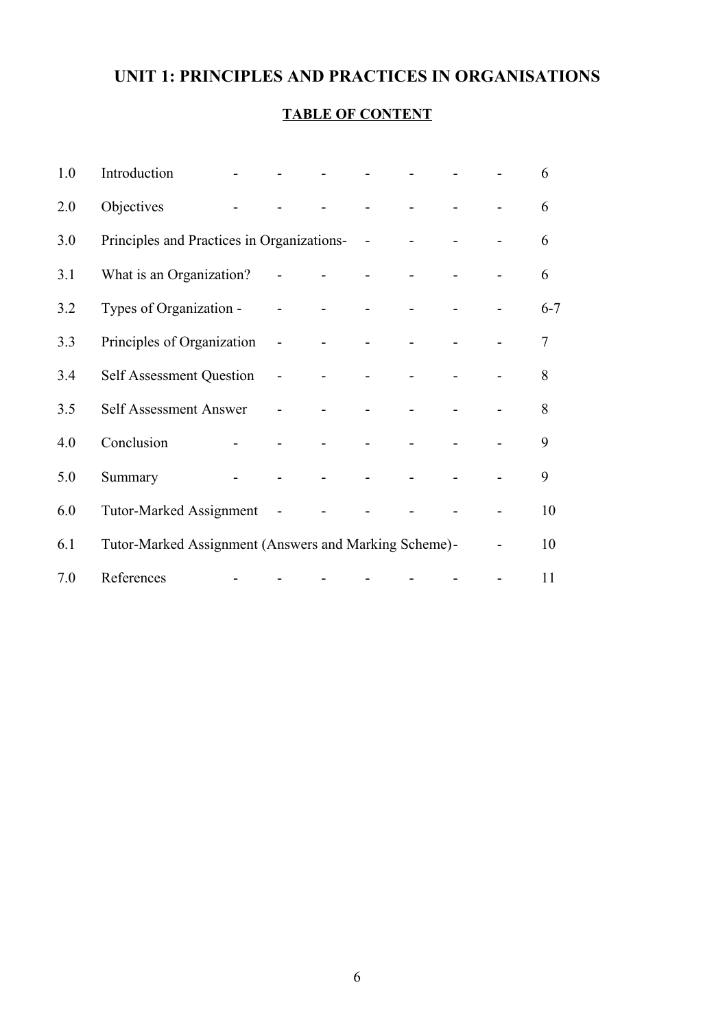# UNIT 1: PRINCIPLES AND PRACTICES IN ORGANISATIONS

## TABLE OF CONTENT

| | | |
|---|---|---|
| 1.0 | Introduction | 6 |
| 2.0 | Objectives | 6 |
| 3.0 | Principles and Practices in Organizations | 6 |
| 3.1 | What is an Organization? | 6 |
| 3.2 | Types of Organization | 6-7 |
| 3.3 | Principles of Organization | 7 |
| 3.4 | Self Assessment Question | 8 |
| 3.5 | Self Assessment Answer | 8 |
| 4.0 | Conclusion | 9 |
| 5.0 | Summary | 9 |
| 6.0 | Tutor-Marked Assignment | 10 |
| 6.1 | Tutor-Marked Assignment (Answers and Marking Scheme) | 10 |
| 7.0 | References | 11 |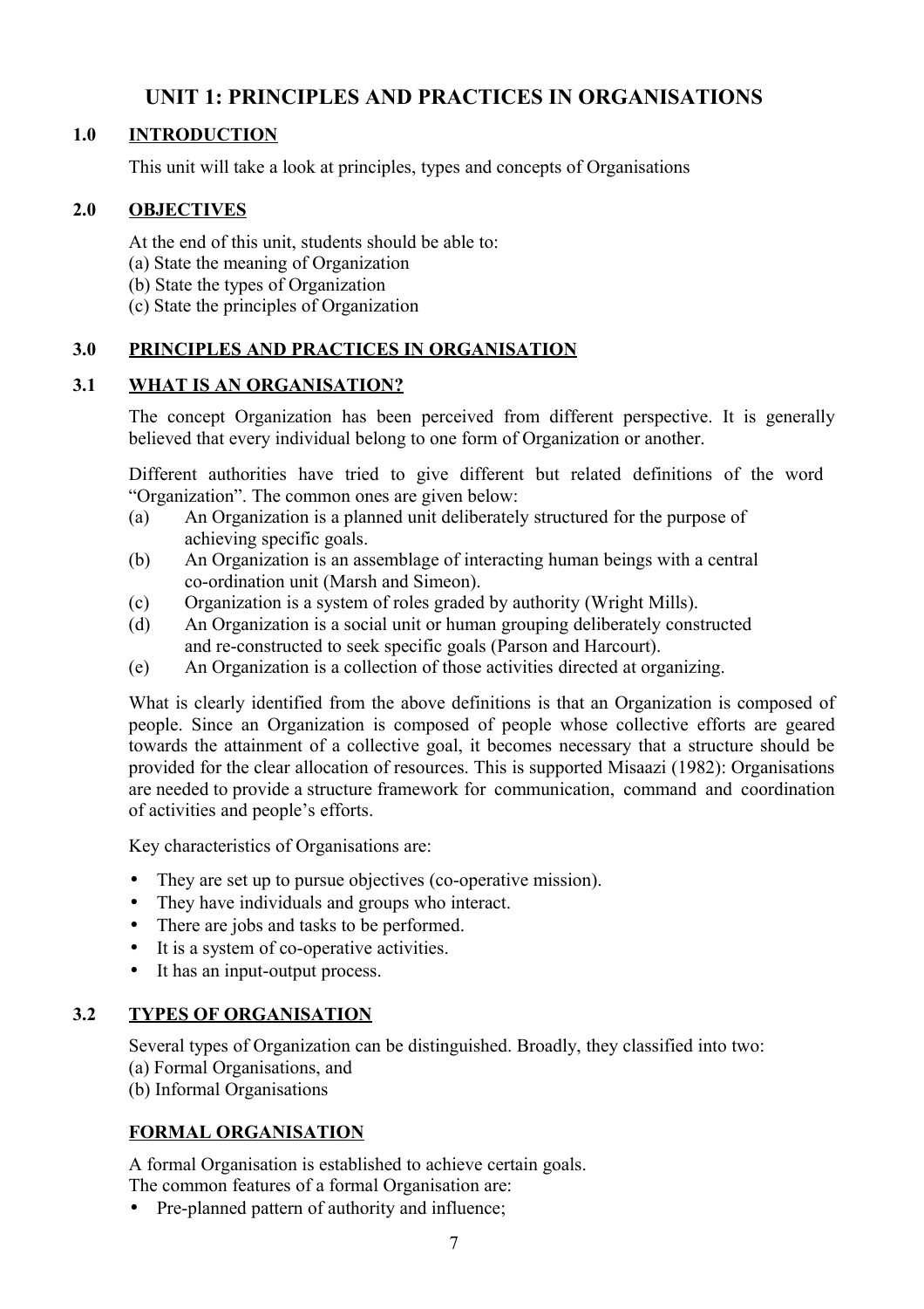# UNIT 1: PRINCIPLES AND PRACTICES IN ORGANISATIONS

## 1.0 INTRODUCTION

This unit will take a look at principles, types and concepts of Organisations

## 2.0 OBJECTIVES

At the end of this unit, students should be able to:
(a) State the meaning of Organization
(b) State the types of Organization
(c) State the principles of Organization

## 3.0 PRINCIPLES AND PRACTICES IN ORGANISATION

### 3.1 WHAT IS AN ORGANISATION?

The concept Organization has been perceived from different perspective. It is generally believed that every individual belong to one form of Organization or another.

Different authorities have tried to give different but related definitions of the word "Organization". The common ones are given below:

(a) An Organization is a planned unit deliberately structured for the purpose of achieving specific goals.
(b) An Organization is an assemblage of interacting human beings with a central co-ordination unit (Marsh and Simeon).
(c) Organization is a system of roles graded by authority (Wright Mills).
(d) An Organization is a social unit or human grouping deliberately constructed and re-constructed to seek specific goals (Parson and Harcourt).
(e) An Organization is a collection of those activities directed at organizing.

What is clearly identified from the above definitions is that an Organization is composed of people. Since an Organization is composed of people whose collective efforts are geared towards the attainment of a collective goal, it becomes necessary that a structure should be provided for the clear allocation of resources. This is supported Misaazi (1982): Organisations are needed to provide a structure framework for communication, command and coordination of activities and people's efforts.

Key characteristics of Organisations are:

- They are set up to pursue objectives (co-operative mission).
- They have individuals and groups who interact.
- There are jobs and tasks to be performed.
- It is a system of co-operative activities.
- It has an input-output process.

### 3.2 TYPES OF ORGANISATION

Several types of Organization can be distinguished. Broadly, they classified into two:
(a) Formal Organisations, and
(b) Informal Organisations

#### FORMAL ORGANISATION

A formal Organisation is established to achieve certain goals.
The common features of a formal Organisation are:

- Pre-planned pattern of authority and influence;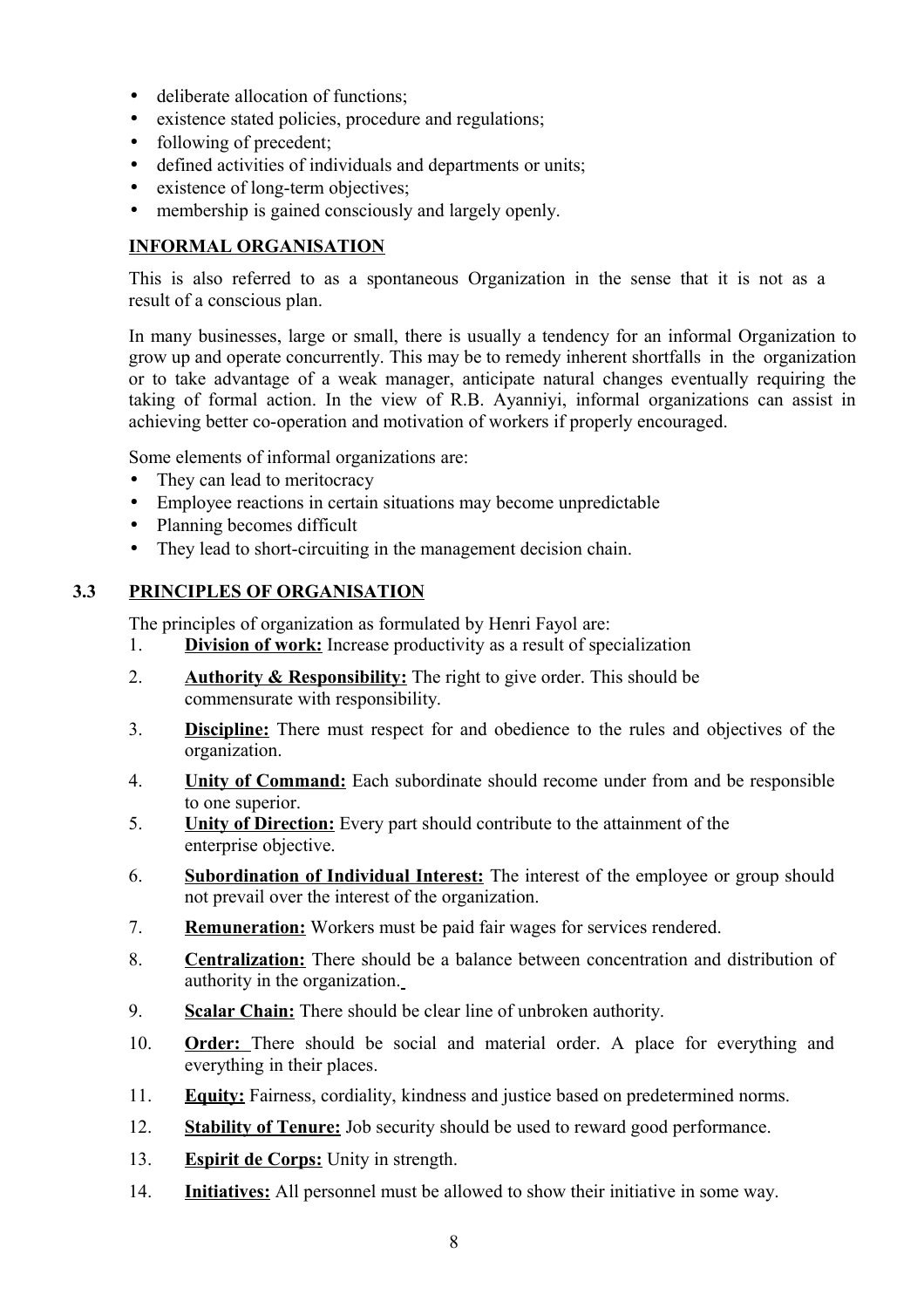- deliberate allocation of functions;
- existence stated policies, procedure and regulations;
- following of precedent;
- defined activities of individuals and departments or units;
- existence of long-term objectives;
- membership is gained consciously and largely openly.

**INFORMAL ORGANISATION**

This is also referred to as a spontaneous Organization in the sense that it is not as a result of a conscious plan.

In many businesses, large or small, there is usually a tendency for an informal Organization to grow up and operate concurrently. This may be to remedy inherent shortfalls in the organization or to take advantage of a weak manager, anticipate natural changes eventually requiring the taking of formal action. In the view of R.B. Ayanniyi, informal organizations can assist in achieving better co-operation and motivation of workers if properly encouraged.

Some elements of informal organizations are:

- They can lead to meritocracy
- Employee reactions in certain situations may become unpredictable
- Planning becomes difficult
- They lead to short-circuiting in the management decision chain.

## 3.3 PRINCIPLES OF ORGANISATION

The principles of organization as formulated by Henri Fayol are:

1. **Division of work:** Increase productivity as a result of specialization
2. **Authority & Responsibility:** The right to give order. This should be commensurate with responsibility.
3. **Discipline:** There must respect for and obedience to the rules and objectives of the organization.
4. **Unity of Command:** Each subordinate should recome under from and be responsible to one superior.
5. **Unity of Direction:** Every part should contribute to the attainment of the enterprise objective.
6. **Subordination of Individual Interest:** The interest of the employee or group should not prevail over the interest of the organization.
7. **Remuneration:** Workers must be paid fair wages for services rendered.
8. **Centralization:** There should be a balance between concentration and distribution of authority in the organization.
9. **Scalar Chain:** There should be clear line of unbroken authority.
10. **Order:** There should be social and material order. A place for everything and everything in their places.
11. **Equity:** Fairness, cordiality, kindness and justice based on predetermined norms.
12. **Stability of Tenure:** Job security should be used to reward good performance.
13. **Espirit de Corps:** Unity in strength.
14. **Initiatives:** All personnel must be allowed to show their initiative in some way.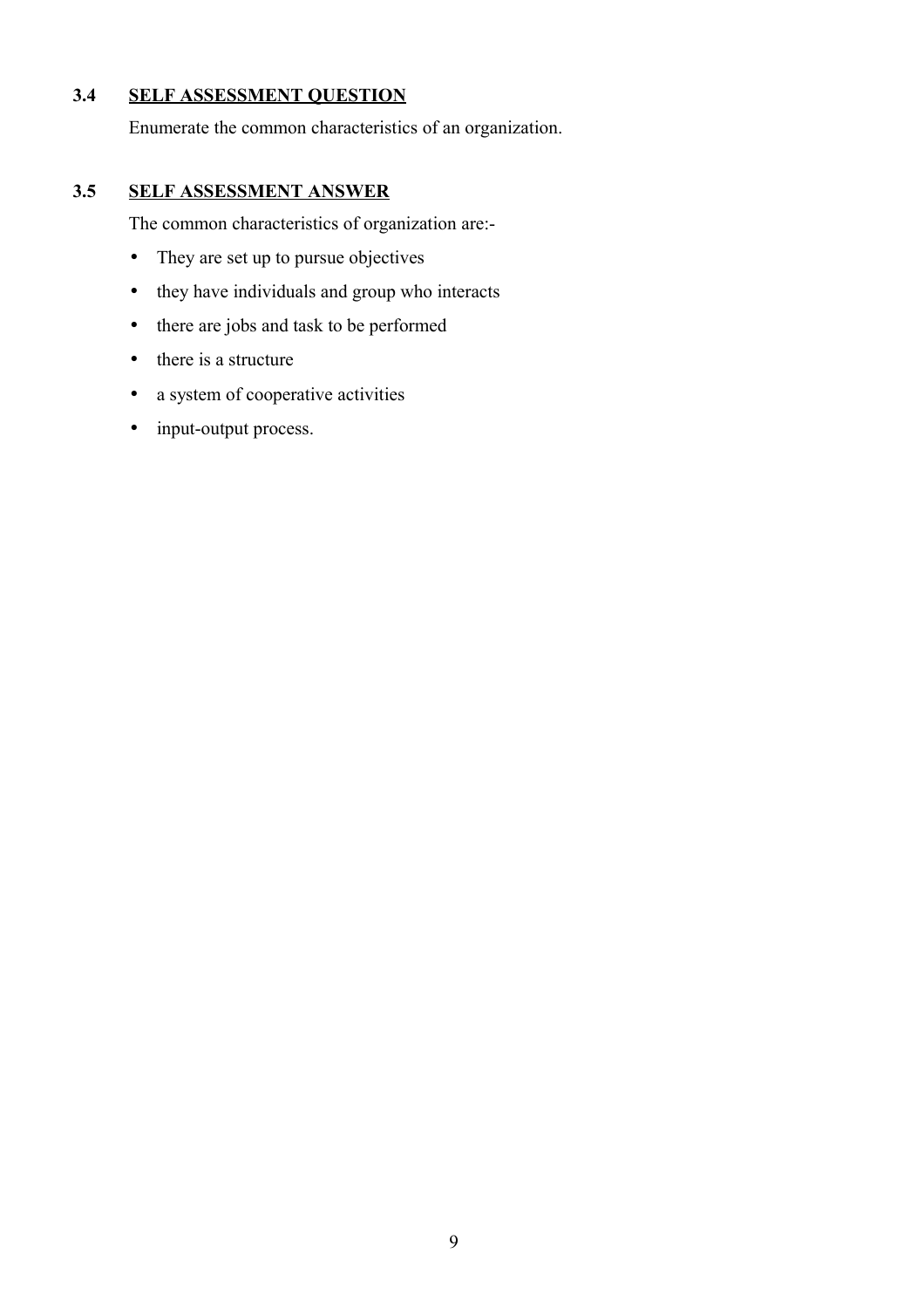### 3.4 SELF ASSESSMENT QUESTION

Enumerate the common characteristics of an organization.

### 3.5 SELF ASSESSMENT ANSWER

The common characteristics of organization are:-

- They are set up to pursue objectives
- they have individuals and group who interacts
- there are jobs and task to be performed
- there is a structure
- a system of cooperative activities
- input-output process.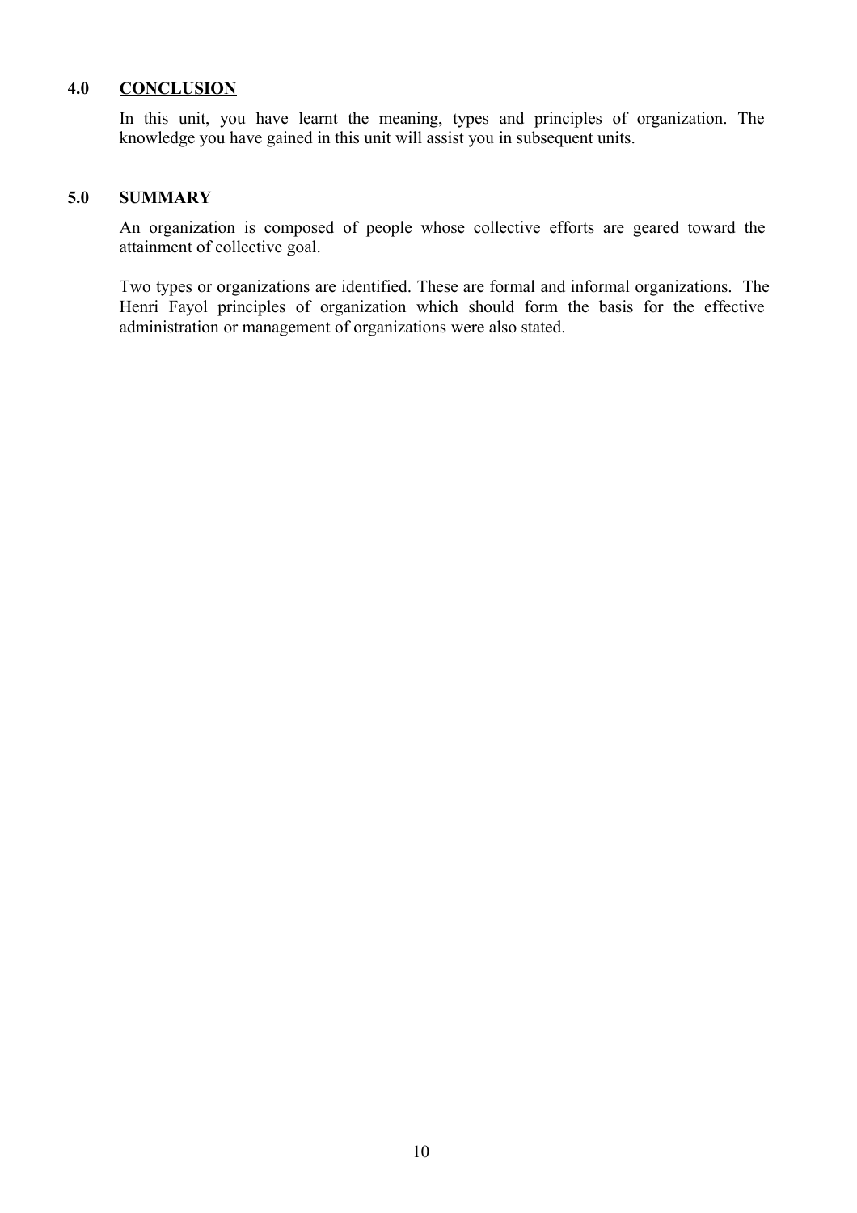## 4.0 CONCLUSION

In this unit, you have learnt the meaning, types and principles of organization. The knowledge you have gained in this unit will assist you in subsequent units.

## 5.0 SUMMARY

An organization is composed of people whose collective efforts are geared toward the attainment of collective goal.

Two types or organizations are identified. These are formal and informal organizations. The Henri Fayol principles of organization which should form the basis for the effective administration or management of organizations were also stated.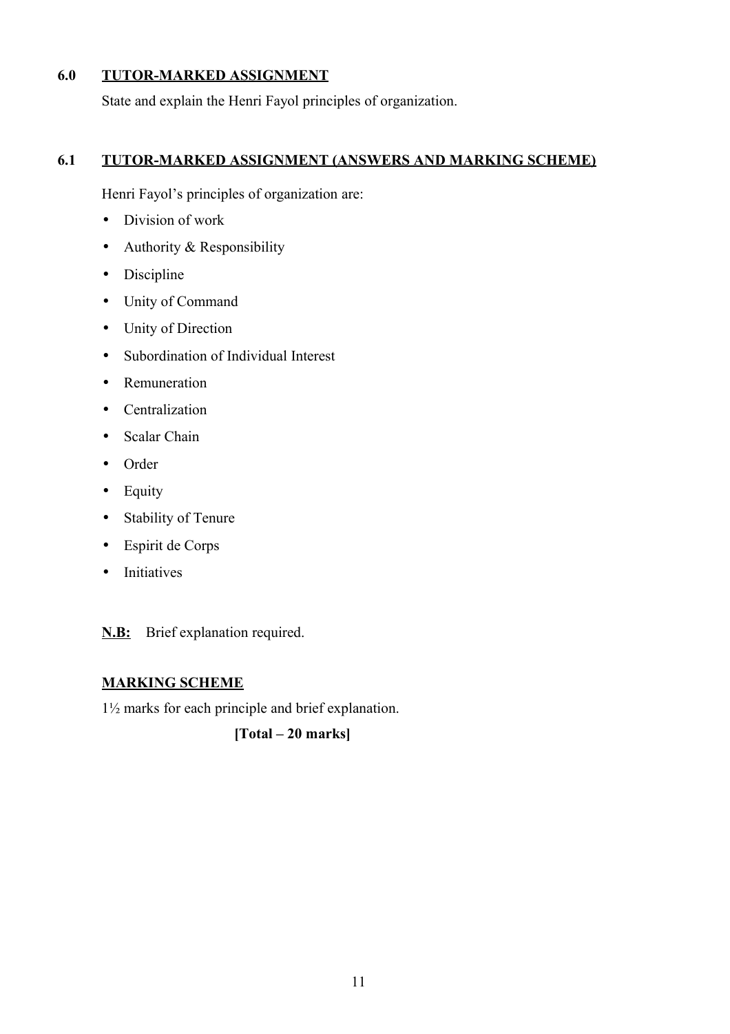## 6.0 TUTOR-MARKED ASSIGNMENT

State and explain the Henri Fayol principles of organization.

## 6.1 TUTOR-MARKED ASSIGNMENT (ANSWERS AND MARKING SCHEME)

Henri Fayol's principles of organization are:

- Division of work
- Authority & Responsibility
- Discipline
- Unity of Command
- Unity of Direction
- Subordination of Individual Interest
- Remuneration
- Centralization
- Scalar Chain
- Order
- Equity
- Stability of Tenure
- Espirit de Corps
- Initiatives

**N.B:** Brief explanation required.

**MARKING SCHEME**

1½ marks for each principle and brief explanation.

**[Total – 20 marks]**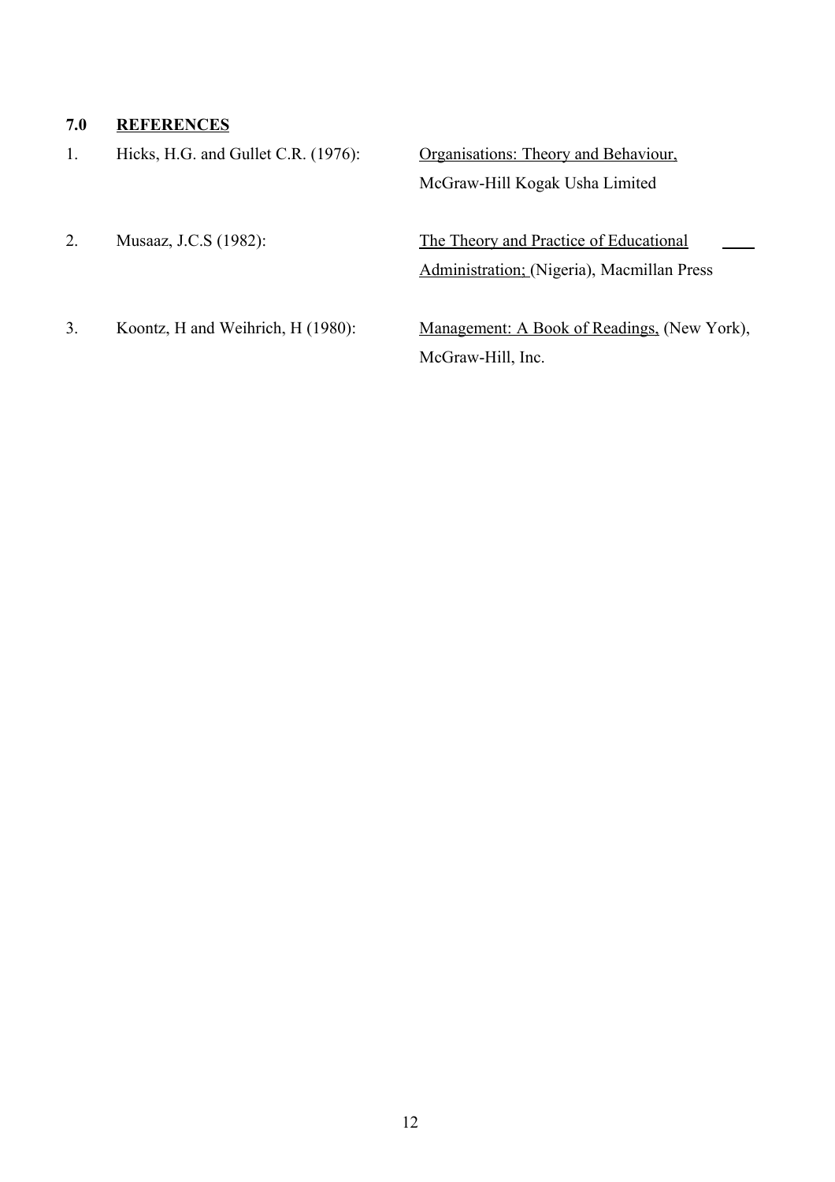## 7.0 REFERENCES

1. Hicks, H.G. and Gullet C.R. (1976): Organisations: Theory and Behaviour, McGraw-Hill Kogak Usha Limited

2. Musaaz, J.C.S (1982): The Theory and Practice of Educational Administration; (Nigeria), Macmillan Press

3. Koontz, H and Weihrich, H (1980): Management: A Book of Readings, (New York), McGraw-Hill, Inc.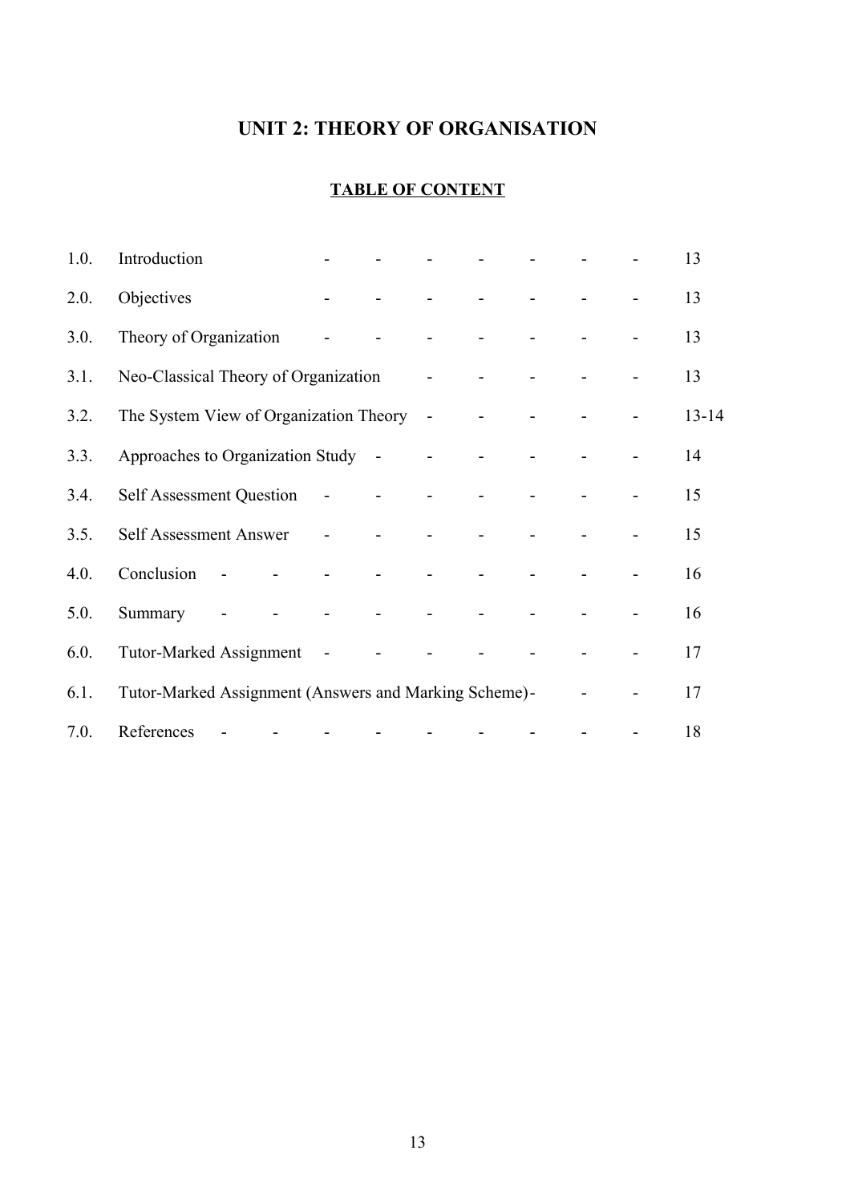# UNIT 2: THEORY OF ORGANISATION

## TABLE OF CONTENT

| | | |
|---|---|---|
| 1.0. | Introduction | 13 |
| 2.0. | Objectives | 13 |
| 3.0. | Theory of Organization | 13 |
| 3.1. | Neo-Classical Theory of Organization | 13 |
| 3.2. | The System View of Organization Theory | 13-14 |
| 3.3. | Approaches to Organization Study | 14 |
| 3.4. | Self Assessment Question | 15 |
| 3.5. | Self Assessment Answer | 15 |
| 4.0. | Conclusion | 16 |
| 5.0. | Summary | 16 |
| 6.0. | Tutor-Marked Assignment | 17 |
| 6.1. | Tutor-Marked Assignment (Answers and Marking Scheme) | 17 |
| 7.0. | References | 18 |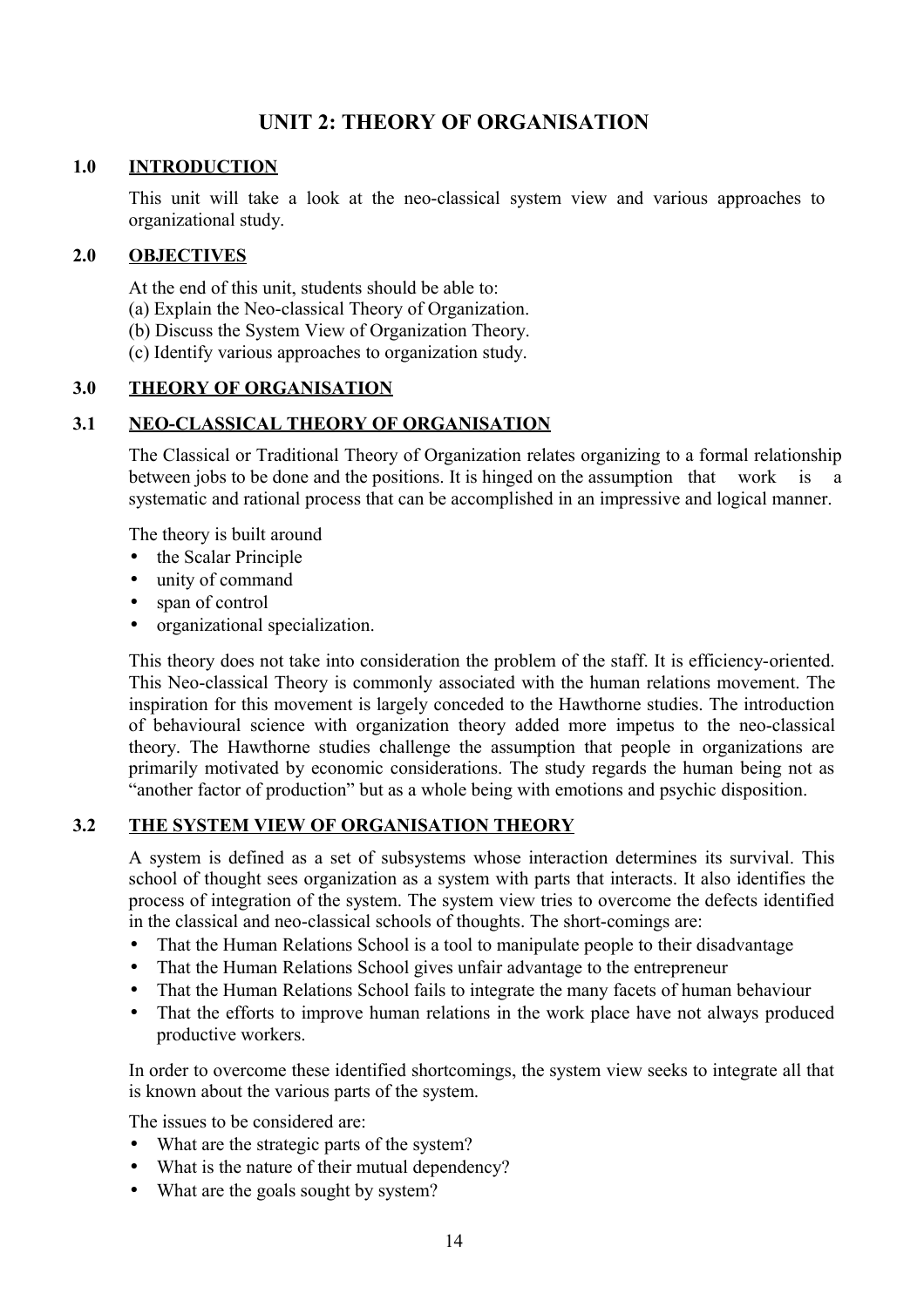# UNIT 2: THEORY OF ORGANISATION

## 1.0 INTRODUCTION

This unit will take a look at the neo-classical system view and various approaches to organizational study.

## 2.0 OBJECTIVES

At the end of this unit, students should be able to:

(a) Explain the Neo-classical Theory of Organization.
(b) Discuss the System View of Organization Theory.
(c) Identify various approaches to organization study.

## 3.0 THEORY OF ORGANISATION

### 3.1 NEO-CLASSICAL THEORY OF ORGANISATION

The Classical or Traditional Theory of Organization relates organizing to a formal relationship between jobs to be done and the positions. It is hinged on the assumption that work is a systematic and rational process that can be accomplished in an impressive and logical manner.

The theory is built around

- the Scalar Principle
- unity of command
- span of control
- organizational specialization.

This theory does not take into consideration the problem of the staff. It is efficiency-oriented. This Neo-classical Theory is commonly associated with the human relations movement. The inspiration for this movement is largely conceded to the Hawthorne studies. The introduction of behavioural science with organization theory added more impetus to the neo-classical theory. The Hawthorne studies challenge the assumption that people in organizations are primarily motivated by economic considerations. The study regards the human being not as "another factor of production" but as a whole being with emotions and psychic disposition.

### 3.2 THE SYSTEM VIEW OF ORGANISATION THEORY

A system is defined as a set of subsystems whose interaction determines its survival. This school of thought sees organization as a system with parts that interacts. It also identifies the process of integration of the system. The system view tries to overcome the defects identified in the classical and neo-classical schools of thoughts. The short-comings are:

- That the Human Relations School is a tool to manipulate people to their disadvantage
- That the Human Relations School gives unfair advantage to the entrepreneur
- That the Human Relations School fails to integrate the many facets of human behaviour
- That the efforts to improve human relations in the work place have not always produced productive workers.

In order to overcome these identified shortcomings, the system view seeks to integrate all that is known about the various parts of the system.

The issues to be considered are:

- What are the strategic parts of the system?
- What is the nature of their mutual dependency?
- What are the goals sought by system?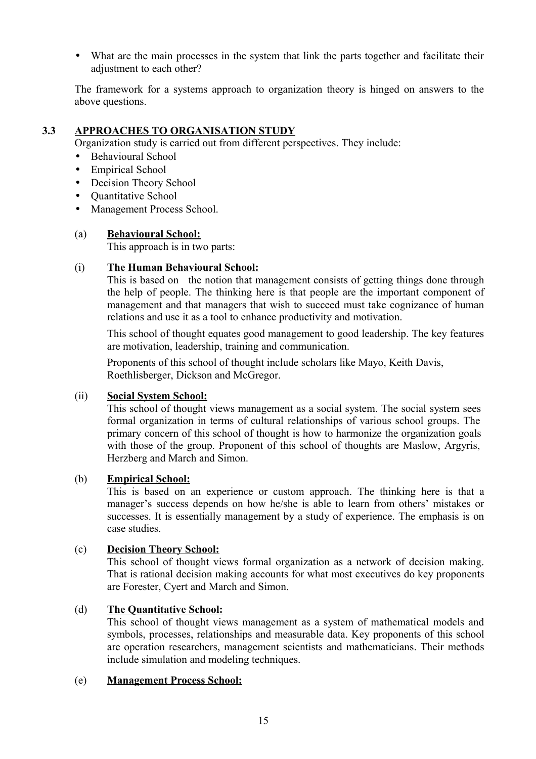- What are the main processes in the system that link the parts together and facilitate their adjustment to each other?

The framework for a systems approach to organization theory is hinged on answers to the above questions.

## 3.3 APPROACHES TO ORGANISATION STUDY

Organization study is carried out from different perspectives. They include:

- Behavioural School
- Empirical School
- Decision Theory School
- Quantitative School
- Management Process School.

### (a) Behavioural School:

This approach is in two parts:

#### (i) The Human Behavioural School:

This is based on the notion that management consists of getting things done through the help of people. The thinking here is that people are the important component of management and that managers that wish to succeed must take cognizance of human relations and use it as a tool to enhance productivity and motivation.

This school of thought equates good management to good leadership. The key features are motivation, leadership, training and communication.

Proponents of this school of thought include scholars like Mayo, Keith Davis, Roethlisberger, Dickson and McGregor.

#### (ii) Social System School:

This school of thought views management as a social system. The social system sees formal organization in terms of cultural relationships of various school groups. The primary concern of this school of thought is how to harmonize the organization goals with those of the group. Proponent of this school of thoughts are Maslow, Argyris, Herzberg and March and Simon.

### (b) Empirical School:

This is based on an experience or custom approach. The thinking here is that a manager's success depends on how he/she is able to learn from others' mistakes or successes. It is essentially management by a study of experience. The emphasis is on case studies.

### (c) Decision Theory School:

This school of thought views formal organization as a network of decision making. That is rational decision making accounts for what most executives do key proponents are Forester, Cyert and March and Simon.

### (d) The Quantitative School:

This school of thought views management as a system of mathematical models and symbols, processes, relationships and measurable data. Key proponents of this school are operation researchers, management scientists and mathematicians. Their methods include simulation and modeling techniques.

### (e) Management Process School: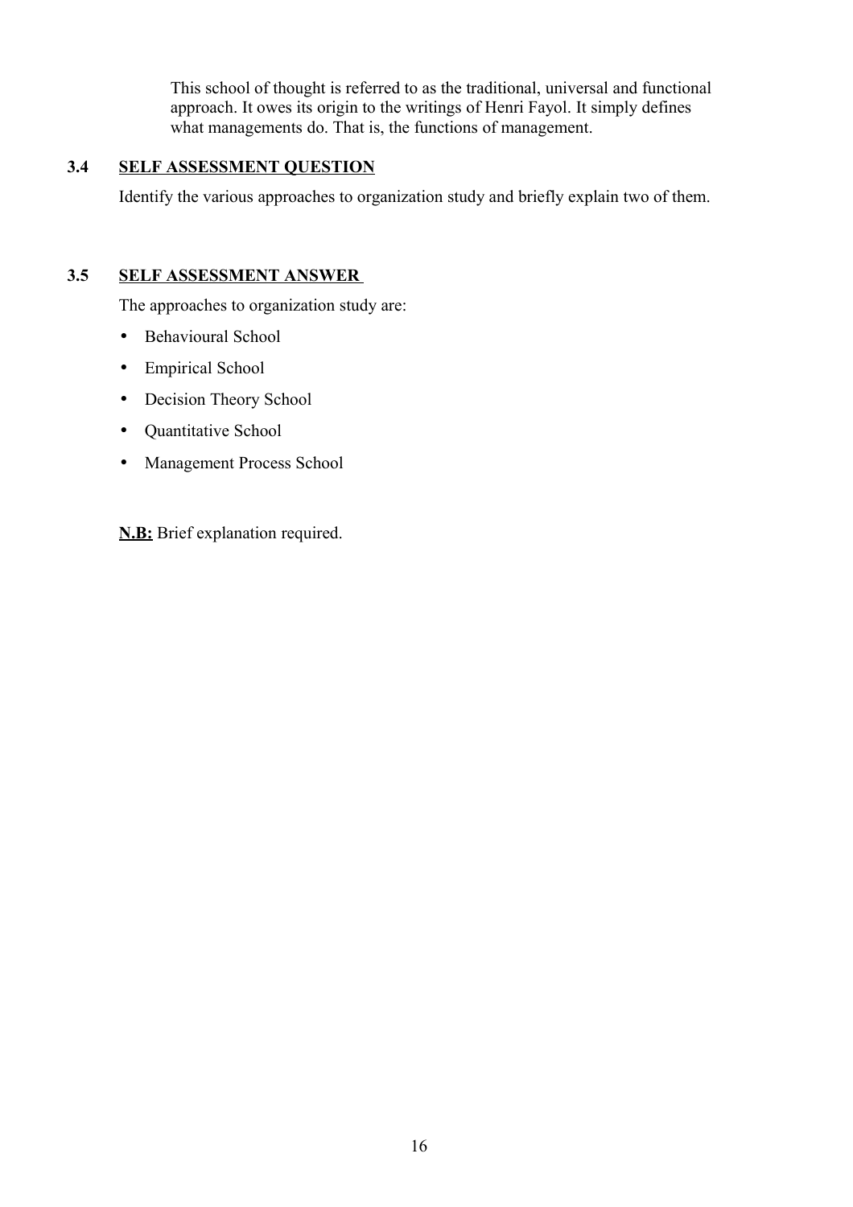This school of thought is referred to as the traditional, universal and functional approach. It owes its origin to the writings of Henri Fayol. It simply defines what managements do. That is, the functions of management.

### 3.4 SELF ASSESSMENT QUESTION

Identify the various approaches to organization study and briefly explain two of them.

### 3.5 SELF ASSESSMENT ANSWER

The approaches to organization study are:

- Behavioural School
- Empirical School
- Decision Theory School
- Quantitative School
- Management Process School

**N.B:** Brief explanation required.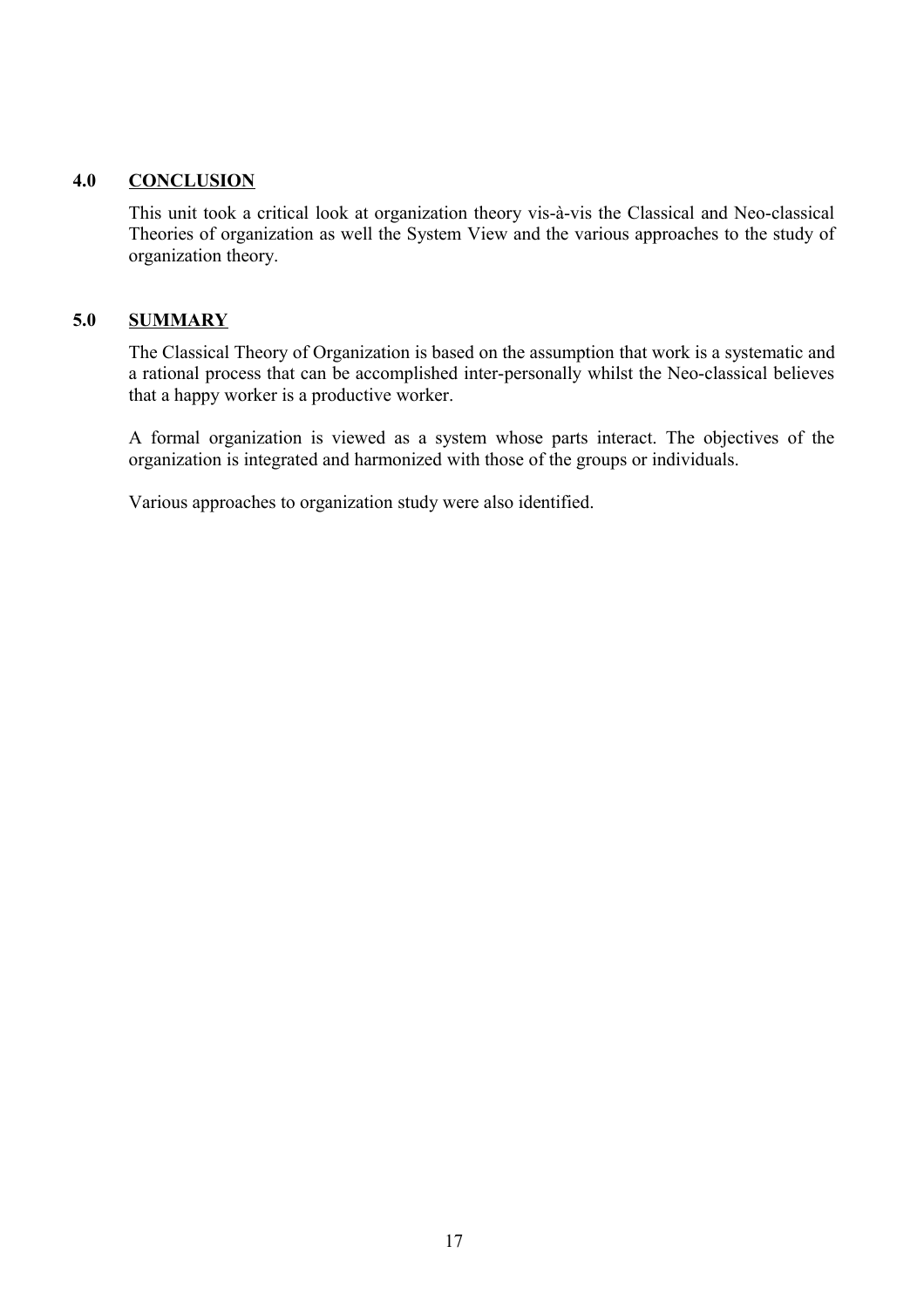## 4.0 CONCLUSION

This unit took a critical look at organization theory vis-à-vis the Classical and Neo-classical Theories of organization as well the System View and the various approaches to the study of organization theory.

## 5.0 SUMMARY

The Classical Theory of Organization is based on the assumption that work is a systematic and a rational process that can be accomplished inter-personally whilst the Neo-classical believes that a happy worker is a productive worker.

A formal organization is viewed as a system whose parts interact. The objectives of the organization is integrated and harmonized with those of the groups or individuals.

Various approaches to organization study were also identified.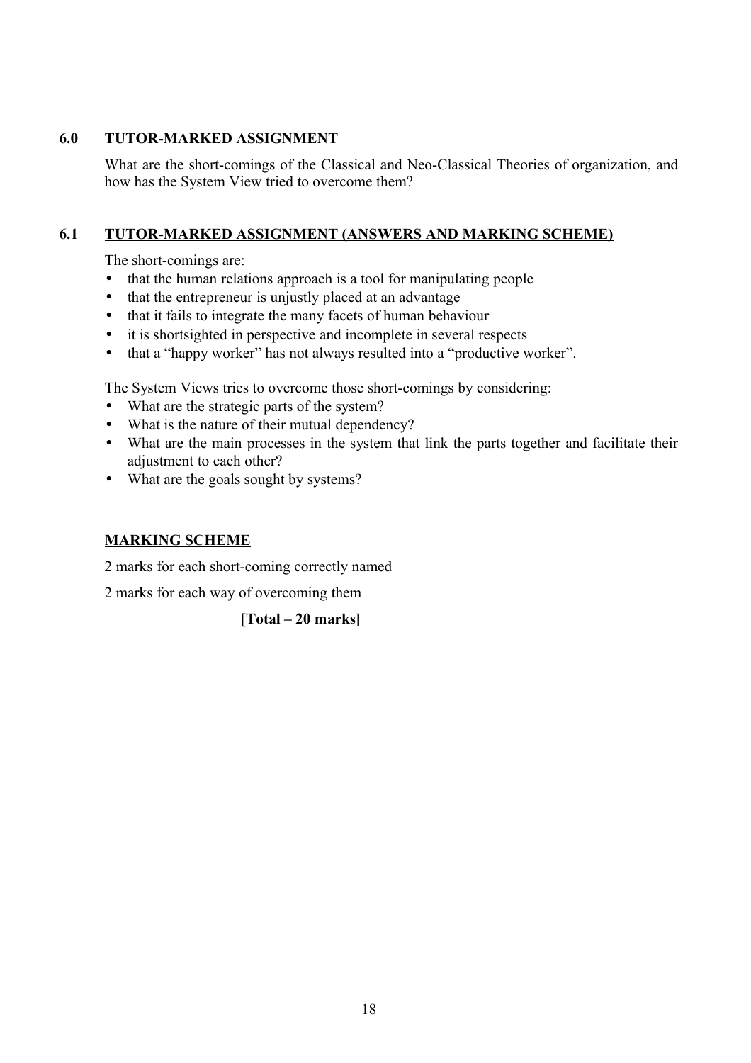## 6.0 TUTOR-MARKED ASSIGNMENT

What are the short-comings of the Classical and Neo-Classical Theories of organization, and how has the System View tried to overcome them?

## 6.1 TUTOR-MARKED ASSIGNMENT (ANSWERS AND MARKING SCHEME)

The short-comings are:

- that the human relations approach is a tool for manipulating people
- that the entrepreneur is unjustly placed at an advantage
- that it fails to integrate the many facets of human behaviour
- it is shortsighted in perspective and incomplete in several respects
- that a "happy worker" has not always resulted into a "productive worker".

The System Views tries to overcome those short-comings by considering:

- What are the strategic parts of the system?
- What is the nature of their mutual dependency?
- What are the main processes in the system that link the parts together and facilitate their adjustment to each other?
- What are the goals sought by systems?

### MARKING SCHEME

2 marks for each short-coming correctly named

2 marks for each way of overcoming them

[**Total – 20 marks]**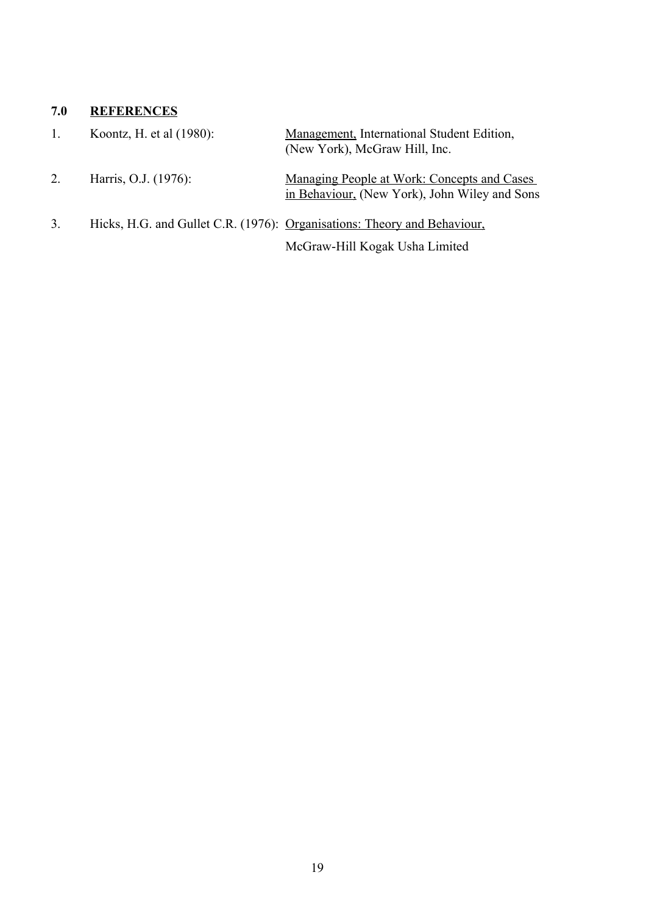## 7.0 REFERENCES

1. Koontz, H. et al (1980): Management, International Student Edition, (New York), McGraw Hill, Inc.

2. Harris, O.J. (1976): Managing People at Work: Concepts and Cases in Behaviour, (New York), John Wiley and Sons

3. Hicks, H.G. and Gullet C.R. (1976): Organisations: Theory and Behaviour, McGraw-Hill Kogak Usha Limited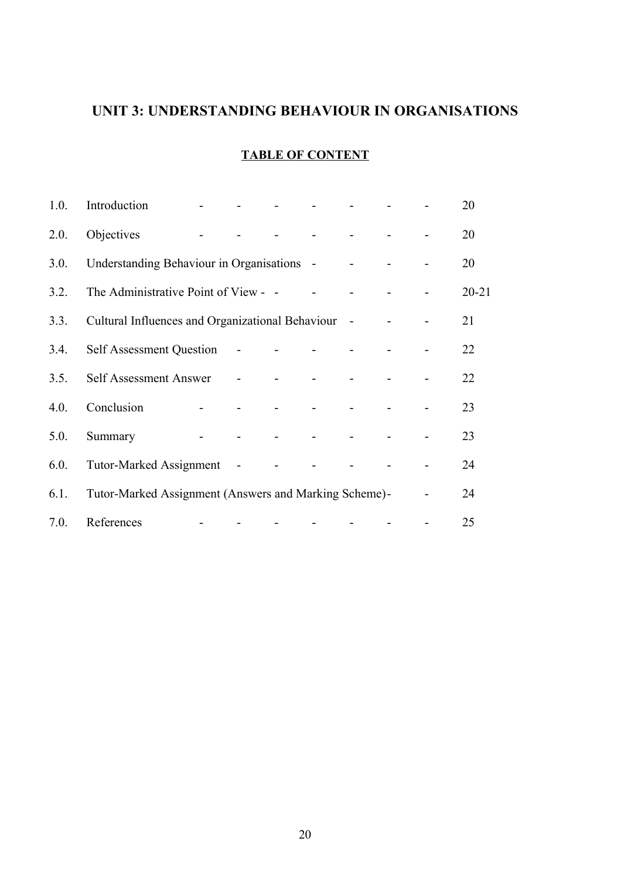## UNIT 3: UNDERSTANDING BEHAVIOUR IN ORGANISATIONS

### TABLE OF CONTENT

| | | |
|---|---|---|
| 1.0. | Introduction | 20 |
| 2.0. | Objectives | 20 |
| 3.0. | Understanding Behaviour in Organisations | 20 |
| 3.2. | The Administrative Point of View | 20-21 |
| 3.3. | Cultural Influences and Organizational Behaviour | 21 |
| 3.4. | Self Assessment Question | 22 |
| 3.5. | Self Assessment Answer | 22 |
| 4.0. | Conclusion | 23 |
| 5.0. | Summary | 23 |
| 6.0. | Tutor-Marked Assignment | 24 |
| 6.1. | Tutor-Marked Assignment (Answers and Marking Scheme) | 24 |
| 7.0. | References | 25 |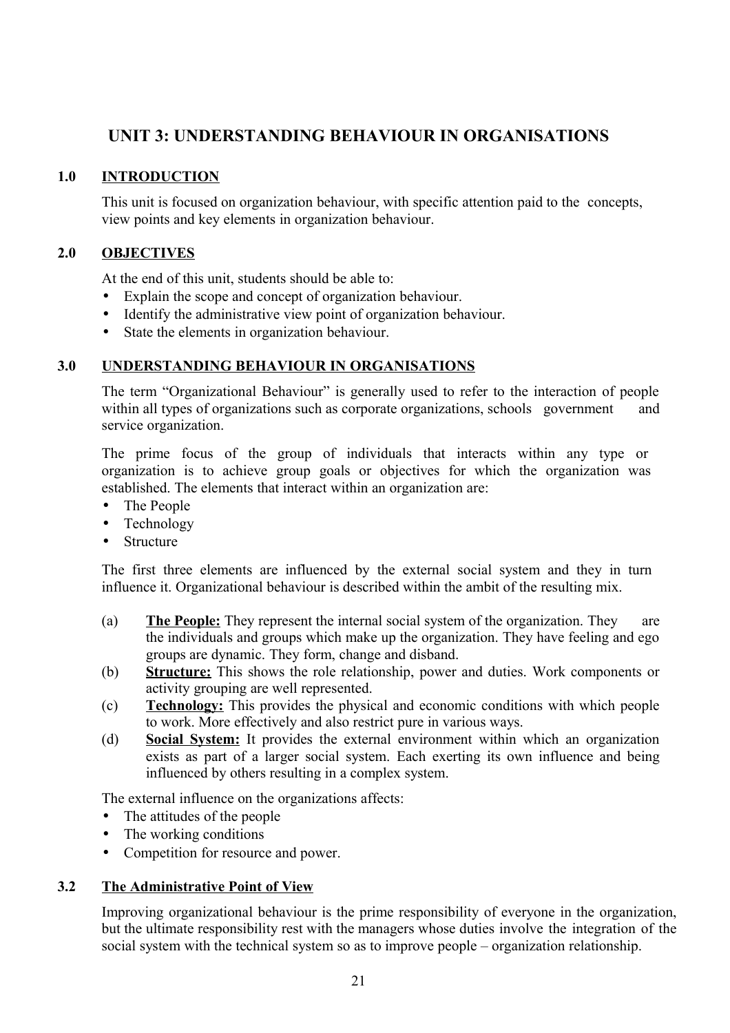# UNIT 3: UNDERSTANDING BEHAVIOUR IN ORGANISATIONS

## 1.0 INTRODUCTION

This unit is focused on organization behaviour, with specific attention paid to the concepts, view points and key elements in organization behaviour.

## 2.0 OBJECTIVES

At the end of this unit, students should be able to:

- Explain the scope and concept of organization behaviour.
- Identify the administrative view point of organization behaviour.
- State the elements in organization behaviour.

## 3.0 UNDERSTANDING BEHAVIOUR IN ORGANISATIONS

The term "Organizational Behaviour" is generally used to refer to the interaction of people within all types of organizations such as corporate organizations, schools government and service organization.

The prime focus of the group of individuals that interacts within any type or organization is to achieve group goals or objectives for which the organization was established. The elements that interact within an organization are:

- The People
- Technology
- Structure

The first three elements are influenced by the external social system and they in turn influence it. Organizational behaviour is described within the ambit of the resulting mix.

(a) **The People:** They represent the internal social system of the organization. They are the individuals and groups which make up the organization. They have feeling and ego groups are dynamic. They form, change and disband.

(b) **Structure:** This shows the role relationship, power and duties. Work components or activity grouping are well represented.

(c) **Technology:** This provides the physical and economic conditions with which people to work. More effectively and also restrict pure in various ways.

(d) **Social System:** It provides the external environment within which an organization exists as part of a larger social system. Each exerting its own influence and being influenced by others resulting in a complex system.

The external influence on the organizations affects:

- The attitudes of the people
- The working conditions
- Competition for resource and power.

## 3.2 The Administrative Point of View

Improving organizational behaviour is the prime responsibility of everyone in the organization, but the ultimate responsibility rest with the managers whose duties involve the integration of the social system with the technical system so as to improve people – organization relationship.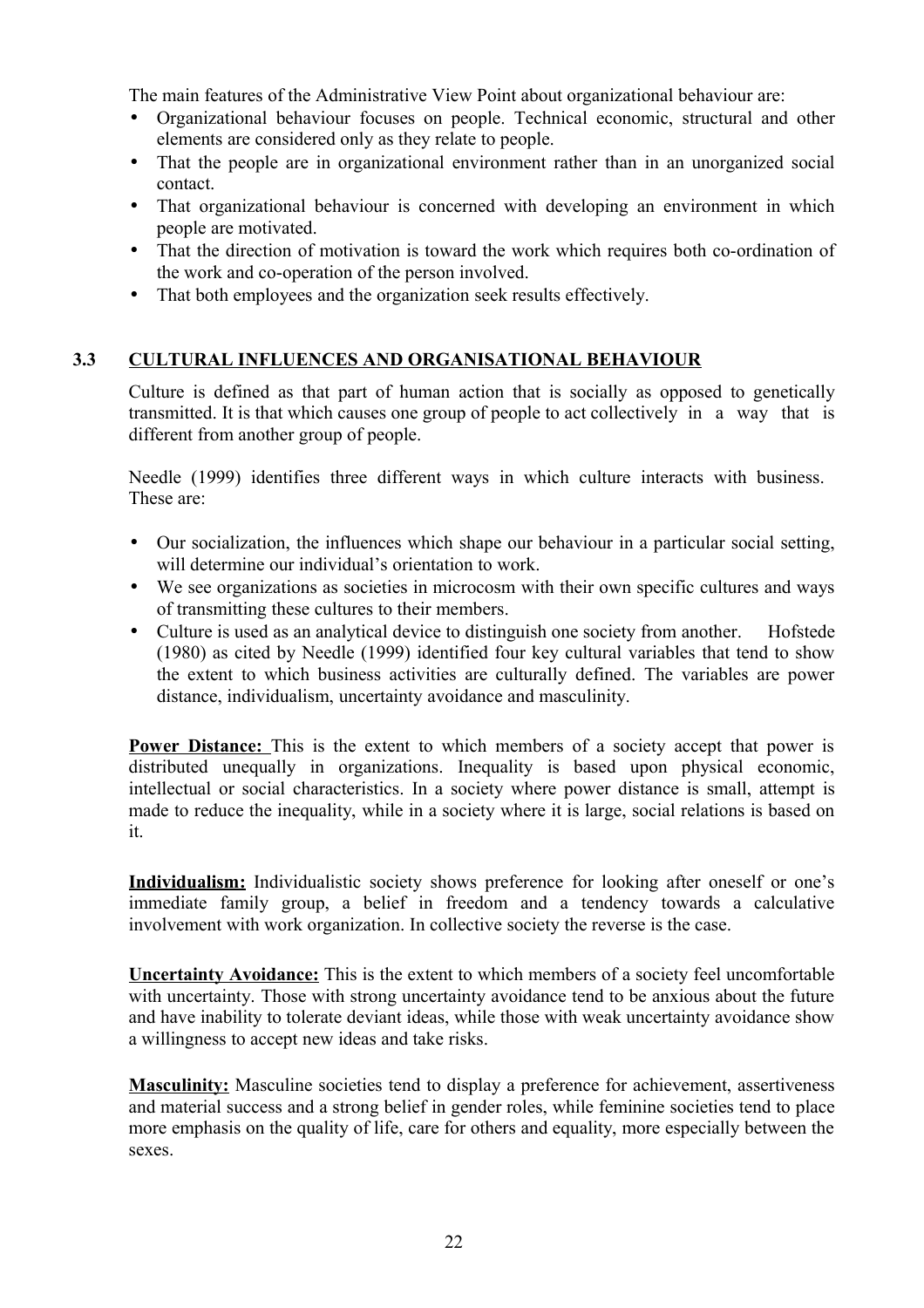The main features of the Administrative View Point about organizational behaviour are:

- Organizational behaviour focuses on people. Technical economic, structural and other elements are considered only as they relate to people.
- That the people are in organizational environment rather than in an unorganized social contact.
- That organizational behaviour is concerned with developing an environment in which people are motivated.
- That the direction of motivation is toward the work which requires both co-ordination of the work and co-operation of the person involved.
- That both employees and the organization seek results effectively.

## 3.3 CULTURAL INFLUENCES AND ORGANISATIONAL BEHAVIOUR

Culture is defined as that part of human action that is socially as opposed to genetically transmitted. It is that which causes one group of people to act collectively in a way that is different from another group of people.

Needle (1999) identifies three different ways in which culture interacts with business. These are:

- Our socialization, the influences which shape our behaviour in a particular social setting, will determine our individual's orientation to work.
- We see organizations as societies in microcosm with their own specific cultures and ways of transmitting these cultures to their members.
- Culture is used as an analytical device to distinguish one society from another. Hofstede (1980) as cited by Needle (1999) identified four key cultural variables that tend to show the extent to which business activities are culturally defined. The variables are power distance, individualism, uncertainty avoidance and masculinity.

**Power Distance:** This is the extent to which members of a society accept that power is distributed unequally in organizations. Inequality is based upon physical economic, intellectual or social characteristics. In a society where power distance is small, attempt is made to reduce the inequality, while in a society where it is large, social relations is based on it.

**Individualism:** Individualistic society shows preference for looking after oneself or one's immediate family group, a belief in freedom and a tendency towards a calculative involvement with work organization. In collective society the reverse is the case.

**Uncertainty Avoidance:** This is the extent to which members of a society feel uncomfortable with uncertainty. Those with strong uncertainty avoidance tend to be anxious about the future and have inability to tolerate deviant ideas, while those with weak uncertainty avoidance show a willingness to accept new ideas and take risks.

**Masculinity:** Masculine societies tend to display a preference for achievement, assertiveness and material success and a strong belief in gender roles, while feminine societies tend to place more emphasis on the quality of life, care for others and equality, more especially between the sexes.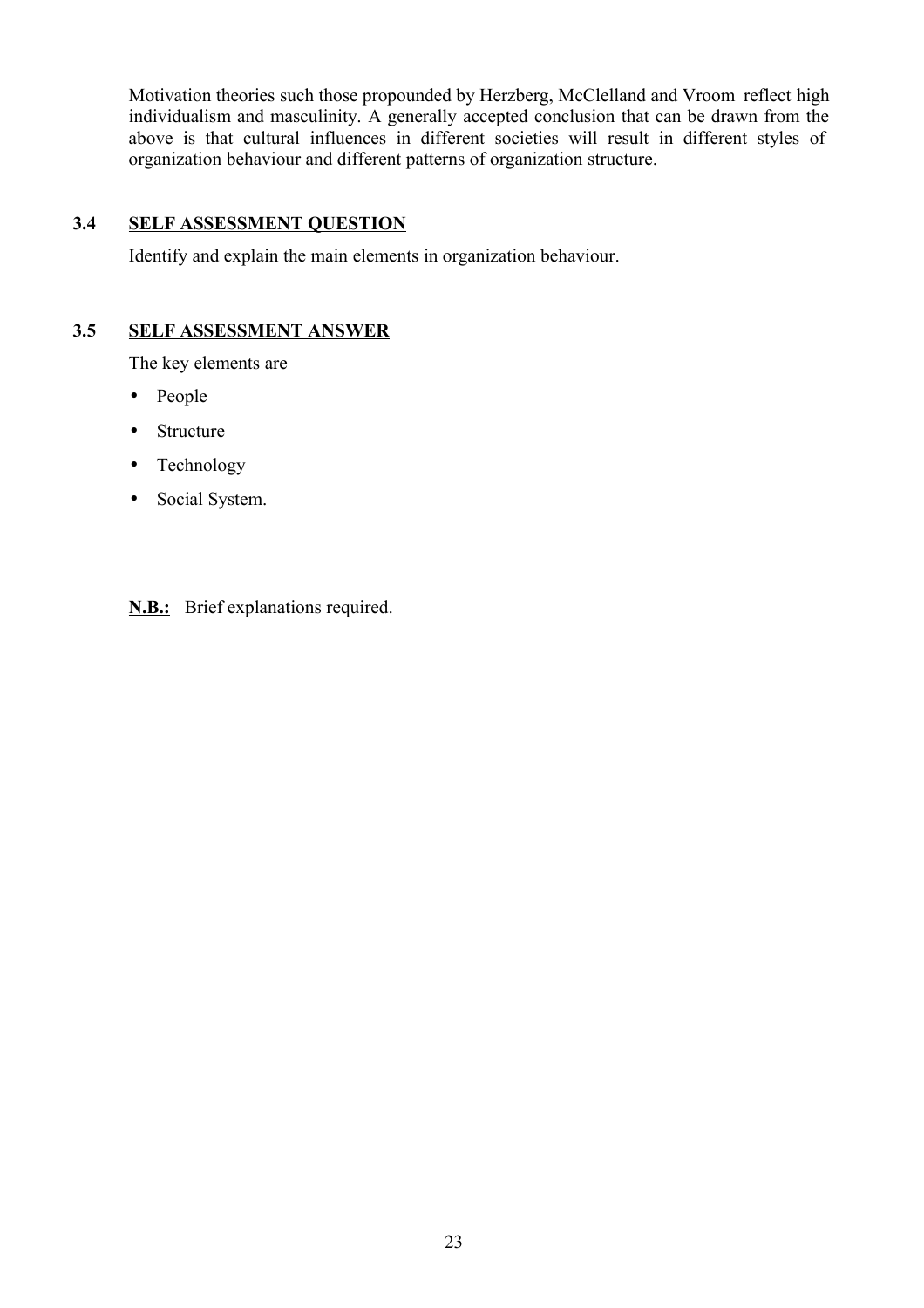Motivation theories such those propounded by Herzberg, McClelland and Vroom reflect high individualism and masculinity. A generally accepted conclusion that can be drawn from the above is that cultural influences in different societies will result in different styles of organization behaviour and different patterns of organization structure.

### 3.4 SELF ASSESSMENT QUESTION

Identify and explain the main elements in organization behaviour.

### 3.5 SELF ASSESSMENT ANSWER

The key elements are

- People
- Structure
- Technology
- Social System.

**N.B.:** Brief explanations required.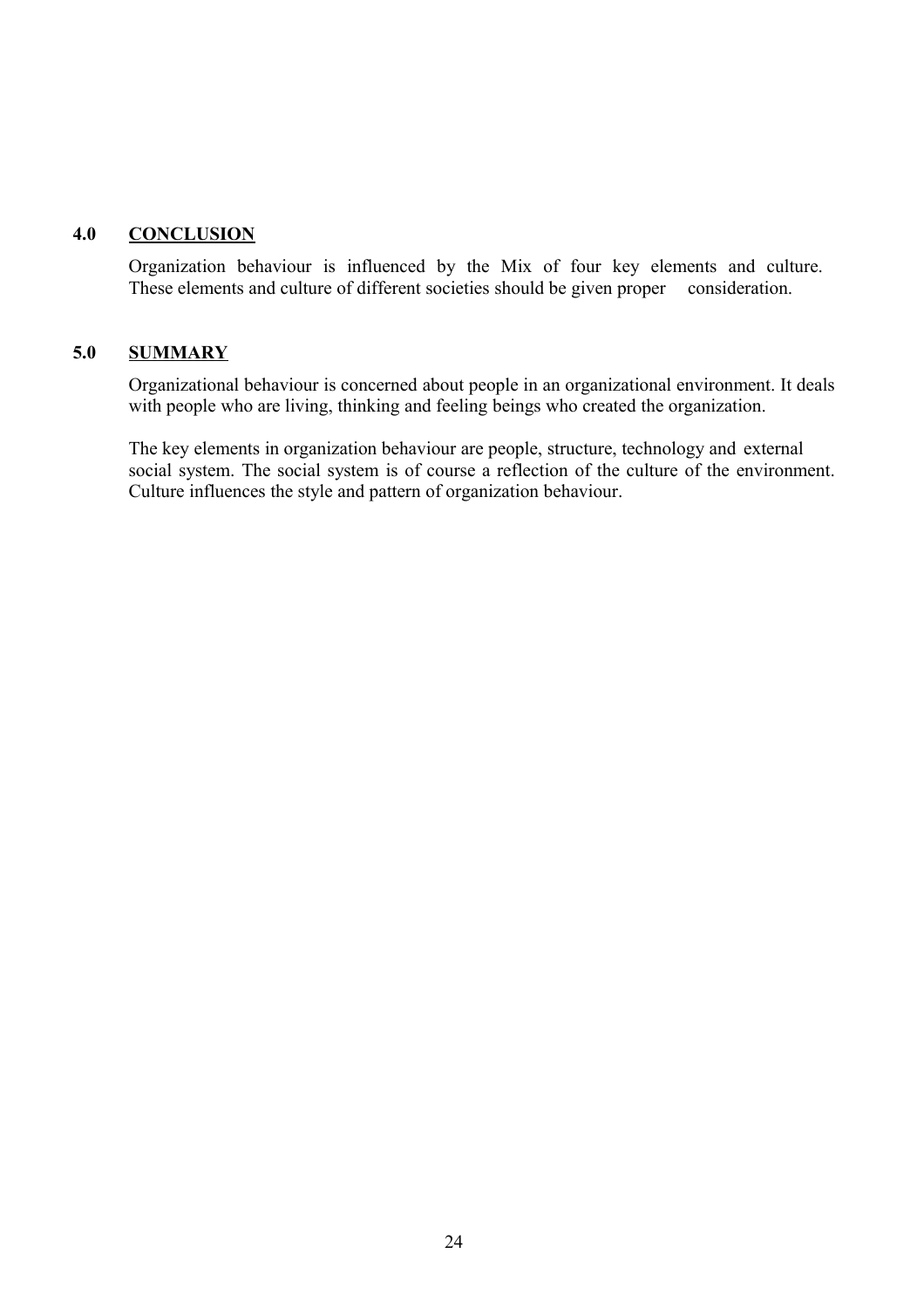## 4.0 CONCLUSION

Organization behaviour is influenced by the Mix of four key elements and culture. These elements and culture of different societies should be given proper consideration.

## 5.0 SUMMARY

Organizational behaviour is concerned about people in an organizational environment. It deals with people who are living, thinking and feeling beings who created the organization.

The key elements in organization behaviour are people, structure, technology and external social system. The social system is of course a reflection of the culture of the environment. Culture influences the style and pattern of organization behaviour.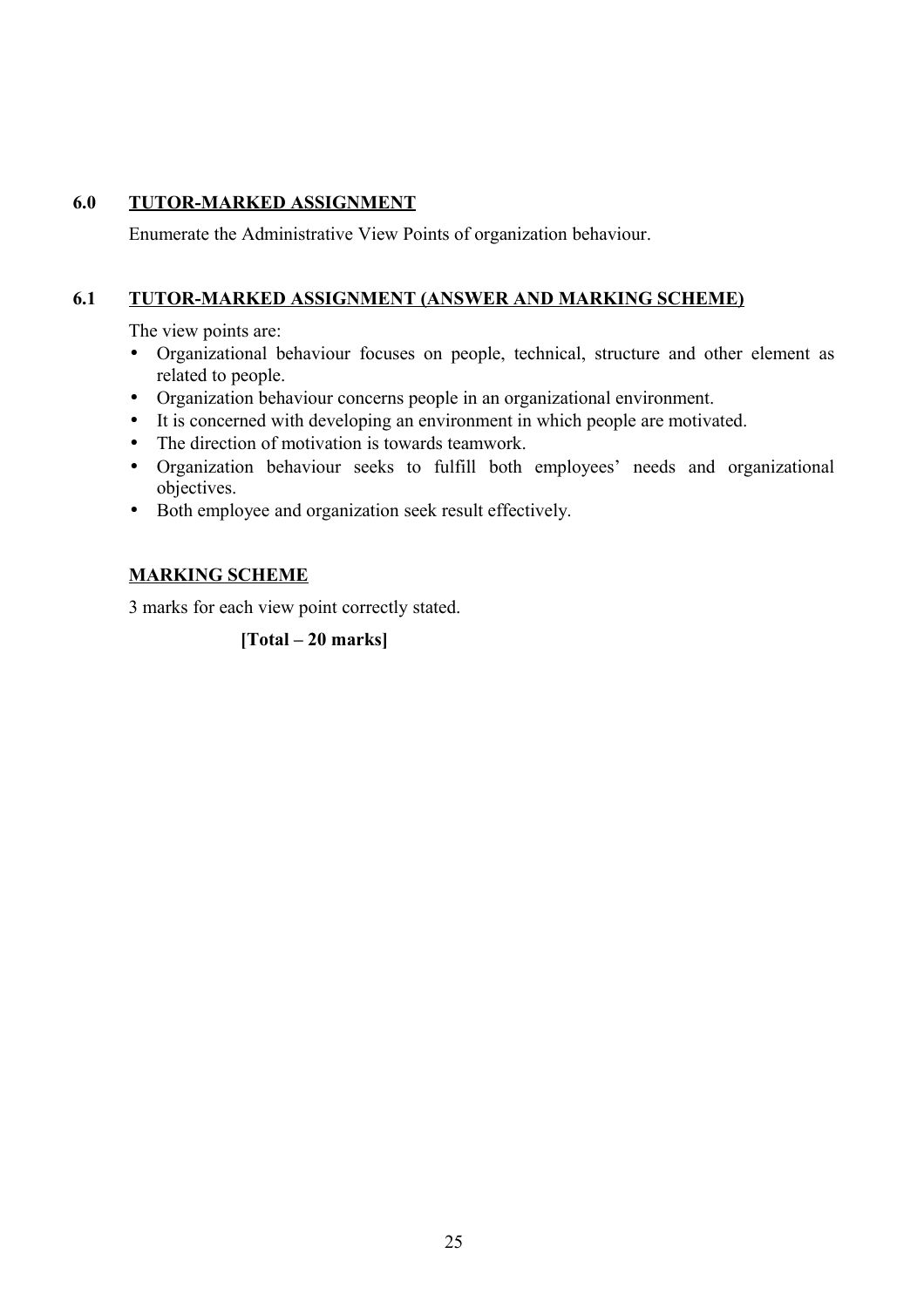## 6.0 TUTOR-MARKED ASSIGNMENT

Enumerate the Administrative View Points of organization behaviour.

## 6.1 TUTOR-MARKED ASSIGNMENT (ANSWER AND MARKING SCHEME)

The view points are:

- Organizational behaviour focuses on people, technical, structure and other element as related to people.
- Organization behaviour concerns people in an organizational environment.
- It is concerned with developing an environment in which people are motivated.
- The direction of motivation is towards teamwork.
- Organization behaviour seeks to fulfill both employees' needs and organizational objectives.
- Both employee and organization seek result effectively.

**MARKING SCHEME**

3 marks for each view point correctly stated.

**[Total – 20 marks]**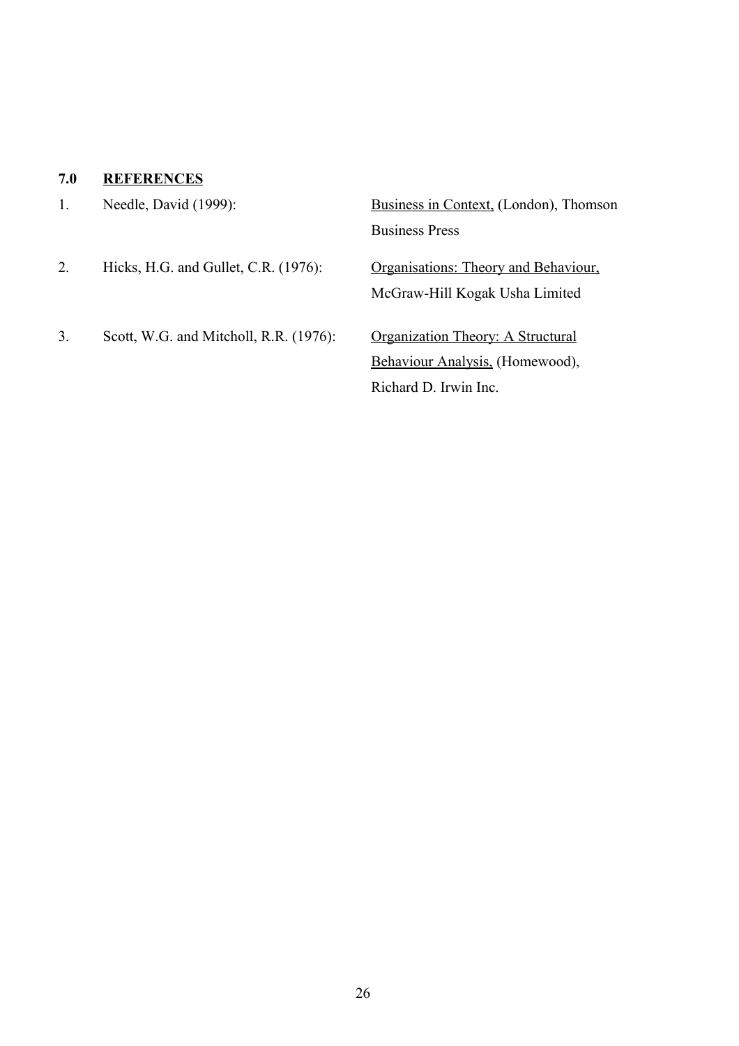## 7.0 REFERENCES

1. Needle, David (1999): Business in Context, (London), Thomson Business Press

2. Hicks, H.G. and Gullet, C.R. (1976): Organisations: Theory and Behaviour, McGraw-Hill Kogak Usha Limited

3. Scott, W.G. and Mitcholl, R.R. (1976): Organization Theory: A Structural Behaviour Analysis, (Homewood), Richard D. Irwin Inc.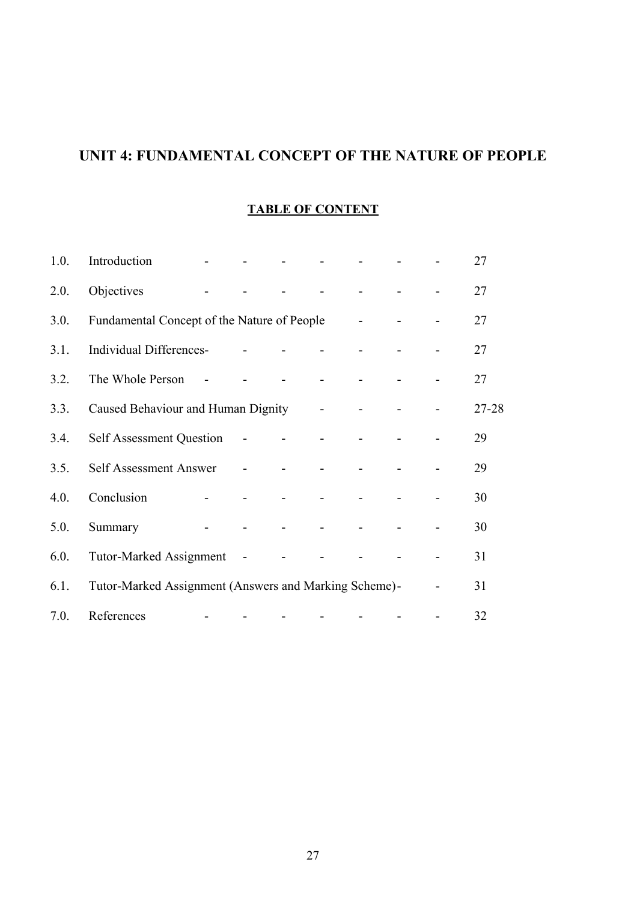# UNIT 4: FUNDAMENTAL CONCEPT OF THE NATURE OF PEOPLE

## TABLE OF CONTENT

| | | |
|---|---|---|
| 1.0. | Introduction | 27 |
| 2.0. | Objectives | 27 |
| 3.0. | Fundamental Concept of the Nature of People | 27 |
| 3.1. | Individual Differences- | 27 |
| 3.2. | The Whole Person | 27 |
| 3.3. | Caused Behaviour and Human Dignity | 27-28 |
| 3.4. | Self Assessment Question | 29 |
| 3.5. | Self Assessment Answer | 29 |
| 4.0. | Conclusion | 30 |
| 5.0. | Summary | 30 |
| 6.0. | Tutor-Marked Assignment | 31 |
| 6.1. | Tutor-Marked Assignment (Answers and Marking Scheme)- | 31 |
| 7.0. | References | 32 |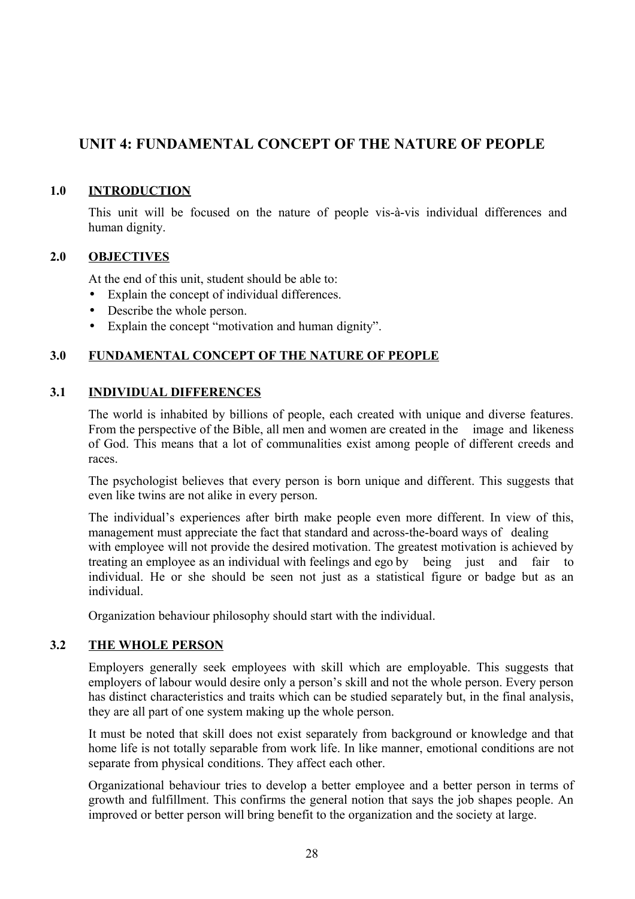# UNIT 4: FUNDAMENTAL CONCEPT OF THE NATURE OF PEOPLE

## 1.0 INTRODUCTION

This unit will be focused on the nature of people vis-à-vis individual differences and human dignity.

## 2.0 OBJECTIVES

At the end of this unit, student should be able to:

- Explain the concept of individual differences.
- Describe the whole person.
- Explain the concept "motivation and human dignity".

## 3.0 FUNDAMENTAL CONCEPT OF THE NATURE OF PEOPLE

### 3.1 INDIVIDUAL DIFFERENCES

The world is inhabited by billions of people, each created with unique and diverse features. From the perspective of the Bible, all men and women are created in the image and likeness of God. This means that a lot of communalities exist among people of different creeds and races.

The psychologist believes that every person is born unique and different. This suggests that even like twins are not alike in every person.

The individual's experiences after birth make people even more different. In view of this, management must appreciate the fact that standard and across-the-board ways of dealing with employee will not provide the desired motivation. The greatest motivation is achieved by treating an employee as an individual with feelings and ego by being just and fair to individual. He or she should be seen not just as a statistical figure or badge but as an individual.

Organization behaviour philosophy should start with the individual.

### 3.2 THE WHOLE PERSON

Employers generally seek employees with skill which are employable. This suggests that employers of labour would desire only a person's skill and not the whole person. Every person has distinct characteristics and traits which can be studied separately but, in the final analysis, they are all part of one system making up the whole person.

It must be noted that skill does not exist separately from background or knowledge and that home life is not totally separable from work life. In like manner, emotional conditions are not separate from physical conditions. They affect each other.

Organizational behaviour tries to develop a better employee and a better person in terms of growth and fulfillment. This confirms the general notion that says the job shapes people. An improved or better person will bring benefit to the organization and the society at large.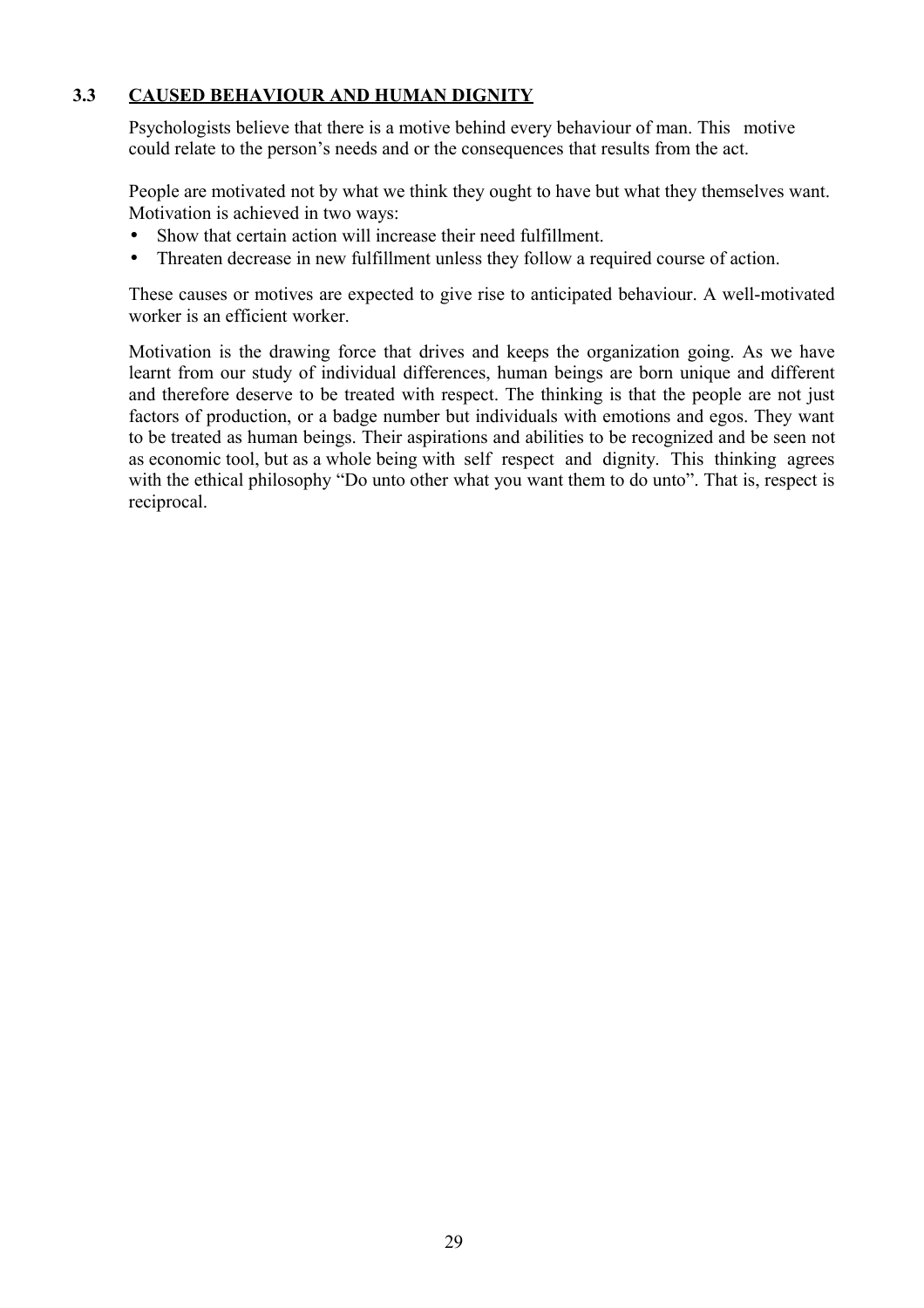### 3.3 CAUSED BEHAVIOUR AND HUMAN DIGNITY

Psychologists believe that there is a motive behind every behaviour of man. This motive could relate to the person's needs and or the consequences that results from the act.

People are motivated not by what we think they ought to have but what they themselves want. Motivation is achieved in two ways:

- Show that certain action will increase their need fulfillment.
- Threaten decrease in new fulfillment unless they follow a required course of action.

These causes or motives are expected to give rise to anticipated behaviour. A well-motivated worker is an efficient worker.

Motivation is the drawing force that drives and keeps the organization going. As we have learnt from our study of individual differences, human beings are born unique and different and therefore deserve to be treated with respect. The thinking is that the people are not just factors of production, or a badge number but individuals with emotions and egos. They want to be treated as human beings. Their aspirations and abilities to be recognized and be seen not as economic tool, but as a whole being with self respect and dignity. This thinking agrees with the ethical philosophy "Do unto other what you want them to do unto". That is, respect is reciprocal.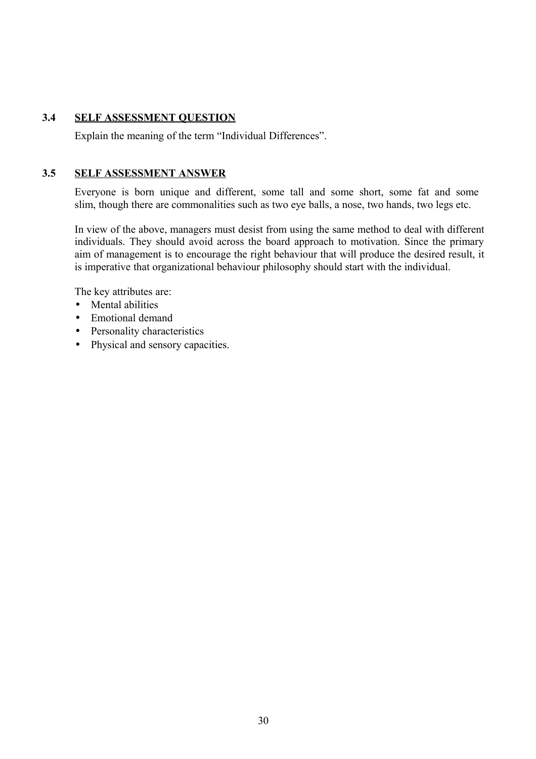### 3.4 SELF ASSESSMENT QUESTION

Explain the meaning of the term “Individual Differences”.

### 3.5 SELF ASSESSMENT ANSWER

Everyone is born unique and different, some tall and some short, some fat and some slim, though there are commonalities such as two eye balls, a nose, two hands, two legs etc.

In view of the above, managers must desist from using the same method to deal with different individuals. They should avoid across the board approach to motivation. Since the primary aim of management is to encourage the right behaviour that will produce the desired result, it is imperative that organizational behaviour philosophy should start with the individual.

The key attributes are:

- Mental abilities
- Emotional demand
- Personality characteristics
- Physical and sensory capacities.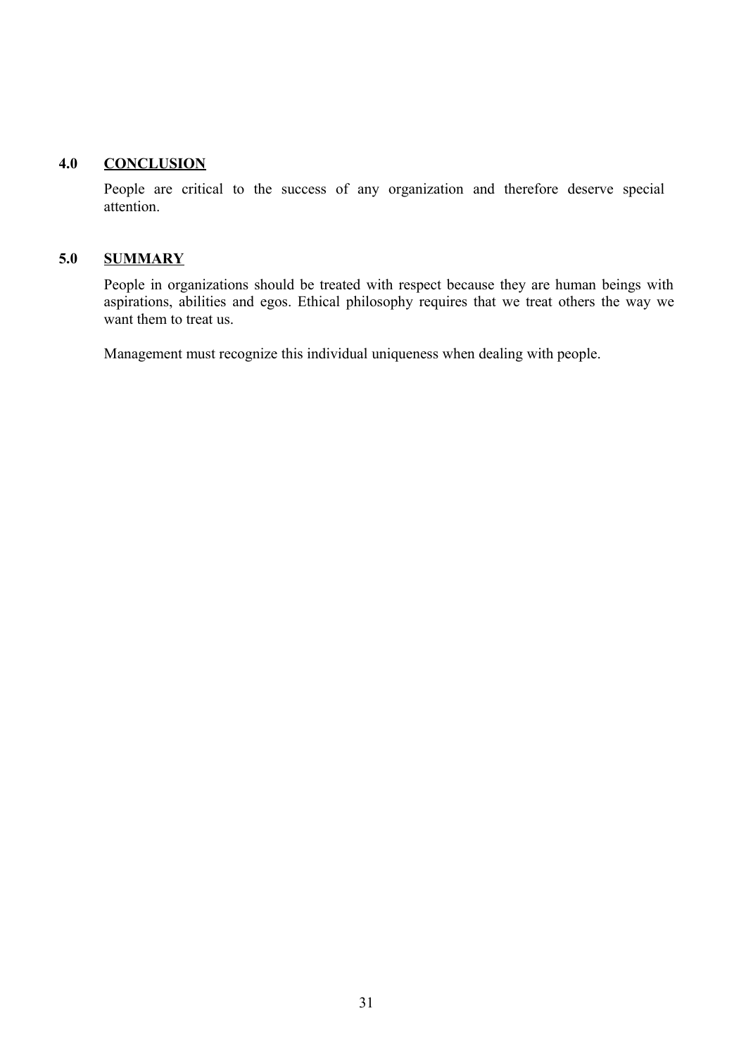## 4.0 CONCLUSION

People are critical to the success of any organization and therefore deserve special attention.

## 5.0 SUMMARY

People in organizations should be treated with respect because they are human beings with aspirations, abilities and egos. Ethical philosophy requires that we treat others the way we want them to treat us.

Management must recognize this individual uniqueness when dealing with people.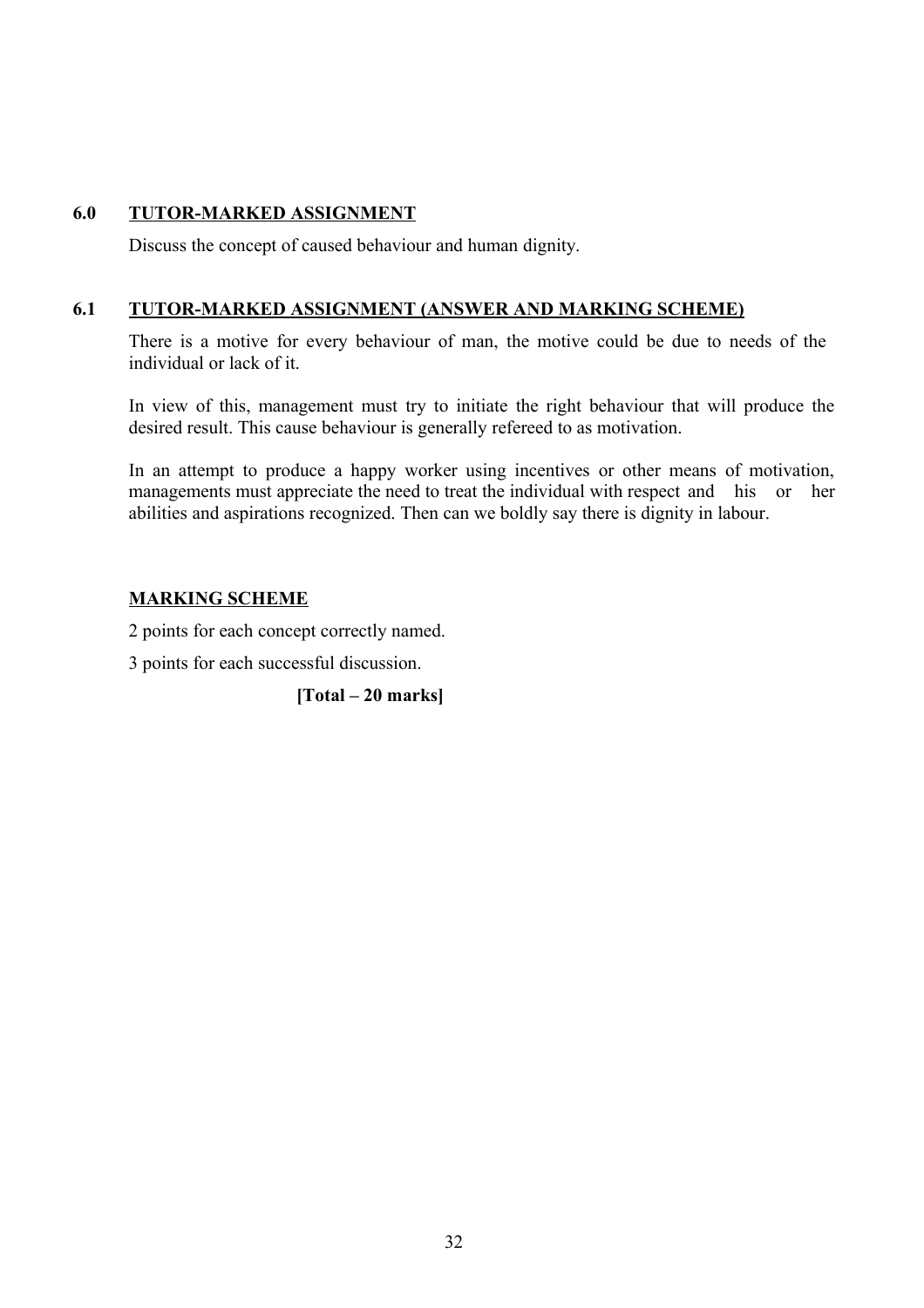## 6.0 TUTOR-MARKED ASSIGNMENT

Discuss the concept of caused behaviour and human dignity.

## 6.1 TUTOR-MARKED ASSIGNMENT (ANSWER AND MARKING SCHEME)

There is a motive for every behaviour of man, the motive could be due to needs of the individual or lack of it.

In view of this, management must try to initiate the right behaviour that will produce the desired result. This cause behaviour is generally refereed to as motivation.

In an attempt to produce a happy worker using incentives or other means of motivation, managements must appreciate the need to treat the individual with respect and his or her abilities and aspirations recognized. Then can we boldly say there is dignity in labour.

### MARKING SCHEME

2 points for each concept correctly named.

3 points for each successful discussion.

**[Total – 20 marks]**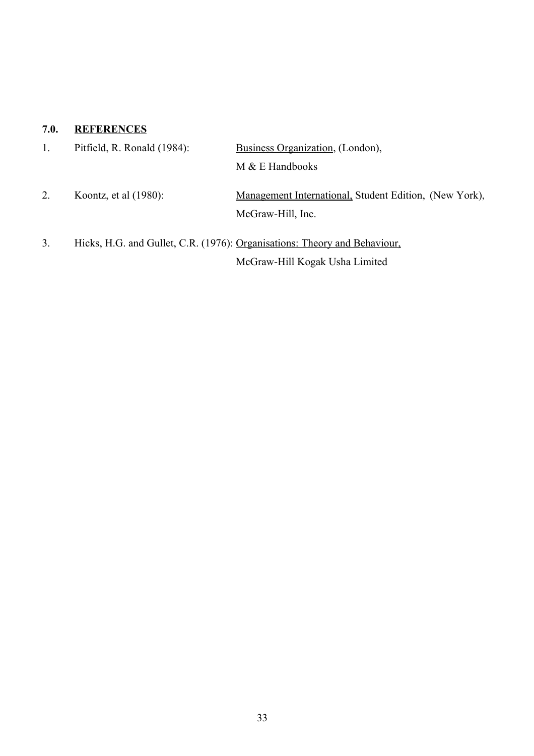## 7.0. REFERENCES

1. Pitfield, R. Ronald (1984): <u>Business Organization</u>, (London), M & E Handbooks

2. Koontz, et al (1980): <u>Management International,</u> Student Edition, (New York), McGraw-Hill, Inc.

3. Hicks, H.G. and Gullet, C.R. (1976): <u>Organisations: Theory and Behaviour,</u> McGraw-Hill Kogak Usha Limited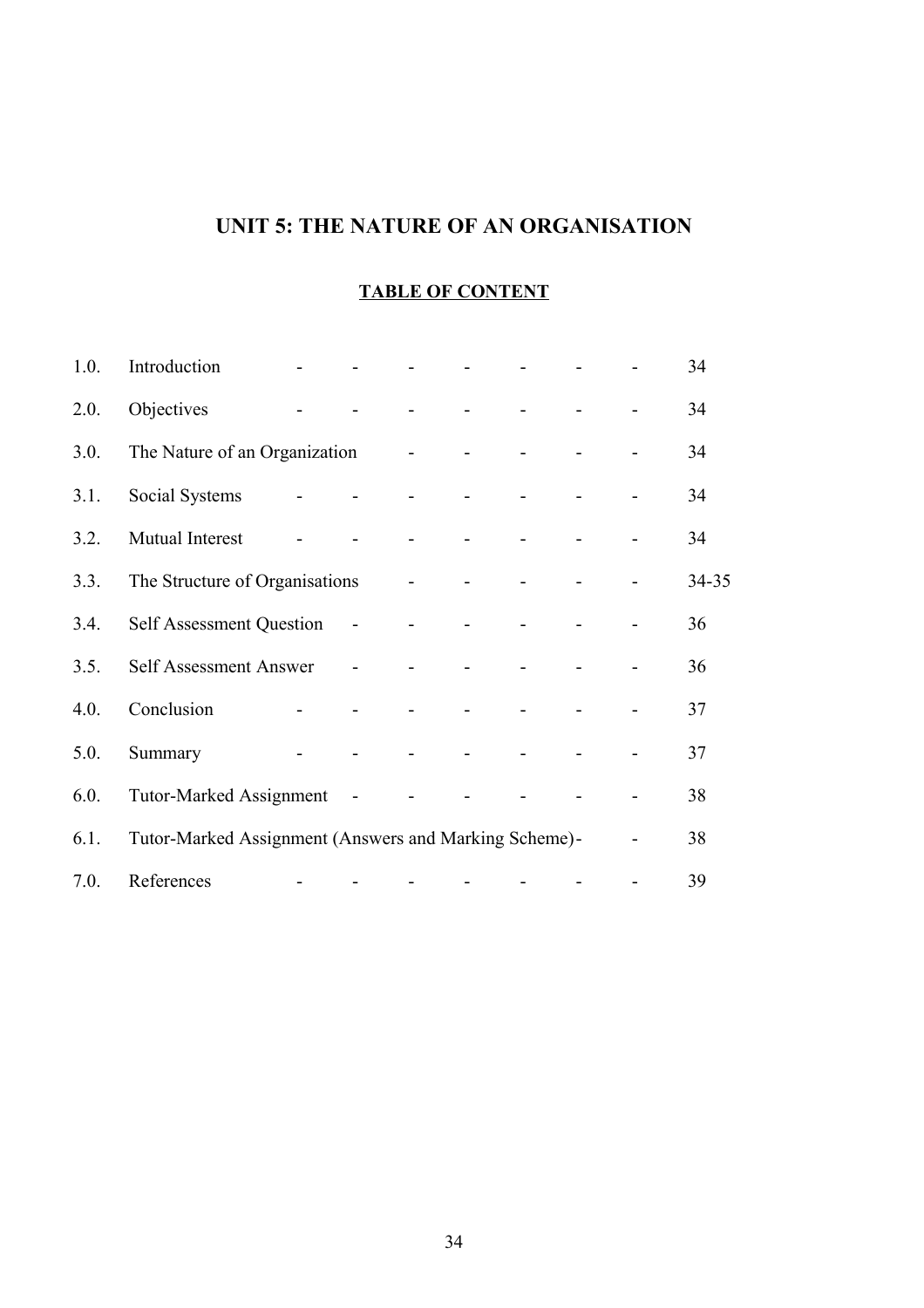# UNIT 5: THE NATURE OF AN ORGANISATION

## TABLE OF CONTENT

| | | |
|---|---|---|
| 1.0. | Introduction | 34 |
| 2.0. | Objectives | 34 |
| 3.0. | The Nature of an Organization | 34 |
| 3.1. | Social Systems | 34 |
| 3.2. | Mutual Interest | 34 |
| 3.3. | The Structure of Organisations | 34-35 |
| 3.4. | Self Assessment Question | 36 |
| 3.5. | Self Assessment Answer | 36 |
| 4.0. | Conclusion | 37 |
| 5.0. | Summary | 37 |
| 6.0. | Tutor-Marked Assignment | 38 |
| 6.1. | Tutor-Marked Assignment (Answers and Marking Scheme) | 38 |
| 7.0. | References | 39 |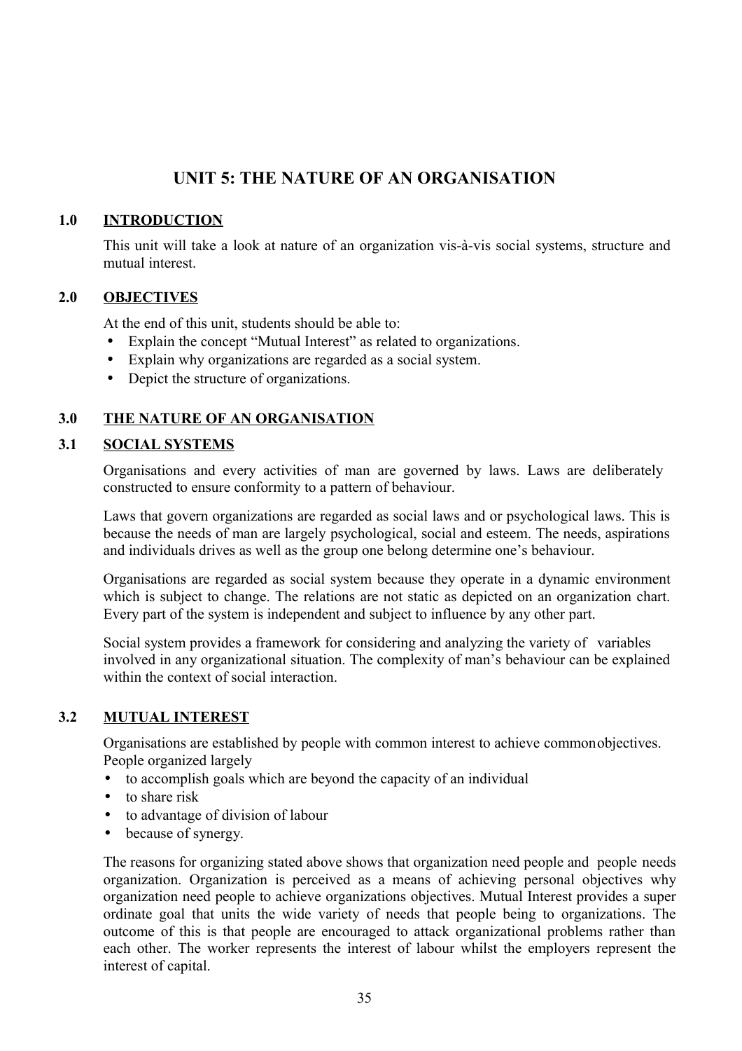# UNIT 5: THE NATURE OF AN ORGANISATION

## 1.0 INTRODUCTION

This unit will take a look at nature of an organization vis-à-vis social systems, structure and mutual interest.

## 2.0 OBJECTIVES

At the end of this unit, students should be able to:

- Explain the concept "Mutual Interest" as related to organizations.
- Explain why organizations are regarded as a social system.
- Depict the structure of organizations.

## 3.0 THE NATURE OF AN ORGANISATION

### 3.1 SOCIAL SYSTEMS

Organisations and every activities of man are governed by laws. Laws are deliberately constructed to ensure conformity to a pattern of behaviour.

Laws that govern organizations are regarded as social laws and or psychological laws. This is because the needs of man are largely psychological, social and esteem. The needs, aspirations and individuals drives as well as the group one belong determine one's behaviour.

Organisations are regarded as social system because they operate in a dynamic environment which is subject to change. The relations are not static as depicted on an organization chart. Every part of the system is independent and subject to influence by any other part.

Social system provides a framework for considering and analyzing the variety of variables involved in any organizational situation. The complexity of man's behaviour can be explained within the context of social interaction.

### 3.2 MUTUAL INTEREST

Organisations are established by people with common interest to achieve common objectives. People organized largely

- to accomplish goals which are beyond the capacity of an individual
- to share risk
- to advantage of division of labour
- because of synergy.

The reasons for organizing stated above shows that organization need people and people needs organization. Organization is perceived as a means of achieving personal objectives why organization need people to achieve organizations objectives. Mutual Interest provides a super ordinate goal that units the wide variety of needs that people being to organizations. The outcome of this is that people are encouraged to attack organizational problems rather than each other. The worker represents the interest of labour whilst the employers represent the interest of capital.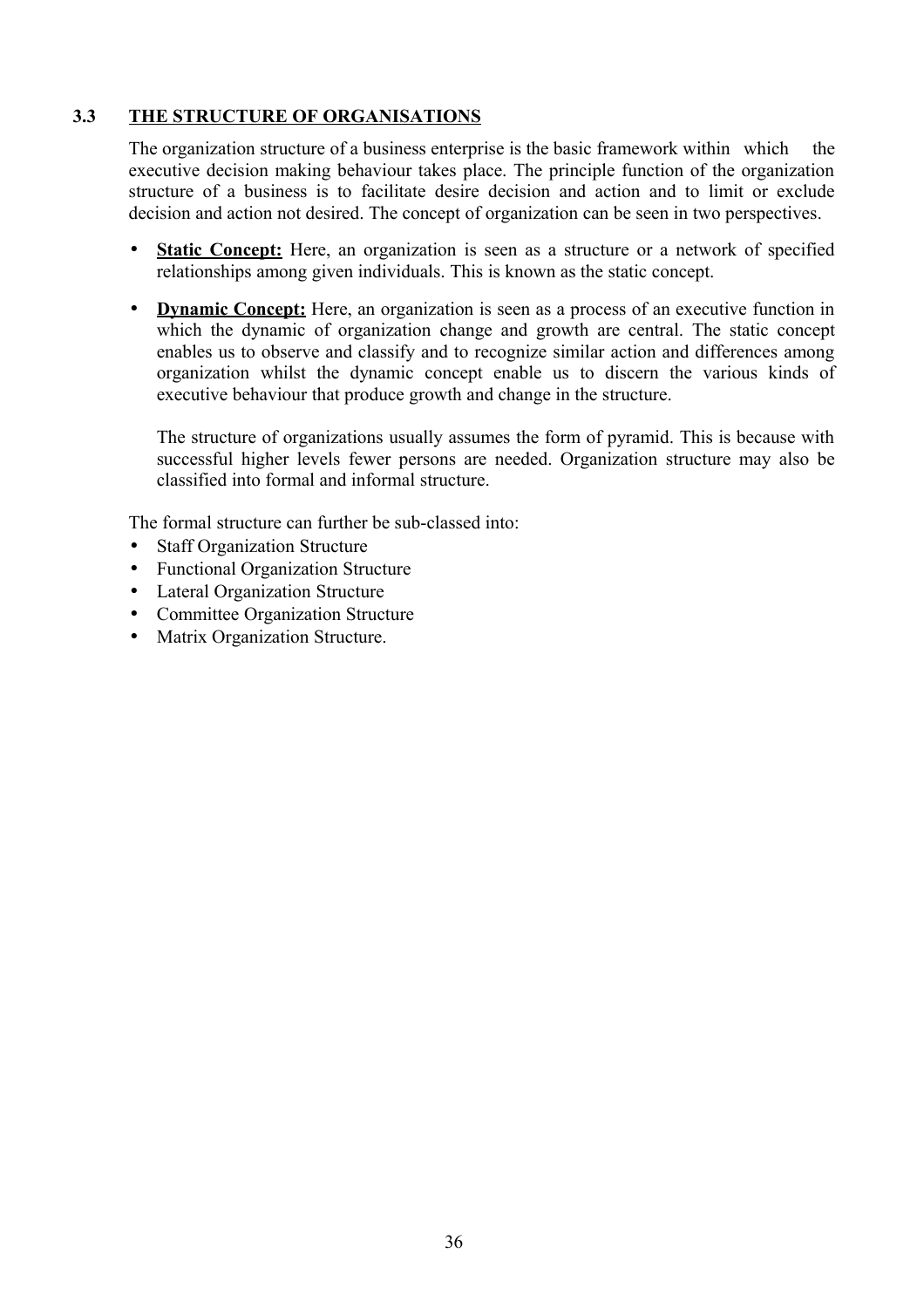## 3.3 THE STRUCTURE OF ORGANISATIONS

The organization structure of a business enterprise is the basic framework within which the executive decision making behaviour takes place. The principle function of the organization structure of a business is to facilitate desire decision and action and to limit or exclude decision and action not desired. The concept of organization can be seen in two perspectives.

- **Static Concept:** Here, an organization is seen as a structure or a network of specified relationships among given individuals. This is known as the static concept.

- **Dynamic Concept:** Here, an organization is seen as a process of an executive function in which the dynamic of organization change and growth are central. The static concept enables us to observe and classify and to recognize similar action and differences among organization whilst the dynamic concept enable us to discern the various kinds of executive behaviour that produce growth and change in the structure.

  The structure of organizations usually assumes the form of pyramid. This is because with successful higher levels fewer persons are needed. Organization structure may also be classified into formal and informal structure.

The formal structure can further be sub-classed into:

- Staff Organization Structure
- Functional Organization Structure
- Lateral Organization Structure
- Committee Organization Structure
- Matrix Organization Structure.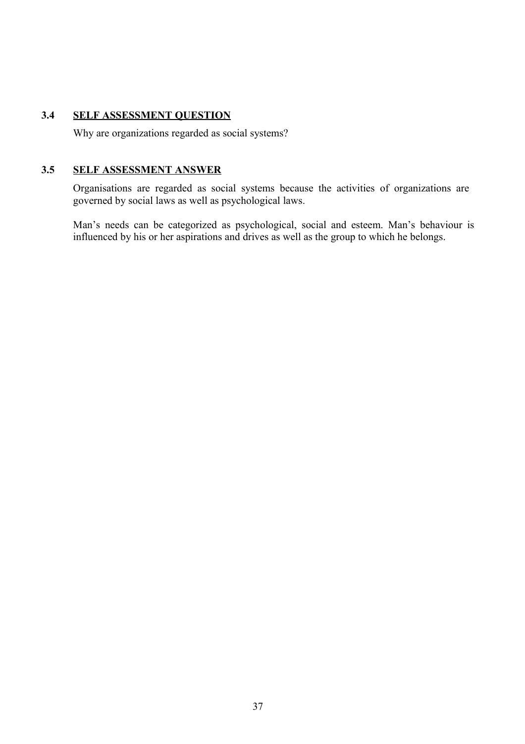## 3.4 SELF ASSESSMENT QUESTION

Why are organizations regarded as social systems?

## 3.5 SELF ASSESSMENT ANSWER

Organisations are regarded as social systems because the activities of organizations are governed by social laws as well as psychological laws.

Man's needs can be categorized as psychological, social and esteem. Man's behaviour is influenced by his or her aspirations and drives as well as the group to which he belongs.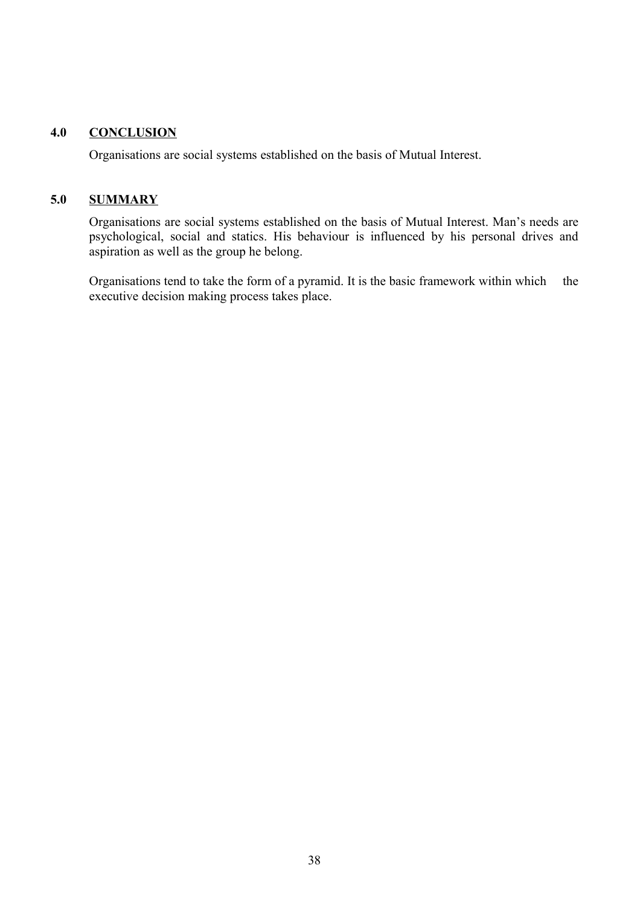## 4.0 CONCLUSION

Organisations are social systems established on the basis of Mutual Interest.

## 5.0 SUMMARY

Organisations are social systems established on the basis of Mutual Interest. Man's needs are psychological, social and statics. His behaviour is influenced by his personal drives and aspiration as well as the group he belong.

Organisations tend to take the form of a pyramid. It is the basic framework within which the executive decision making process takes place.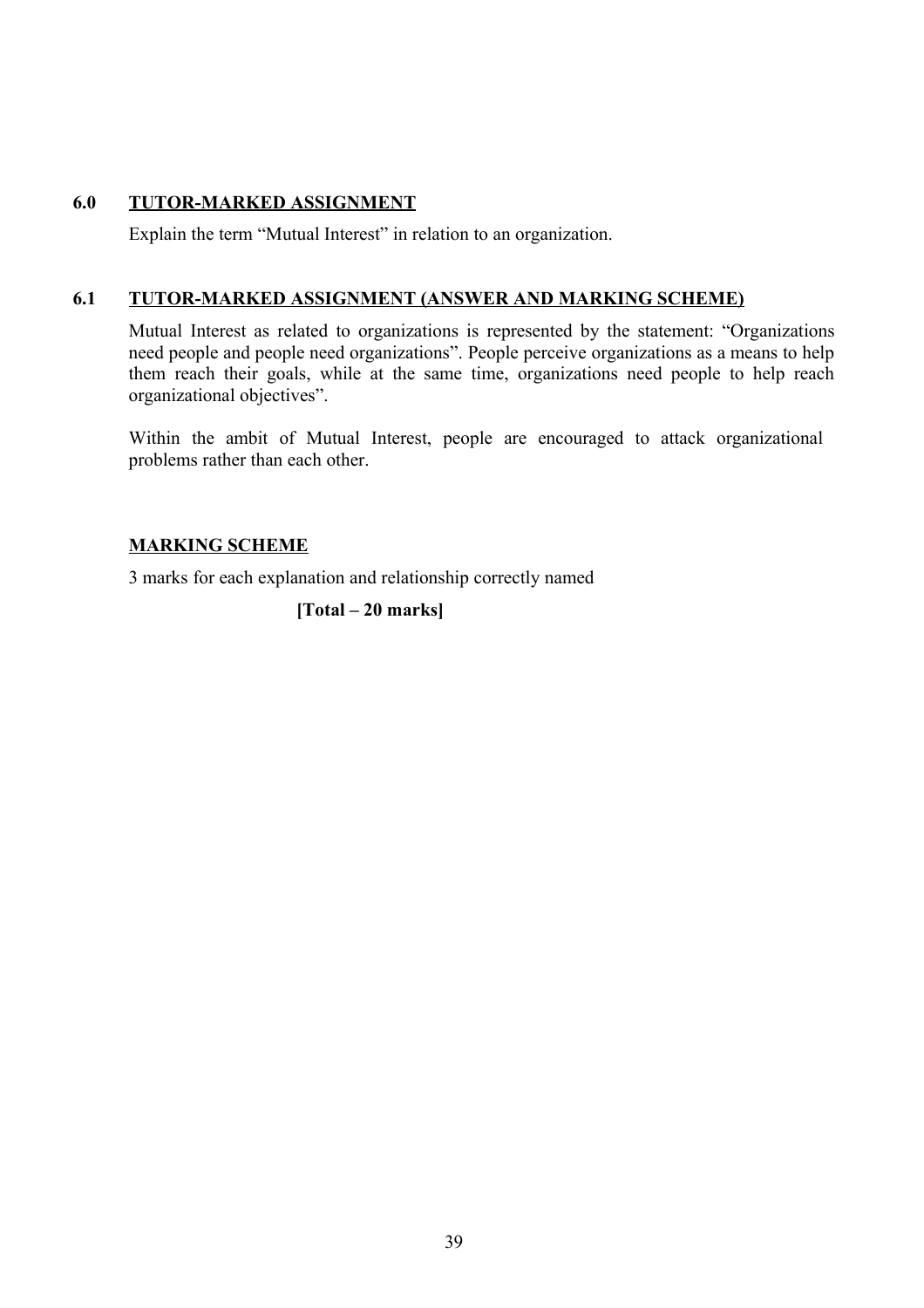## 6.0 TUTOR-MARKED ASSIGNMENT

Explain the term "Mutual Interest" in relation to an organization.

## 6.1 TUTOR-MARKED ASSIGNMENT (ANSWER AND MARKING SCHEME)

Mutual Interest as related to organizations is represented by the statement: "Organizations need people and people need organizations". People perceive organizations as a means to help them reach their goals, while at the same time, organizations need people to help reach organizational objectives".

Within the ambit of Mutual Interest, people are encouraged to attack organizational problems rather than each other.

### MARKING SCHEME

3 marks for each explanation and relationship correctly named

**[Total – 20 marks]**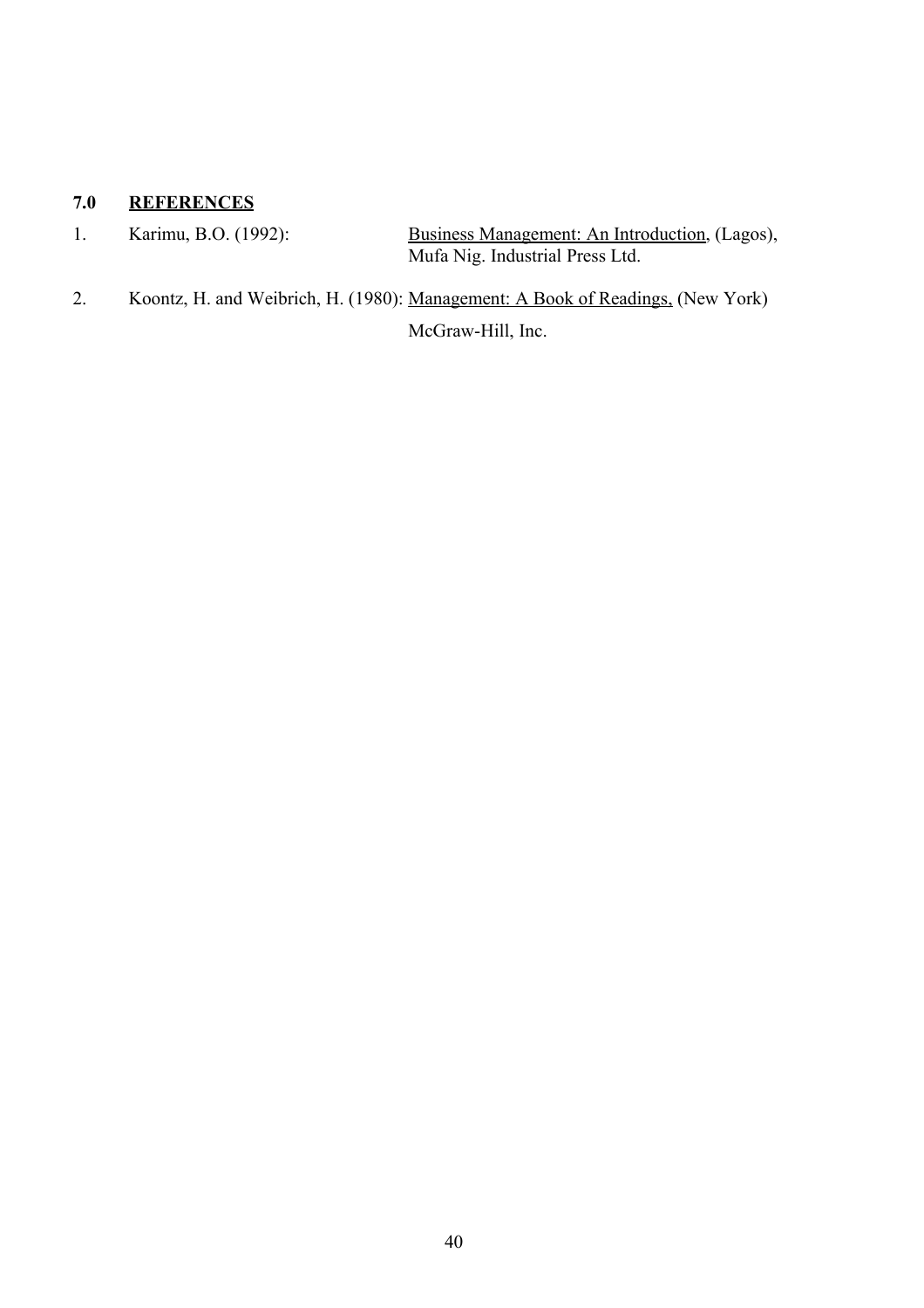## 7.0 REFERENCES

1. Karimu, B.O. (1992): Business Management: An Introduction, (Lagos), Mufa Nig. Industrial Press Ltd.

2. Koontz, H. and Weibrich, H. (1980): Management: A Book of Readings, (New York) McGraw-Hill, Inc.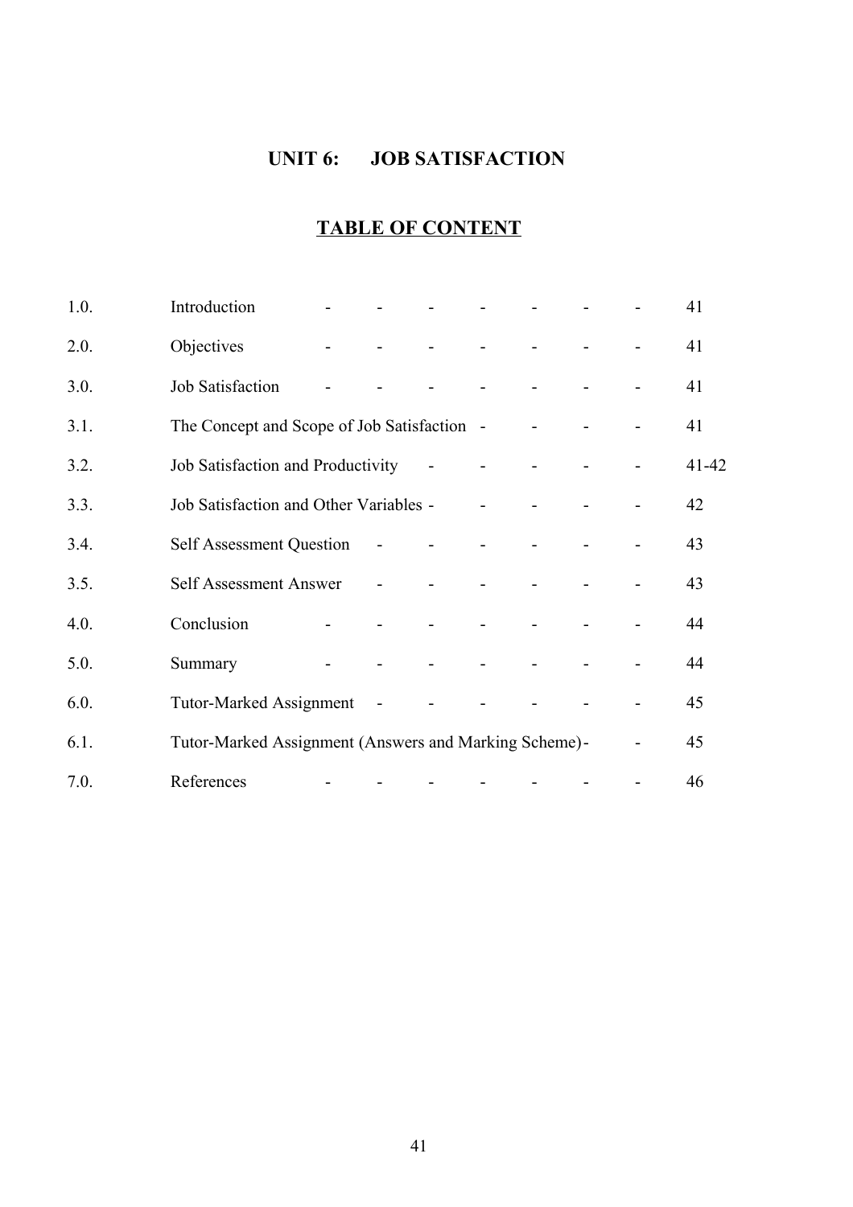# UNIT 6: JOB SATISFACTION

## TABLE OF CONTENT

| | | |
|---|---|---|
| 1.0. | Introduction | 41 |
| 2.0. | Objectives | 41 |
| 3.0. | Job Satisfaction | 41 |
| 3.1. | The Concept and Scope of Job Satisfaction | 41 |
| 3.2. | Job Satisfaction and Productivity | 41-42 |
| 3.3. | Job Satisfaction and Other Variables | 42 |
| 3.4. | Self Assessment Question | 43 |
| 3.5. | Self Assessment Answer | 43 |
| 4.0. | Conclusion | 44 |
| 5.0. | Summary | 44 |
| 6.0. | Tutor-Marked Assignment | 45 |
| 6.1. | Tutor-Marked Assignment (Answers and Marking Scheme) | 45 |
| 7.0. | References | 46 |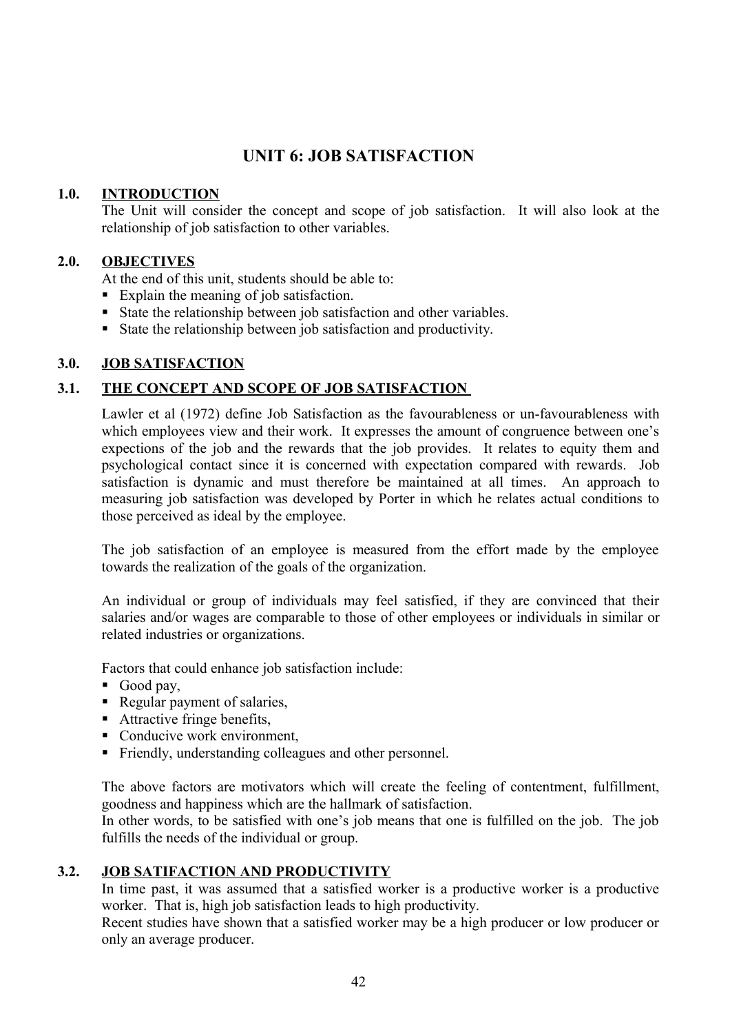# UNIT 6: JOB SATISFACTION

## 1.0. INTRODUCTION

The Unit will consider the concept and scope of job satisfaction. It will also look at the relationship of job satisfaction to other variables.

## 2.0. OBJECTIVES

At the end of this unit, students should be able to:

- Explain the meaning of job satisfaction.
- State the relationship between job satisfaction and other variables.
- State the relationship between job satisfaction and productivity.

## 3.0. JOB SATISFACTION

### 3.1. THE CONCEPT AND SCOPE OF JOB SATISFACTION

Lawler et al (1972) define Job Satisfaction as the favourableness or un-favourableness with which employees view and their work. It expresses the amount of congruence between one's expections of the job and the rewards that the job provides. It relates to equity them and psychological contact since it is concerned with expectation compared with rewards. Job satisfaction is dynamic and must therefore be maintained at all times. An approach to measuring job satisfaction was developed by Porter in which he relates actual conditions to those perceived as ideal by the employee.

The job satisfaction of an employee is measured from the effort made by the employee towards the realization of the goals of the organization.

An individual or group of individuals may feel satisfied, if they are convinced that their salaries and/or wages are comparable to those of other employees or individuals in similar or related industries or organizations.

Factors that could enhance job satisfaction include:

- Good pay,
- Regular payment of salaries,
- Attractive fringe benefits,
- Conducive work environment,
- Friendly, understanding colleagues and other personnel.

The above factors are motivators which will create the feeling of contentment, fulfillment, goodness and happiness which are the hallmark of satisfaction.

In other words, to be satisfied with one's job means that one is fulfilled on the job. The job fulfills the needs of the individual or group.

### 3.2. JOB SATIFACTION AND PRODUCTIVITY

In time past, it was assumed that a satisfied worker is a productive worker is a productive worker. That is, high job satisfaction leads to high productivity.

Recent studies have shown that a satisfied worker may be a high producer or low producer or only an average producer.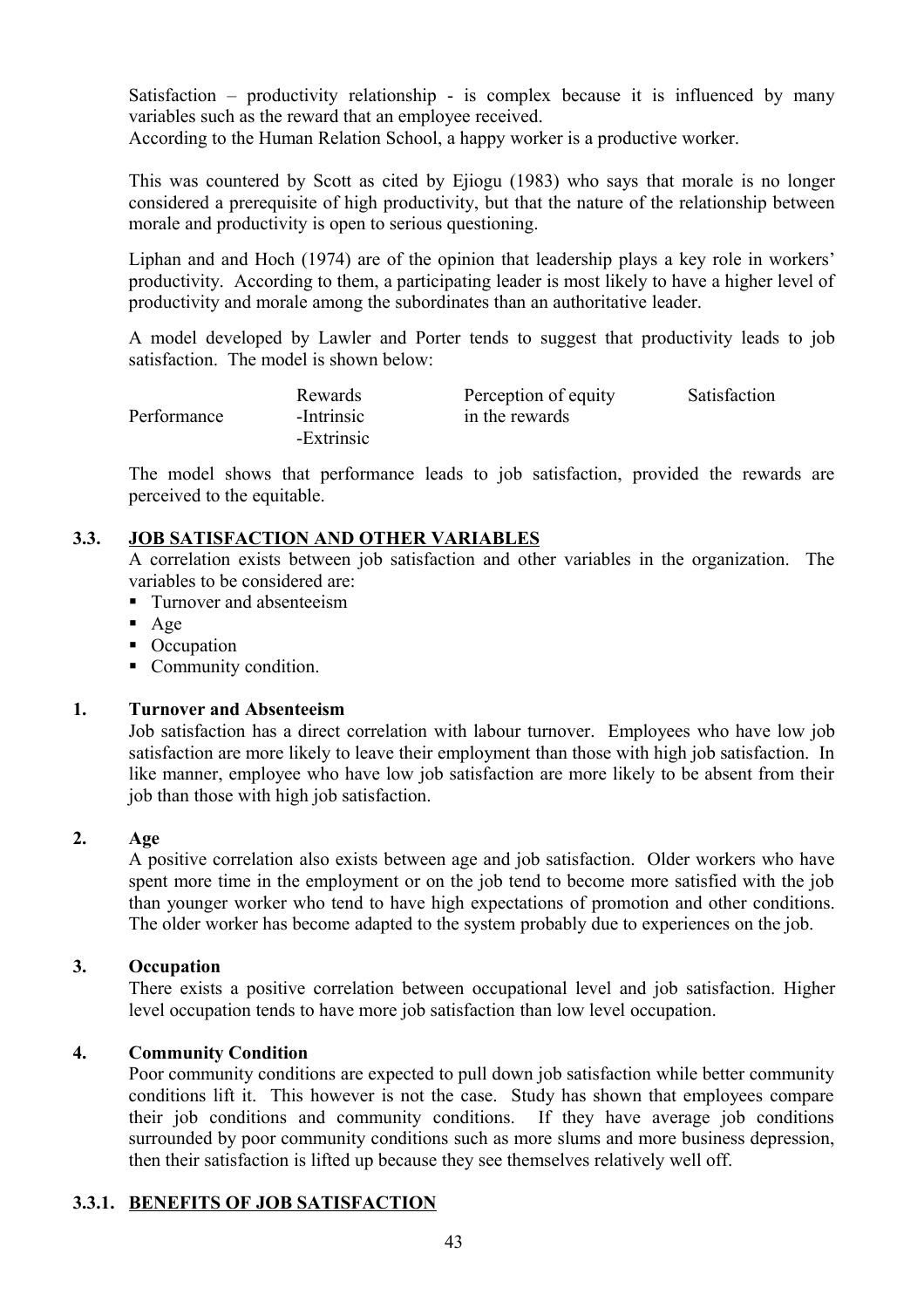Satisfaction – productivity relationship - is complex because it is influenced by many variables such as the reward that an employee received.
According to the Human Relation School, a happy worker is a productive worker.

This was countered by Scott as cited by Ejiogu (1983) who says that morale is no longer considered a prerequisite of high productivity, but that the nature of the relationship between morale and productivity is open to serious questioning.

Liphan and and Hoch (1974) are of the opinion that leadership plays a key role in workers' productivity. According to them, a participating leader is most likely to have a higher level of productivity and morale among the subordinates than an authoritative leader.

A model developed by Lawler and Porter tends to suggest that productivity leads to job satisfaction. The model is shown below:

| Performance | Rewards<br>-Intrinsic<br>-Extrinsic | Perception of equity in the rewards | Satisfaction |
|---|---|---|---|

The model shows that performance leads to job satisfaction, provided the rewards are perceived to the equitable.

## 3.3. JOB SATISFACTION AND OTHER VARIABLES

A correlation exists between job satisfaction and other variables in the organization. The variables to be considered are:

- Turnover and absenteeism
- Age
- Occupation
- Community condition.

### 1. Turnover and Absenteeism

Job satisfaction has a direct correlation with labour turnover. Employees who have low job satisfaction are more likely to leave their employment than those with high job satisfaction. In like manner, employee who have low job satisfaction are more likely to be absent from their job than those with high job satisfaction.

### 2. Age

A positive correlation also exists between age and job satisfaction. Older workers who have spent more time in the employment or on the job tend to become more satisfied with the job than younger worker who tend to have high expectations of promotion and other conditions. The older worker has become adapted to the system probably due to experiences on the job.

### 3. Occupation

There exists a positive correlation between occupational level and job satisfaction. Higher level occupation tends to have more job satisfaction than low level occupation.

### 4. Community Condition

Poor community conditions are expected to pull down job satisfaction while better community conditions lift it. This however is not the case. Study has shown that employees compare their job conditions and community conditions. If they have average job conditions surrounded by poor community conditions such as more slums and more business depression, then their satisfaction is lifted up because they see themselves relatively well off.

### 3.3.1. BENEFITS OF JOB SATISFACTION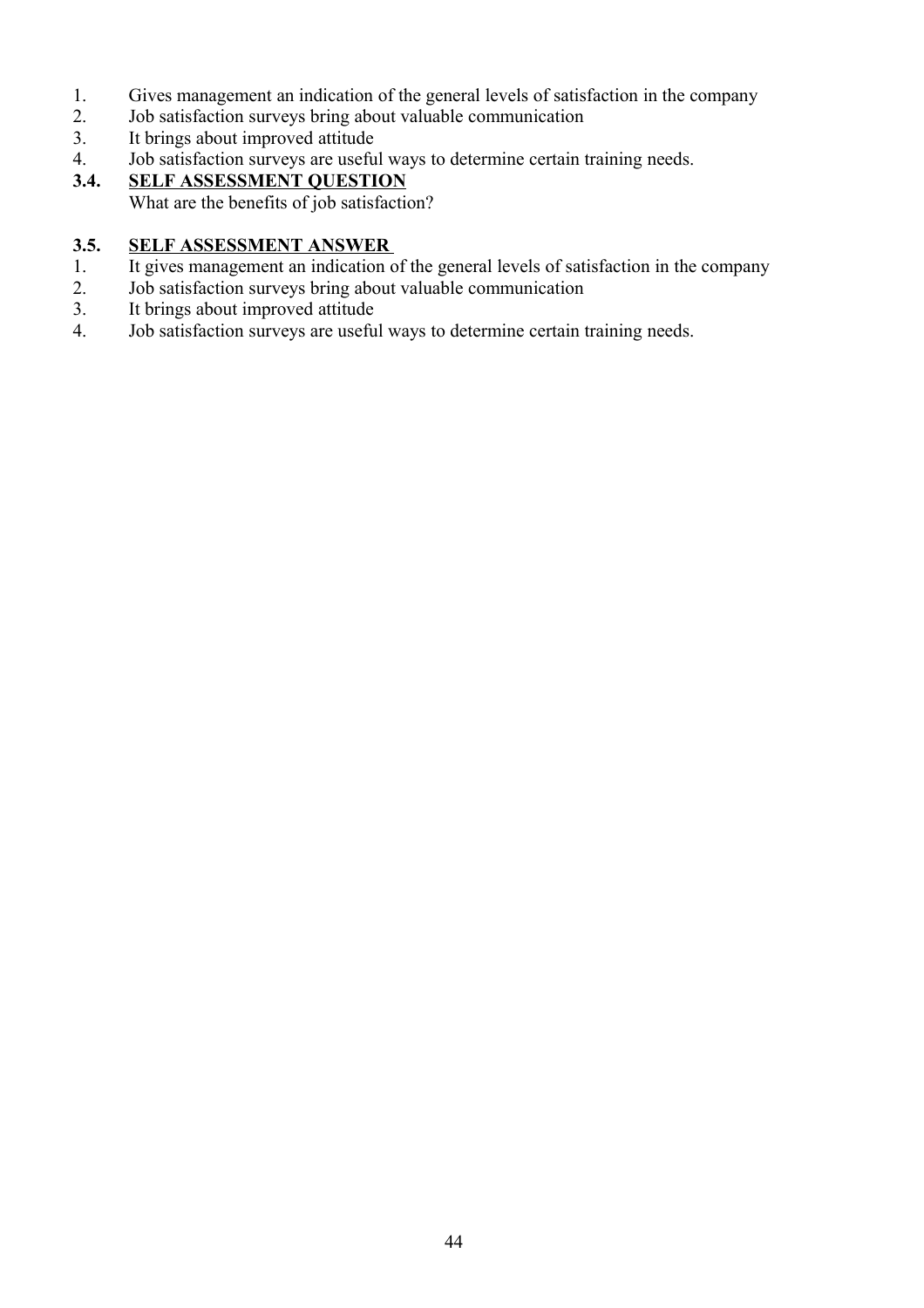1. Gives management an indication of the general levels of satisfaction in the company
2. Job satisfaction surveys bring about valuable communication
3. It brings about improved attitude
4. Job satisfaction surveys are useful ways to determine certain training needs.

### 3.4. SELF ASSESSMENT QUESTION

What are the benefits of job satisfaction?

### 3.5. SELF ASSESSMENT ANSWER

1. It gives management an indication of the general levels of satisfaction in the company
2. Job satisfaction surveys bring about valuable communication
3. It brings about improved attitude
4. Job satisfaction surveys are useful ways to determine certain training needs.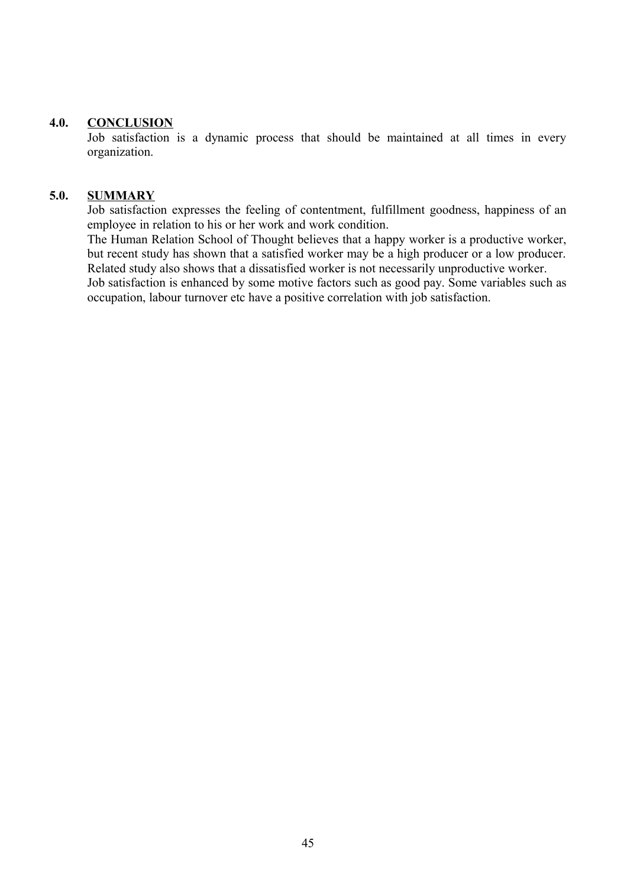## 4.0. CONCLUSION

Job satisfaction is a dynamic process that should be maintained at all times in every organization.

## 5.0. SUMMARY

Job satisfaction expresses the feeling of contentment, fulfillment goodness, happiness of an employee in relation to his or her work and work condition.

The Human Relation School of Thought believes that a happy worker is a productive worker, but recent study has shown that a satisfied worker may be a high producer or a low producer. Related study also shows that a dissatisfied worker is not necessarily unproductive worker.

Job satisfaction is enhanced by some motive factors such as good pay. Some variables such as occupation, labour turnover etc have a positive correlation with job satisfaction.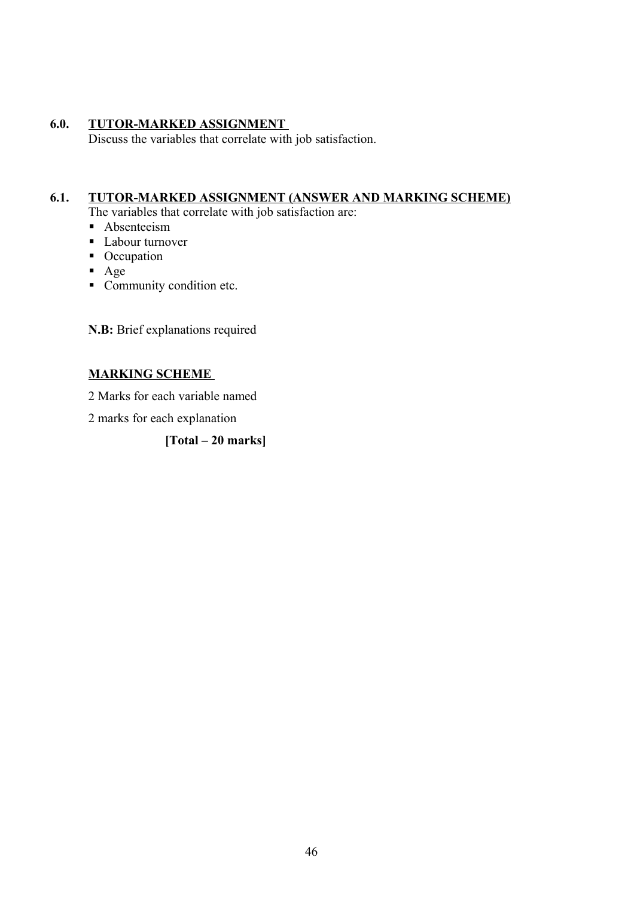## 6.0. TUTOR-MARKED ASSIGNMENT

Discuss the variables that correlate with job satisfaction.

## 6.1. TUTOR-MARKED ASSIGNMENT (ANSWER AND MARKING SCHEME)

The variables that correlate with job satisfaction are:

- Absenteeism
- Labour turnover
- Occupation
- Age
- Community condition etc.

**N.B:** Brief explanations required

**MARKING SCHEME**

2 Marks for each variable named

2 marks for each explanation

**[Total – 20 marks]**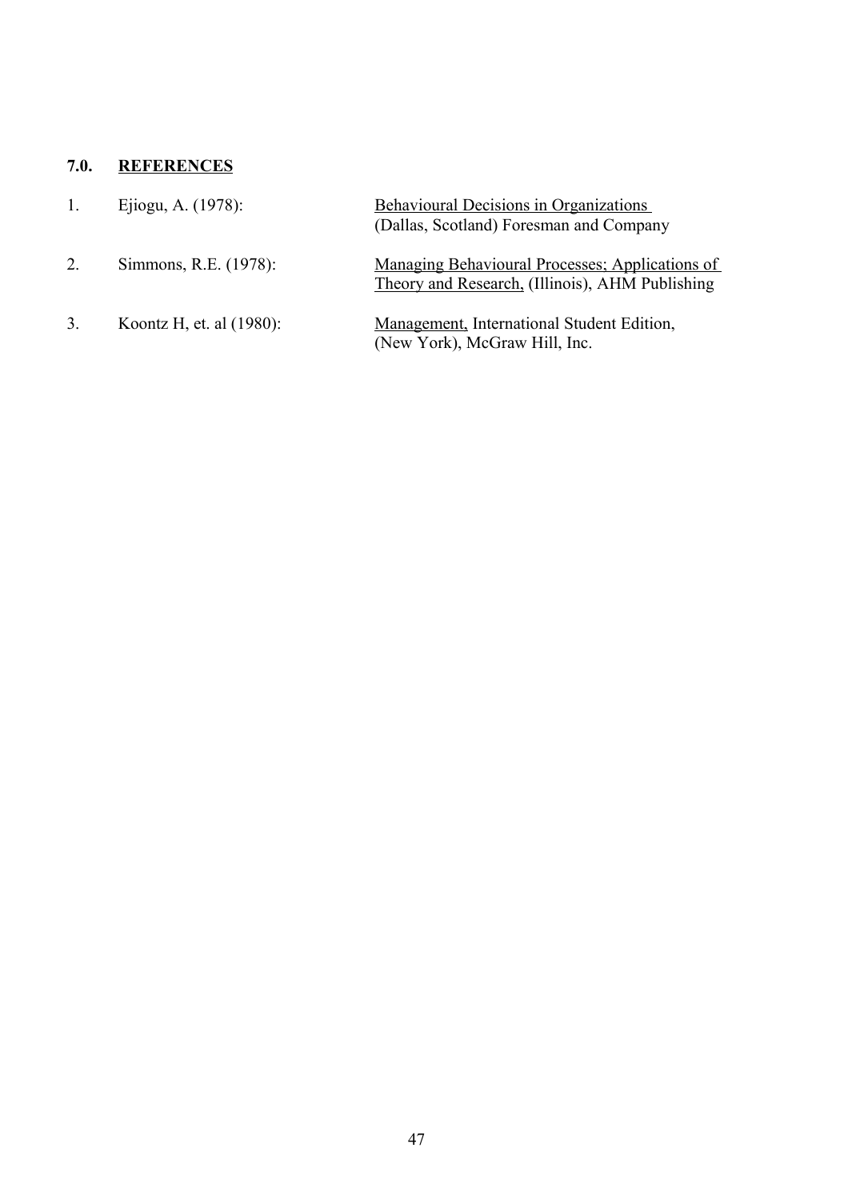## 7.0. REFERENCES

1. Ejiogu, A. (1978): Behavioural Decisions in Organizations (Dallas, Scotland) Foresman and Company

2. Simmons, R.E. (1978): Managing Behavioural Processes; Applications of Theory and Research, (Illinois), AHM Publishing

3. Koontz H, et. al (1980): Management, International Student Edition, (New York), McGraw Hill, Inc.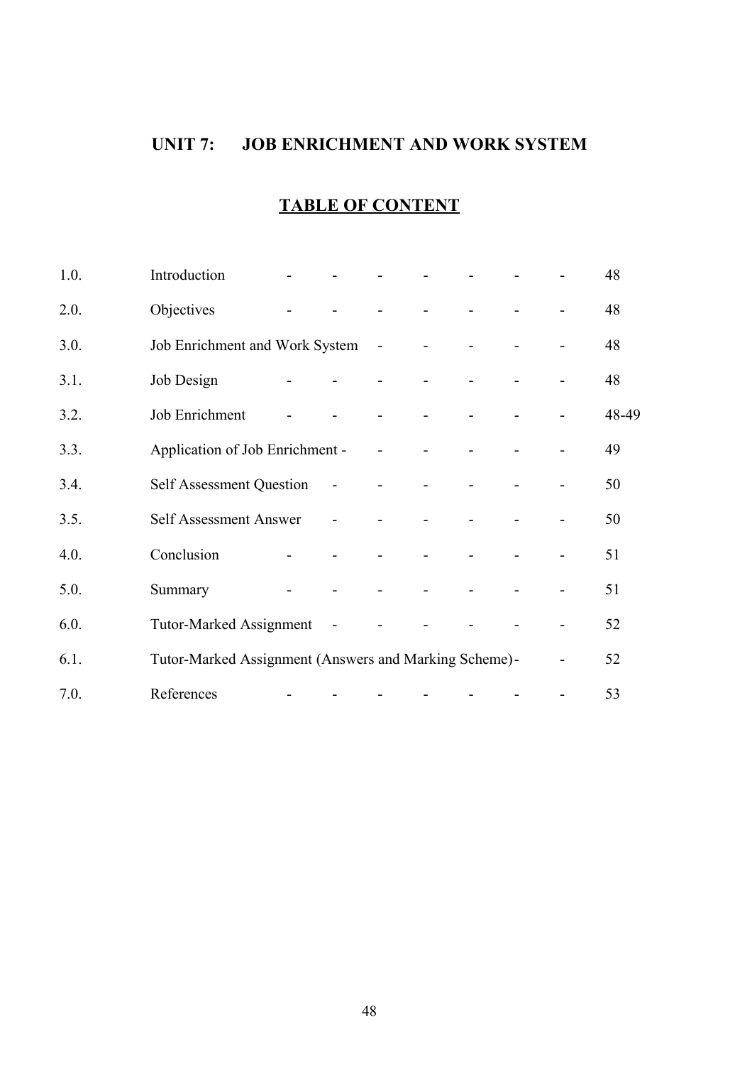## UNIT 7: JOB ENRICHMENT AND WORK SYSTEM

### TABLE OF CONTENT

| | | |
|---|---|---|
| 1.0. | Introduction | 48 |
| 2.0. | Objectives | 48 |
| 3.0. | Job Enrichment and Work System | 48 |
| 3.1. | Job Design | 48 |
| 3.2. | Job Enrichment | 48-49 |
| 3.3. | Application of Job Enrichment | 49 |
| 3.4. | Self Assessment Question | 50 |
| 3.5. | Self Assessment Answer | 50 |
| 4.0. | Conclusion | 51 |
| 5.0. | Summary | 51 |
| 6.0. | Tutor-Marked Assignment | 52 |
| 6.1. | Tutor-Marked Assignment (Answers and Marking Scheme) | 52 |
| 7.0. | References | 53 |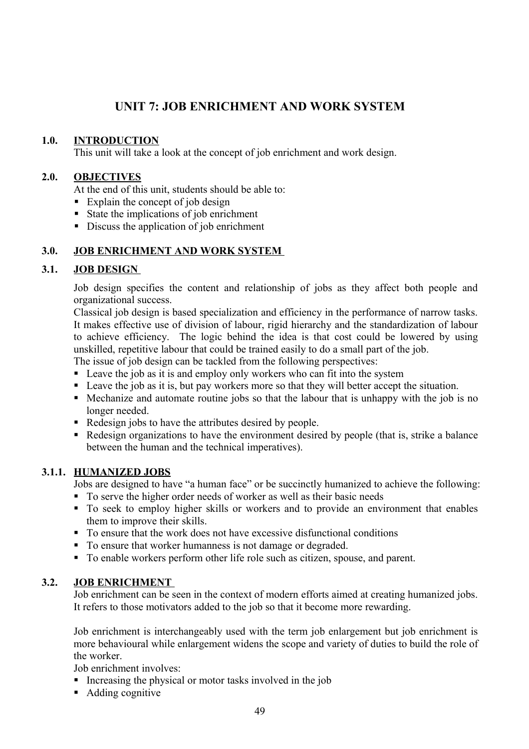# UNIT 7: JOB ENRICHMENT AND WORK SYSTEM

## 1.0. INTRODUCTION

This unit will take a look at the concept of job enrichment and work design.

## 2.0. OBJECTIVES

At the end of this unit, students should be able to:

- Explain the concept of job design
- State the implications of job enrichment
- Discuss the application of job enrichment

## 3.0. JOB ENRICHMENT AND WORK SYSTEM

### 3.1. JOB DESIGN

Job design specifies the content and relationship of jobs as they affect both people and organizational success.

Classical job design is based specialization and efficiency in the performance of narrow tasks. It makes effective use of division of labour, rigid hierarchy and the standardization of labour to achieve efficiency. The logic behind the idea is that cost could be lowered by using unskilled, repetitive labour that could be trained easily to do a small part of the job.

The issue of job design can be tackled from the following perspectives:

- Leave the job as it is and employ only workers who can fit into the system
- Leave the job as it is, but pay workers more so that they will better accept the situation.
- Mechanize and automate routine jobs so that the labour that is unhappy with the job is no longer needed.
- Redesign jobs to have the attributes desired by people.
- Redesign organizations to have the environment desired by people (that is, strike a balance between the human and the technical imperatives).

#### 3.1.1. HUMANIZED JOBS

Jobs are designed to have "a human face" or be succinctly humanized to achieve the following:

- To serve the higher order needs of worker as well as their basic needs
- To seek to employ higher skills or workers and to provide an environment that enables them to improve their skills.
- To ensure that the work does not have excessive disfunctional conditions
- To ensure that worker humanness is not damage or degraded.
- To enable workers perform other life role such as citizen, spouse, and parent.

### 3.2. JOB ENRICHMENT

Job enrichment can be seen in the context of modern efforts aimed at creating humanized jobs. It refers to those motivators added to the job so that it become more rewarding.

Job enrichment is interchangeably used with the term job enlargement but job enrichment is more behavioural while enlargement widens the scope and variety of duties to build the role of the worker.

Job enrichment involves:

- Increasing the physical or motor tasks involved in the job
- Adding cognitive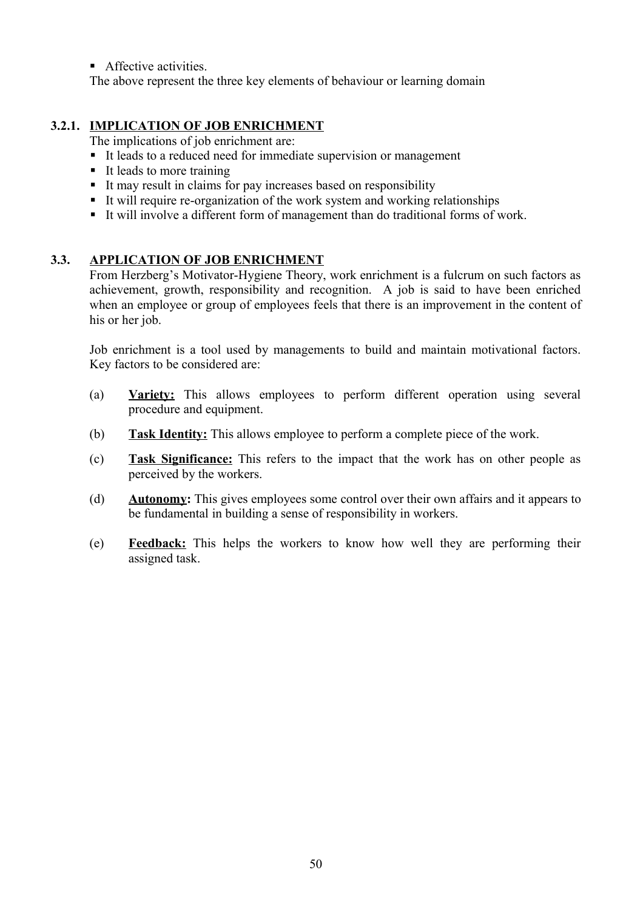- Affective activities.

The above represent the three key elements of behaviour or learning domain

### 3.2.1. IMPLICATION OF JOB ENRICHMENT

The implications of job enrichment are:

- It leads to a reduced need for immediate supervision or management
- It leads to more training
- It may result in claims for pay increases based on responsibility
- It will require re-organization of the work system and working relationships
- It will involve a different form of management than do traditional forms of work.

## 3.3. APPLICATION OF JOB ENRICHMENT

From Herzberg's Motivator-Hygiene Theory, work enrichment is a fulcrum on such factors as achievement, growth, responsibility and recognition. A job is said to have been enriched when an employee or group of employees feels that there is an improvement in the content of his or her job.

Job enrichment is a tool used by managements to build and maintain motivational factors. Key factors to be considered are:

(a) **Variety:** This allows employees to perform different operation using several procedure and equipment.

(b) **Task Identity:** This allows employee to perform a complete piece of the work.

(c) **Task Significance:** This refers to the impact that the work has on other people as perceived by the workers.

(d) **Autonomy:** This gives employees some control over their own affairs and it appears to be fundamental in building a sense of responsibility in workers.

(e) **Feedback:** This helps the workers to know how well they are performing their assigned task.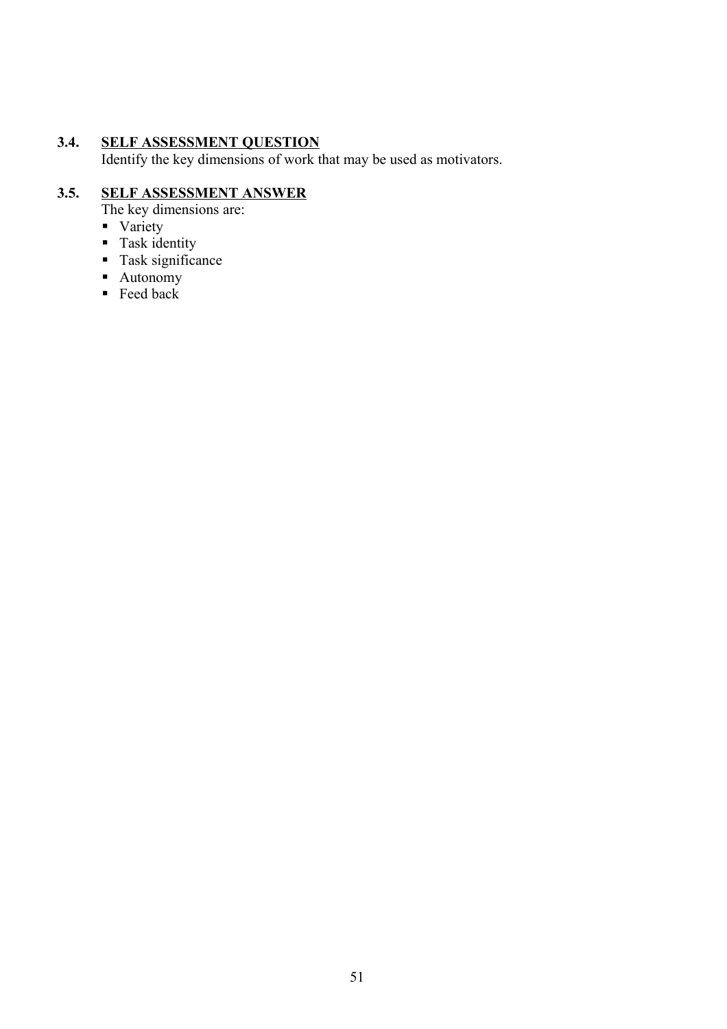### 3.4. SELF ASSESSMENT QUESTION

Identify the key dimensions of work that may be used as motivators.

### 3.5. SELF ASSESSMENT ANSWER

The key dimensions are:

- Variety
- Task identity
- Task significance
- Autonomy
- Feed back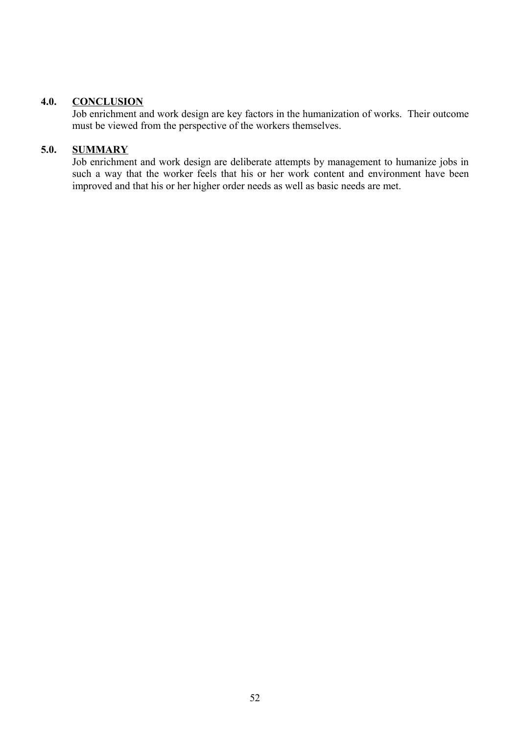## 4.0. CONCLUSION

Job enrichment and work design are key factors in the humanization of works. Their outcome must be viewed from the perspective of the workers themselves.

## 5.0. SUMMARY

Job enrichment and work design are deliberate attempts by management to humanize jobs in such a way that the worker feels that his or her work content and environment have been improved and that his or her higher order needs as well as basic needs are met.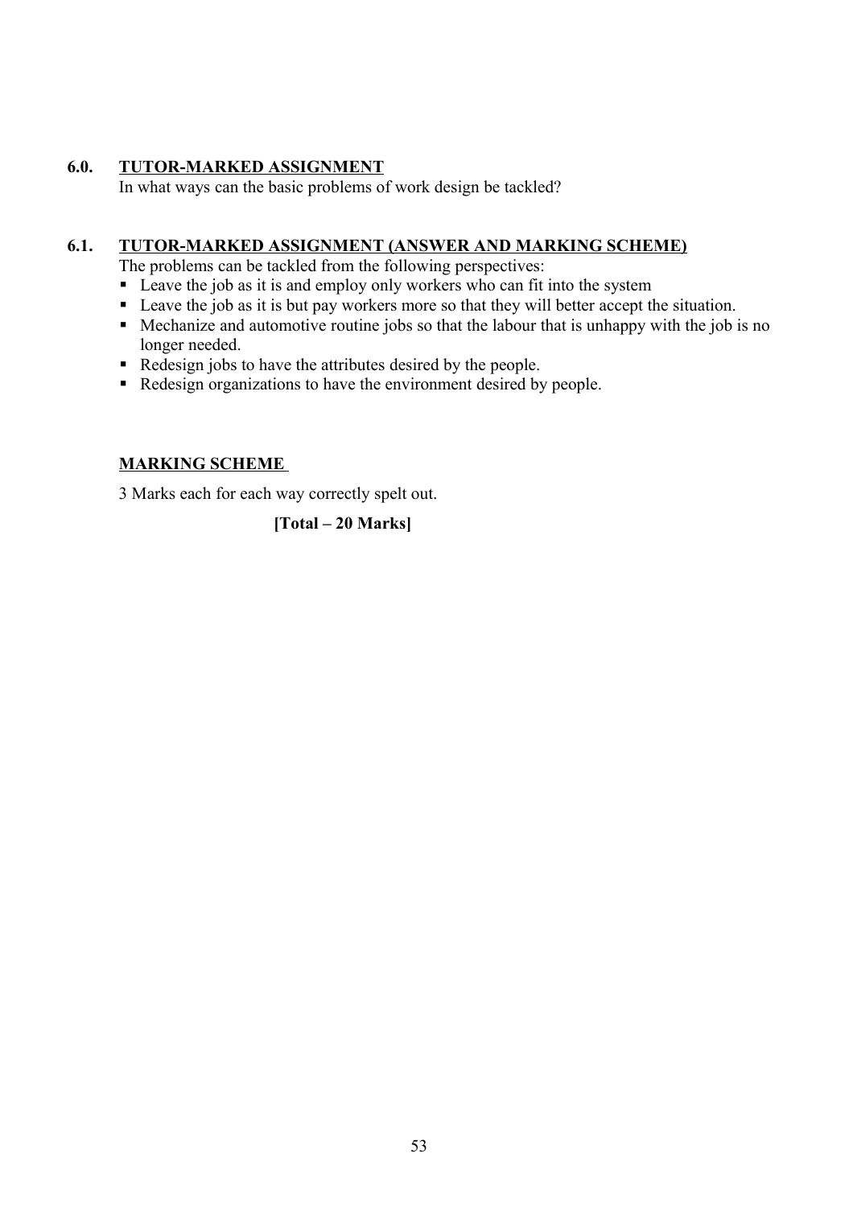## 6.0. TUTOR-MARKED ASSIGNMENT

In what ways can the basic problems of work design be tackled?

## 6.1. TUTOR-MARKED ASSIGNMENT (ANSWER AND MARKING SCHEME)

The problems can be tackled from the following perspectives:

- Leave the job as it is and employ only workers who can fit into the system
- Leave the job as it is but pay workers more so that they will better accept the situation.
- Mechanize and automotive routine jobs so that the labour that is unhappy with the job is no longer needed.
- Redesign jobs to have the attributes desired by the people.
- Redesign organizations to have the environment desired by people.

### MARKING SCHEME

3 Marks each for each way correctly spelt out.

**[Total – 20 Marks]**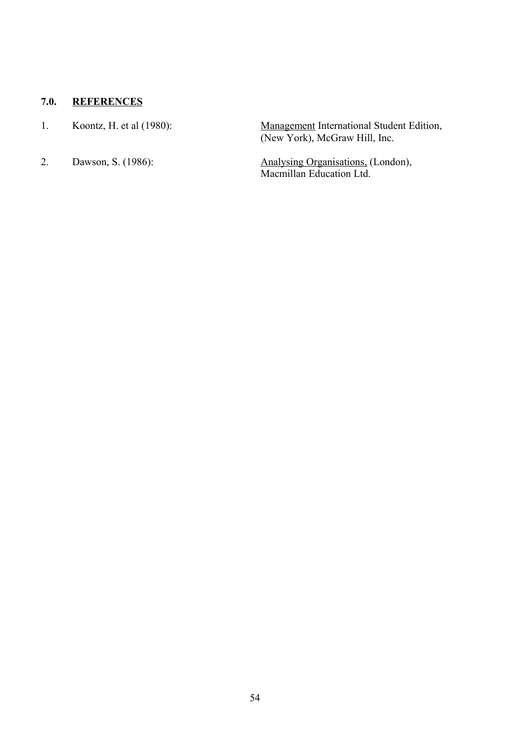## 7.0. REFERENCES

1. Koontz, H. et al (1980): Management International Student Edition, (New York), McGraw Hill, Inc.

2. Dawson, S. (1986): Analysing Organisations, (London), Macmillan Education Ltd.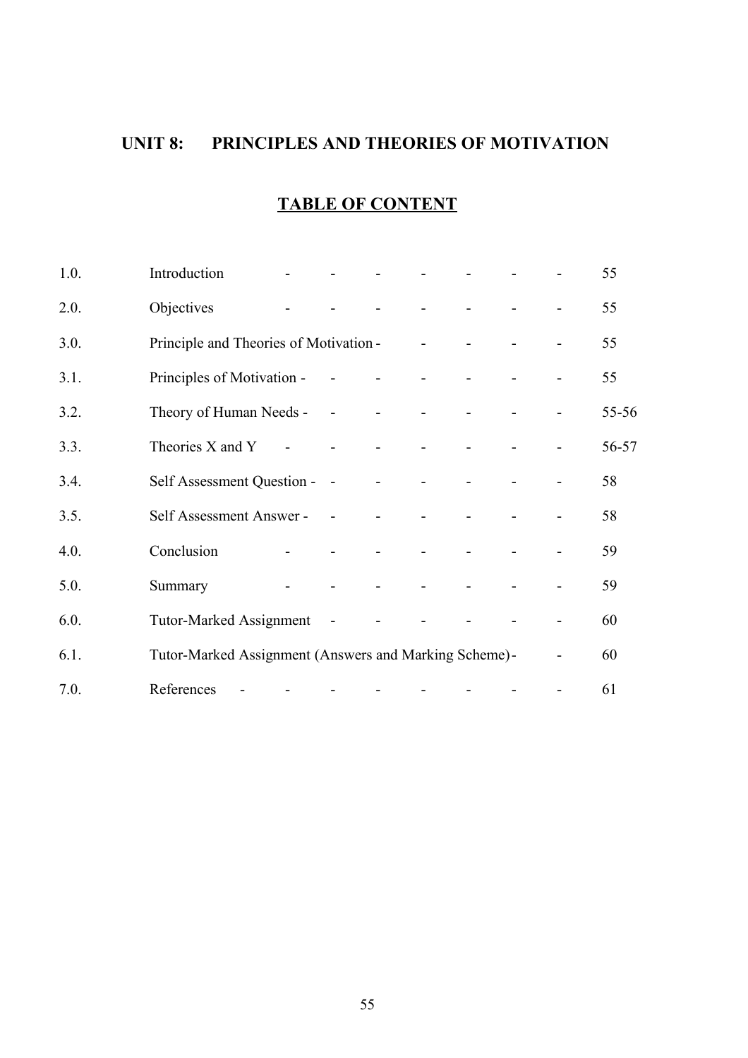## UNIT 8: PRINCIPLES AND THEORIES OF MOTIVATION

### TABLE OF CONTENT

| | | |
|---|---|---|
| 1.0. | Introduction | 55 |
| 2.0. | Objectives | 55 |
| 3.0. | Principle and Theories of Motivation | 55 |
| 3.1. | Principles of Motivation | 55 |
| 3.2. | Theory of Human Needs | 55-56 |
| 3.3. | Theories X and Y | 56-57 |
| 3.4. | Self Assessment Question | 58 |
| 3.5. | Self Assessment Answer | 58 |
| 4.0. | Conclusion | 59 |
| 5.0. | Summary | 59 |
| 6.0. | Tutor-Marked Assignment | 60 |
| 6.1. | Tutor-Marked Assignment (Answers and Marking Scheme) | 60 |
| 7.0. | References | 61 |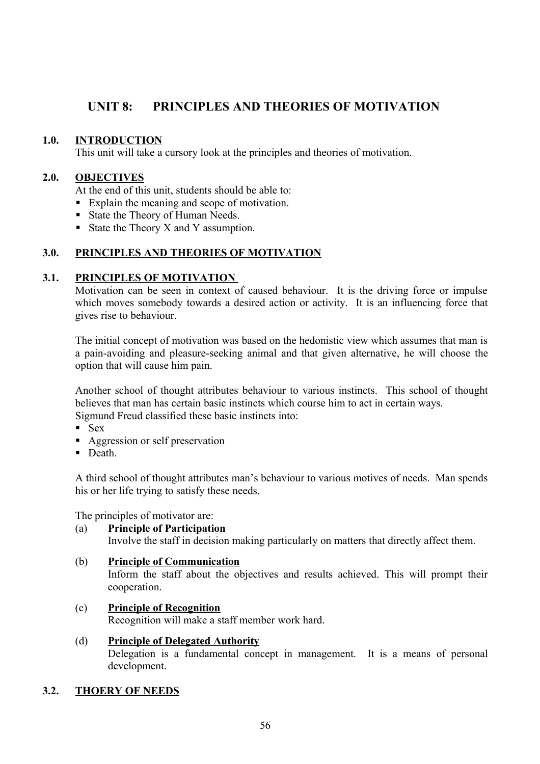# UNIT 8: PRINCIPLES AND THEORIES OF MOTIVATION

## 1.0. INTRODUCTION

This unit will take a cursory look at the principles and theories of motivation.

## 2.0. OBJECTIVES

At the end of this unit, students should be able to:

- Explain the meaning and scope of motivation.
- State the Theory of Human Needs.
- State the Theory X and Y assumption.

## 3.0. PRINCIPLES AND THEORIES OF MOTIVATION

### 3.1. PRINCIPLES OF MOTIVATION

Motivation can be seen in context of caused behaviour. It is the driving force or impulse which moves somebody towards a desired action or activity. It is an influencing force that gives rise to behaviour.

The initial concept of motivation was based on the hedonistic view which assumes that man is a pain-avoiding and pleasure-seeking animal and that given alternative, he will choose the option that will cause him pain.

Another school of thought attributes behaviour to various instincts. This school of thought believes that man has certain basic instincts which course him to act in certain ways. Sigmund Freud classified these basic instincts into:

- Sex
- Aggression or self preservation
- Death.

A third school of thought attributes man's behaviour to various motives of needs. Man spends his or her life trying to satisfy these needs.

The principles of motivator are:

(a) **Principle of Participation**
Involve the staff in decision making particularly on matters that directly affect them.

(b) **Principle of Communication**
Inform the staff about the objectives and results achieved. This will prompt their cooperation.

(c) **Principle of Recognition**
Recognition will make a staff member work hard.

(d) **Principle of Delegated Authority**
Delegation is a fundamental concept in management. It is a means of personal development.

### 3.2. THOERY OF NEEDS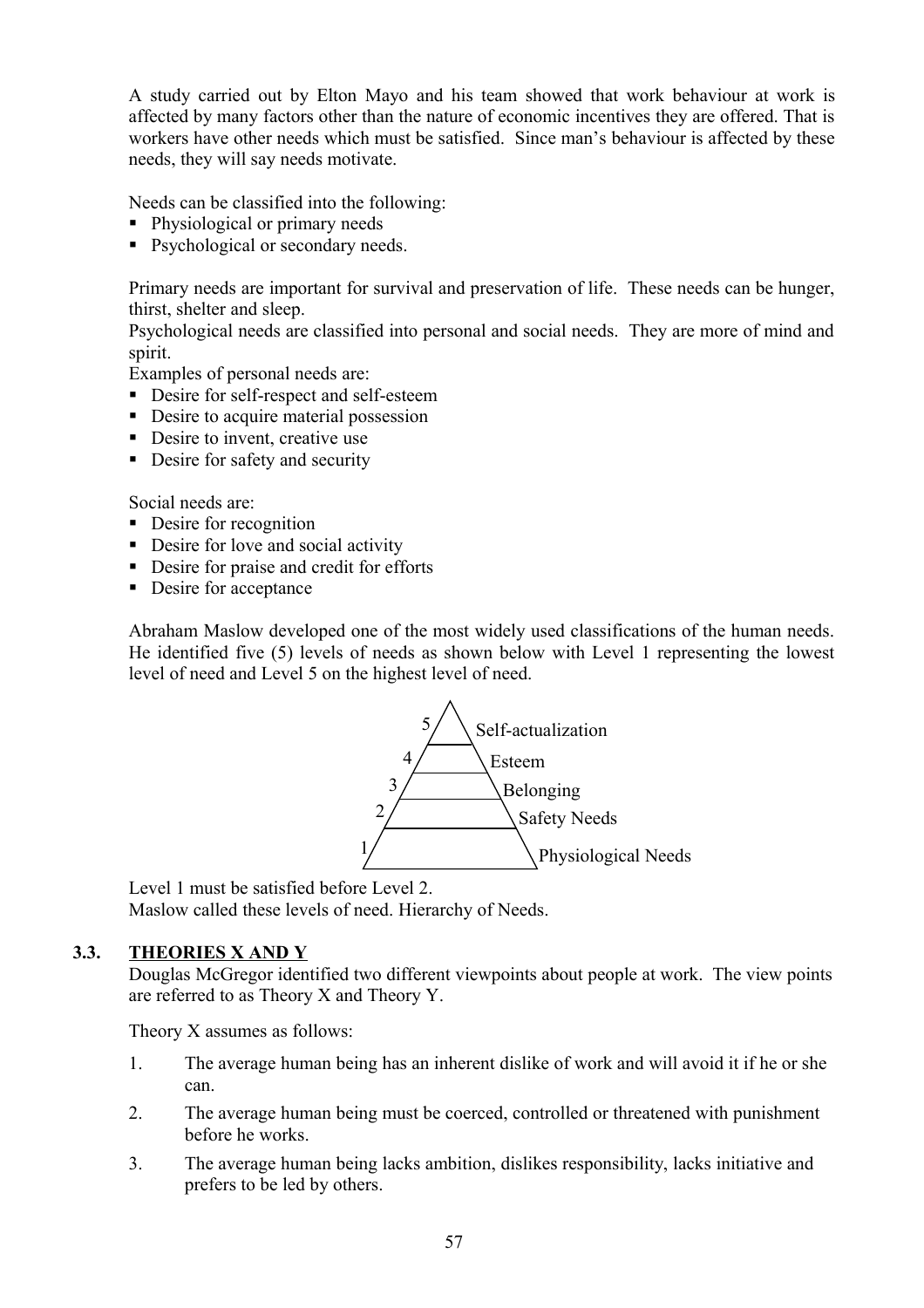A study carried out by Elton Mayo and his team showed that work behaviour at work is affected by many factors other than the nature of economic incentives they are offered. That is workers have other needs which must be satisfied. Since man's behaviour is affected by these needs, they will say needs motivate.

Needs can be classified into the following:

- Physiological or primary needs
- Psychological or secondary needs.

Primary needs are important for survival and preservation of life. These needs can be hunger, thirst, shelter and sleep.

Psychological needs are classified into personal and social needs. They are more of mind and spirit.

Examples of personal needs are:

- Desire for self-respect and self-esteem
- Desire to acquire material possession
- Desire to invent, creative use
- Desire for safety and security

Social needs are:

- Desire for recognition
- Desire for love and social activity
- Desire for praise and credit for efforts
- Desire for acceptance

Abraham Maslow developed one of the most widely used classifications of the human needs. He identified five (5) levels of needs as shown below with Level 1 representing the lowest level of need and Level 5 on the highest level of need.

5 Self-actualization
4 Esteem
3 Belonging
2 Safety Needs
1 Physiological Needs

Level 1 must be satisfied before Level 2.
Maslow called these levels of need. Hierarchy of Needs.

## 3.3. THEORIES X AND Y

Douglas McGregor identified two different viewpoints about people at work. The view points are referred to as Theory X and Theory Y.

Theory X assumes as follows:

1. The average human being has an inherent dislike of work and will avoid it if he or she can.
2. The average human being must be coerced, controlled or threatened with punishment before he works.
3. The average human being lacks ambition, dislikes responsibility, lacks initiative and prefers to be led by others.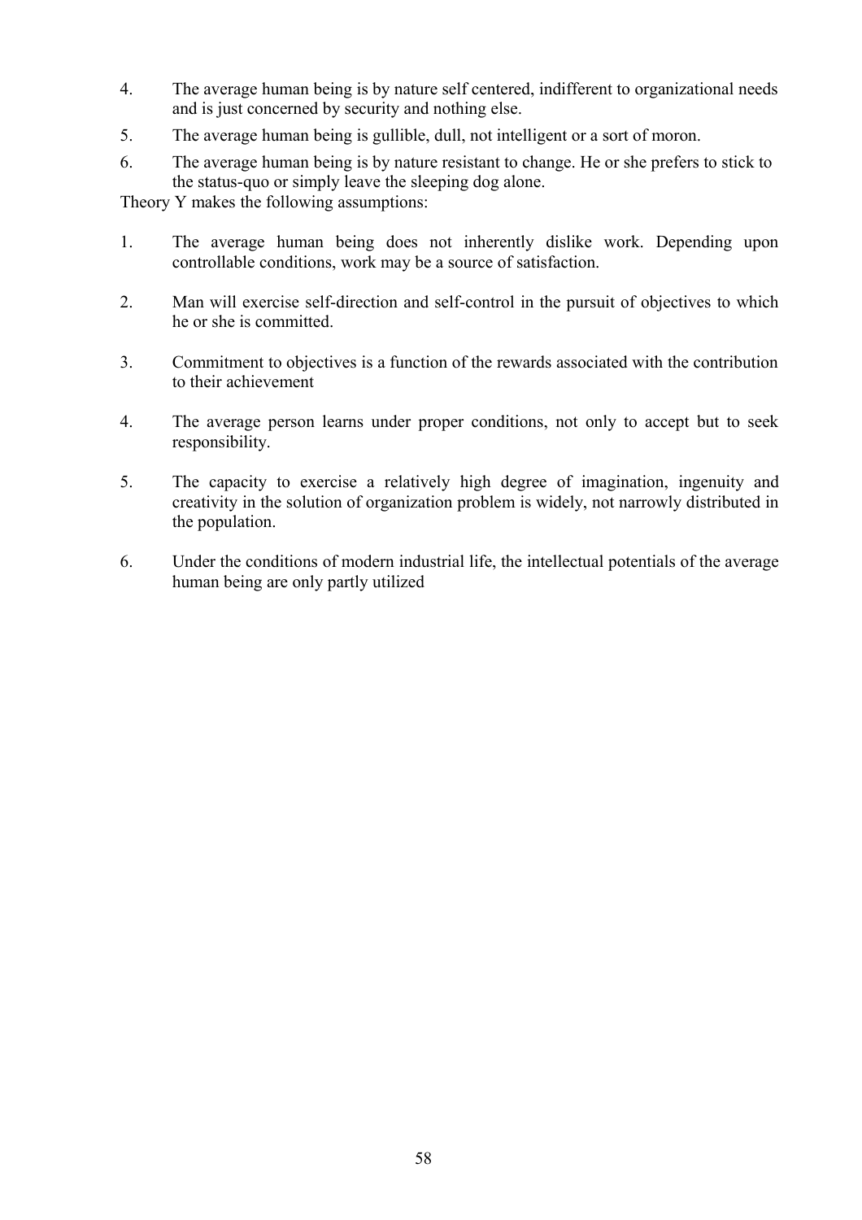4. The average human being is by nature self centered, indifferent to organizational needs and is just concerned by security and nothing else.
5. The average human being is gullible, dull, not intelligent or a sort of moron.
6. The average human being is by nature resistant to change. He or she prefers to stick to the status-quo or simply leave the sleeping dog alone.

Theory Y makes the following assumptions:

1. The average human being does not inherently dislike work. Depending upon controllable conditions, work may be a source of satisfaction.

2. Man will exercise self-direction and self-control in the pursuit of objectives to which he or she is committed.

3. Commitment to objectives is a function of the rewards associated with the contribution to their achievement

4. The average person learns under proper conditions, not only to accept but to seek responsibility.

5. The capacity to exercise a relatively high degree of imagination, ingenuity and creativity in the solution of organization problem is widely, not narrowly distributed in the population.

6. Under the conditions of modern industrial life, the intellectual potentials of the average human being are only partly utilized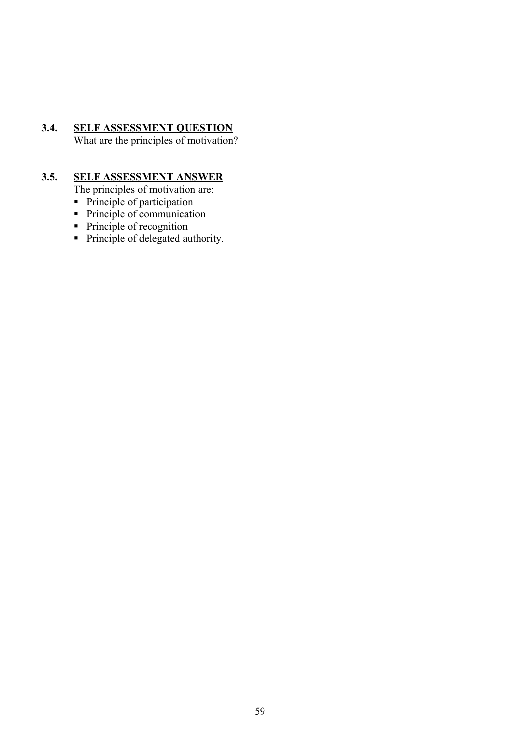### 3.4. SELF ASSESSMENT QUESTION

What are the principles of motivation?

### 3.5. SELF ASSESSMENT ANSWER

The principles of motivation are:

- Principle of participation
- Principle of communication
- Principle of recognition
- Principle of delegated authority.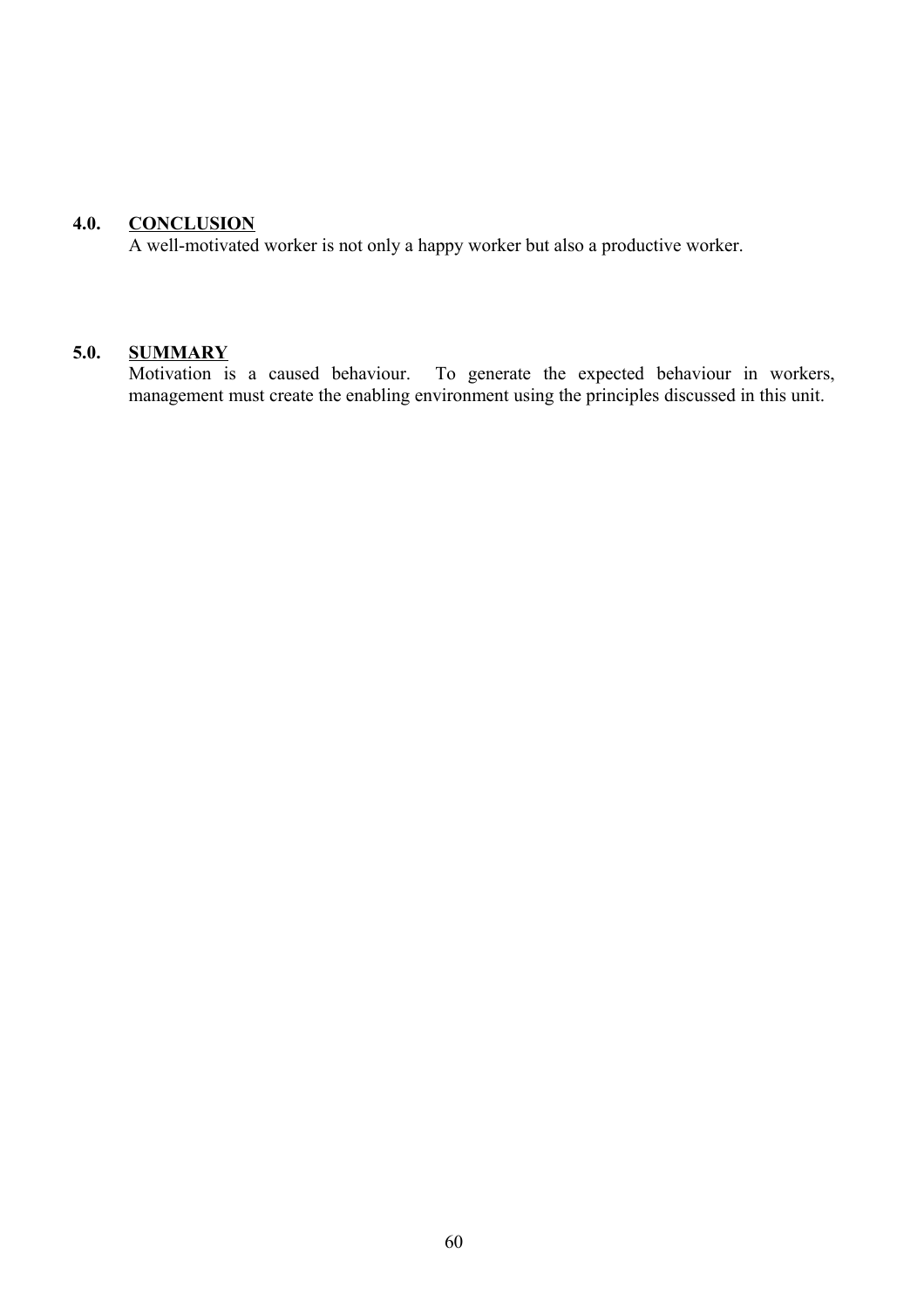## 4.0. CONCLUSION

A well-motivated worker is not only a happy worker but also a productive worker.

## 5.0. SUMMARY

Motivation is a caused behaviour. To generate the expected behaviour in workers, management must create the enabling environment using the principles discussed in this unit.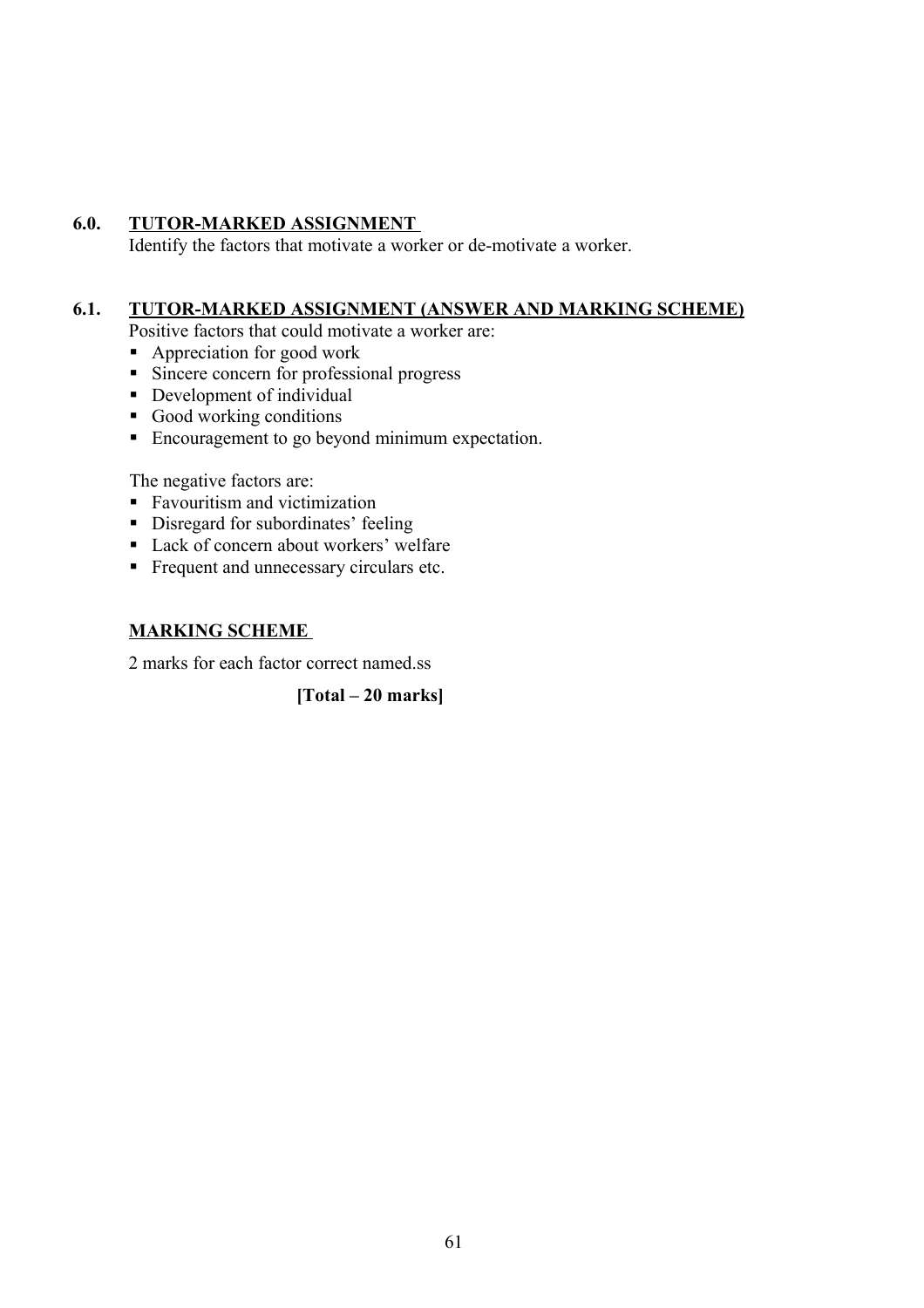## 6.0. TUTOR-MARKED ASSIGNMENT

Identify the factors that motivate a worker or de-motivate a worker.

## 6.1. TUTOR-MARKED ASSIGNMENT (ANSWER AND MARKING SCHEME)

Positive factors that could motivate a worker are:

- Appreciation for good work
- Sincere concern for professional progress
- Development of individual
- Good working conditions
- Encouragement to go beyond minimum expectation.

The negative factors are:

- Favouritism and victimization
- Disregard for subordinates' feeling
- Lack of concern about workers' welfare
- Frequent and unnecessary circulars etc.

### MARKING SCHEME

2 marks for each factor correct named.ss

**[Total – 20 marks]**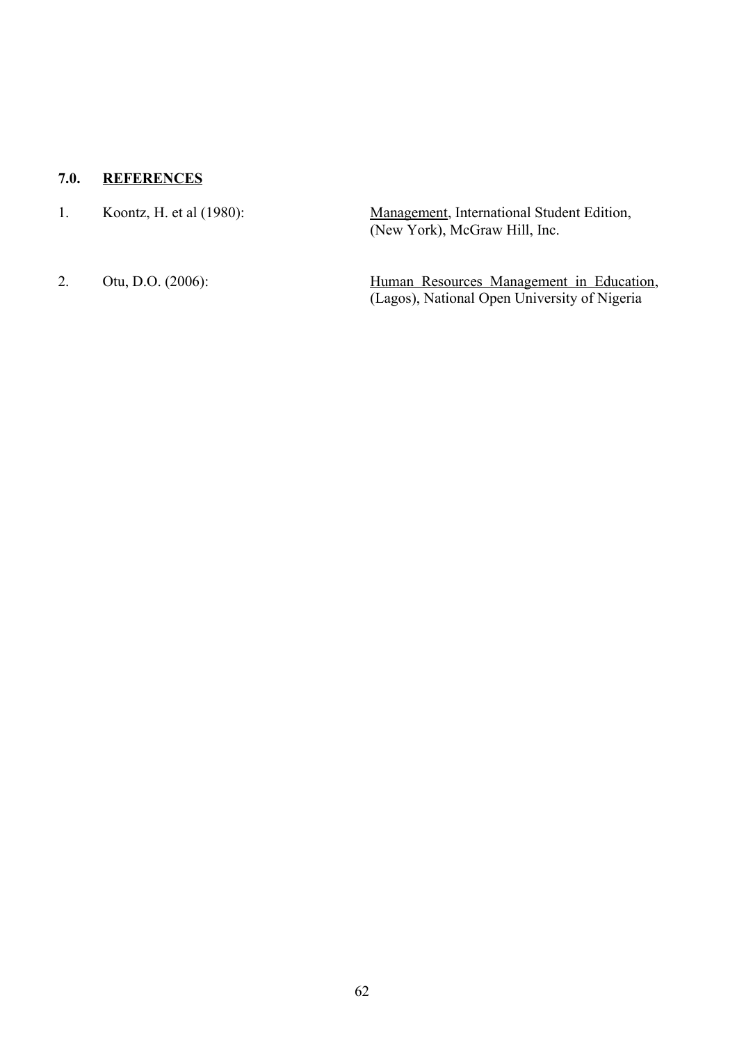## 7.0. REFERENCES

1. Koontz, H. et al (1980): Management, International Student Edition, (New York), McGraw Hill, Inc.

2. Otu, D.O. (2006): Human Resources Management in Education, (Lagos), National Open University of Nigeria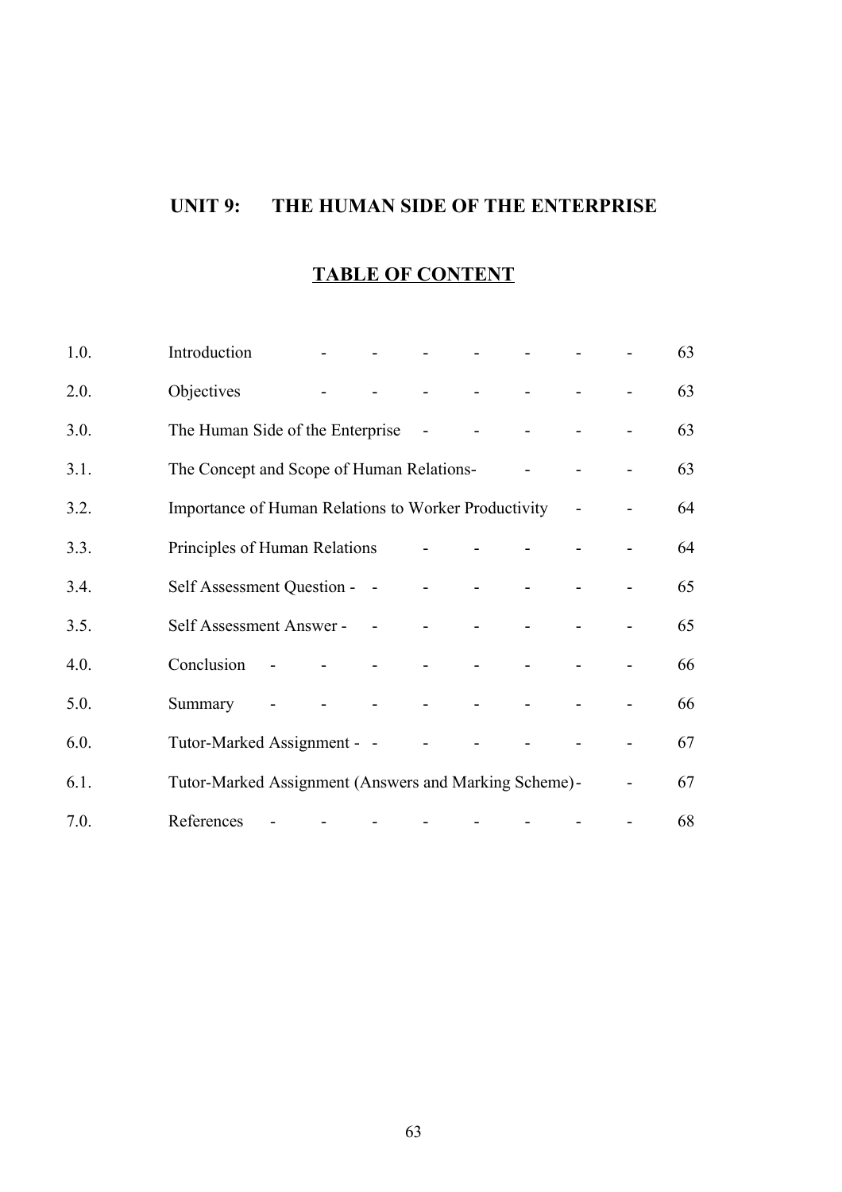# UNIT 9: THE HUMAN SIDE OF THE ENTERPRISE

## TABLE OF CONTENT

| | | |
|---|---|---|
| 1.0. | Introduction | 63 |
| 2.0. | Objectives | 63 |
| 3.0. | The Human Side of the Enterprise | 63 |
| 3.1. | The Concept and Scope of Human Relations | 63 |
| 3.2. | Importance of Human Relations to Worker Productivity | 64 |
| 3.3. | Principles of Human Relations | 64 |
| 3.4. | Self Assessment Question | 65 |
| 3.5. | Self Assessment Answer | 65 |
| 4.0. | Conclusion | 66 |
| 5.0. | Summary | 66 |
| 6.0. | Tutor-Marked Assignment | 67 |
| 6.1. | Tutor-Marked Assignment (Answers and Marking Scheme) | 67 |
| 7.0. | References | 68 |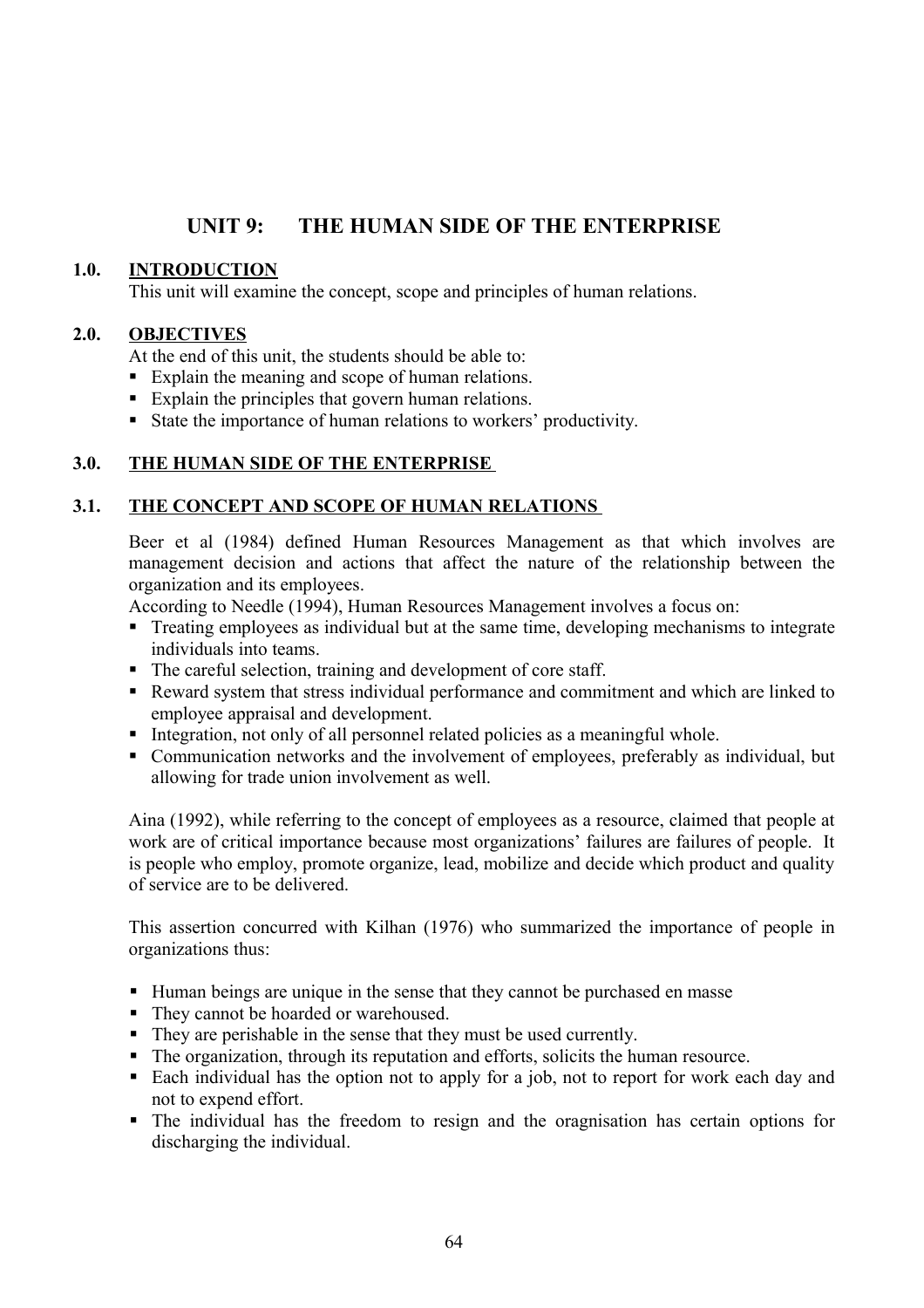# UNIT 9: THE HUMAN SIDE OF THE ENTERPRISE

## 1.0. INTRODUCTION

This unit will examine the concept, scope and principles of human relations.

## 2.0. OBJECTIVES

At the end of this unit, the students should be able to:

- Explain the meaning and scope of human relations.
- Explain the principles that govern human relations.
- State the importance of human relations to workers' productivity.

## 3.0. THE HUMAN SIDE OF THE ENTERPRISE

### 3.1. THE CONCEPT AND SCOPE OF HUMAN RELATIONS

Beer et al (1984) defined Human Resources Management as that which involves are management decision and actions that affect the nature of the relationship between the organization and its employees.

According to Needle (1994), Human Resources Management involves a focus on:

- Treating employees as individual but at the same time, developing mechanisms to integrate individuals into teams.
- The careful selection, training and development of core staff.
- Reward system that stress individual performance and commitment and which are linked to employee appraisal and development.
- Integration, not only of all personnel related policies as a meaningful whole.
- Communication networks and the involvement of employees, preferably as individual, but allowing for trade union involvement as well.

Aina (1992), while referring to the concept of employees as a resource, claimed that people at work are of critical importance because most organizations' failures are failures of people. It is people who employ, promote organize, lead, mobilize and decide which product and quality of service are to be delivered.

This assertion concurred with Kilhan (1976) who summarized the importance of people in organizations thus:

- Human beings are unique in the sense that they cannot be purchased en masse
- They cannot be hoarded or warehoused.
- They are perishable in the sense that they must be used currently.
- The organization, through its reputation and efforts, solicits the human resource.
- Each individual has the option not to apply for a job, not to report for work each day and not to expend effort.
- The individual has the freedom to resign and the oragnisation has certain options for discharging the individual.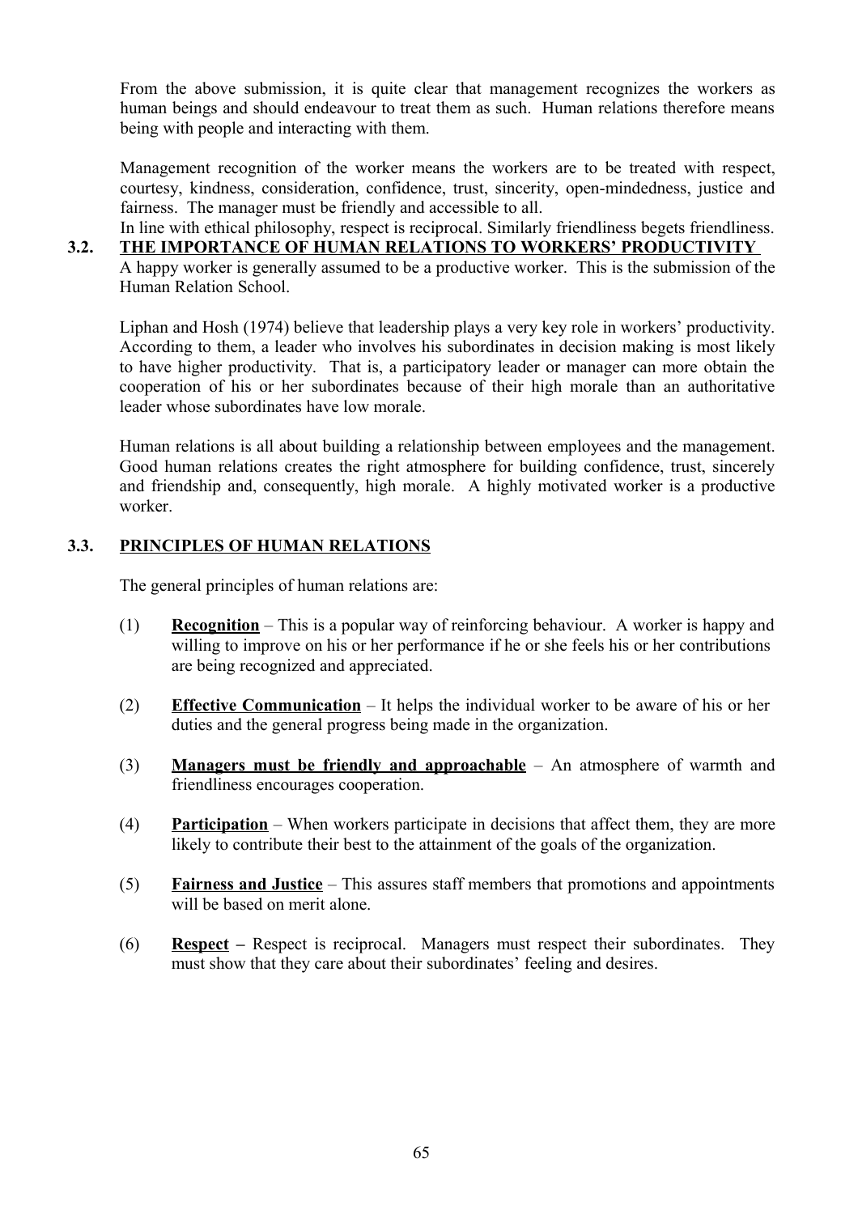From the above submission, it is quite clear that management recognizes the workers as human beings and should endeavour to treat them as such. Human relations therefore means being with people and interacting with them.

Management recognition of the worker means the workers are to be treated with respect, courtesy, kindness, consideration, confidence, trust, sincerity, open-mindedness, justice and fairness. The manager must be friendly and accessible to all.
In line with ethical philosophy, respect is reciprocal. Similarly friendliness begets friendliness.

## 3.2. THE IMPORTANCE OF HUMAN RELATIONS TO WORKERS' PRODUCTIVITY

A happy worker is generally assumed to be a productive worker. This is the submission of the Human Relation School.

Liphan and Hosh (1974) believe that leadership plays a very key role in workers' productivity. According to them, a leader who involves his subordinates in decision making is most likely to have higher productivity. That is, a participatory leader or manager can more obtain the cooperation of his or her subordinates because of their high morale than an authoritative leader whose subordinates have low morale.

Human relations is all about building a relationship between employees and the management. Good human relations creates the right atmosphere for building confidence, trust, sincerely and friendship and, consequently, high morale. A highly motivated worker is a productive worker.

## 3.3. PRINCIPLES OF HUMAN RELATIONS

The general principles of human relations are:

(1) **Recognition** – This is a popular way of reinforcing behaviour. A worker is happy and willing to improve on his or her performance if he or she feels his or her contributions are being recognized and appreciated.

(2) **Effective Communication** – It helps the individual worker to be aware of his or her duties and the general progress being made in the organization.

(3) **Managers must be friendly and approachable** – An atmosphere of warmth and friendliness encourages cooperation.

(4) **Participation** – When workers participate in decisions that affect them, they are more likely to contribute their best to the attainment of the goals of the organization.

(5) **Fairness and Justice** – This assures staff members that promotions and appointments will be based on merit alone.

(6) **Respect** – Respect is reciprocal. Managers must respect their subordinates. They must show that they care about their subordinates' feeling and desires.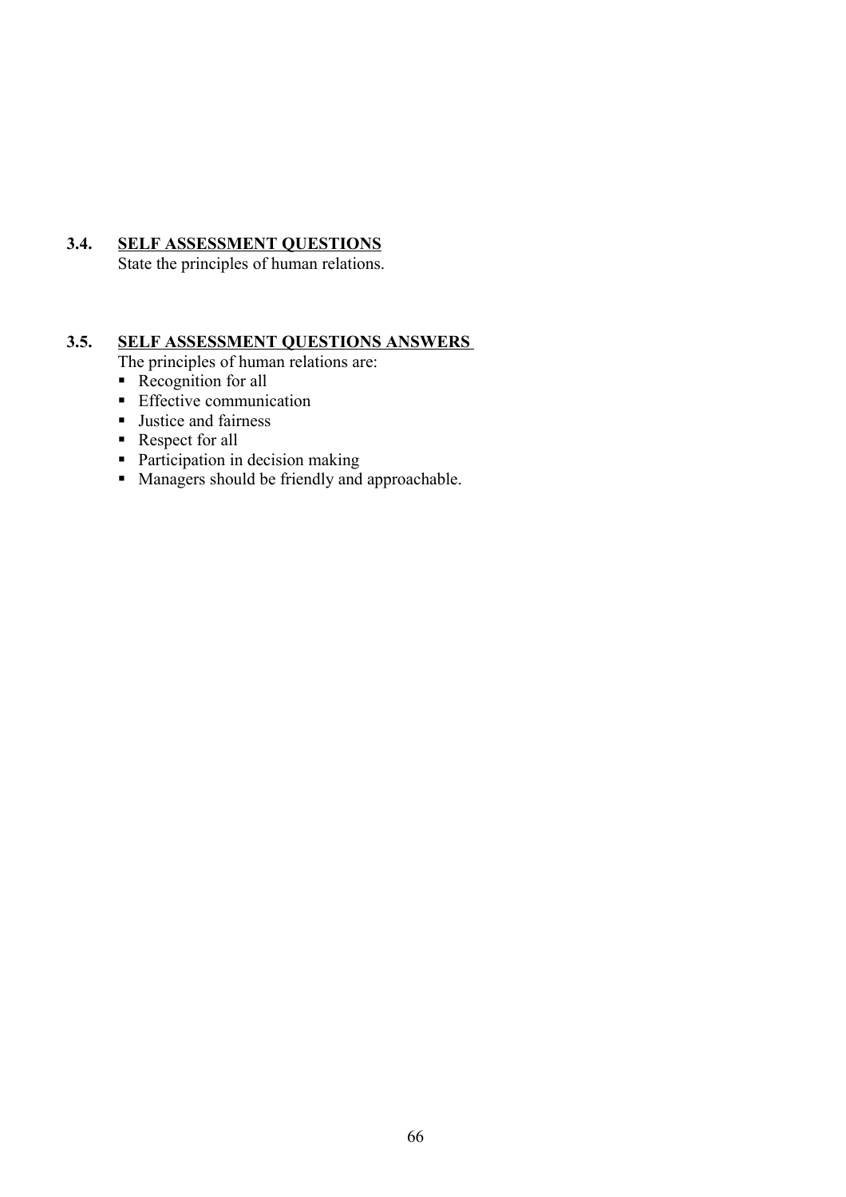## 3.4. SELF ASSESSMENT QUESTIONS

State the principles of human relations.

## 3.5. SELF ASSESSMENT QUESTIONS ANSWERS

The principles of human relations are:

- Recognition for all
- Effective communication
- Justice and fairness
- Respect for all
- Participation in decision making
- Managers should be friendly and approachable.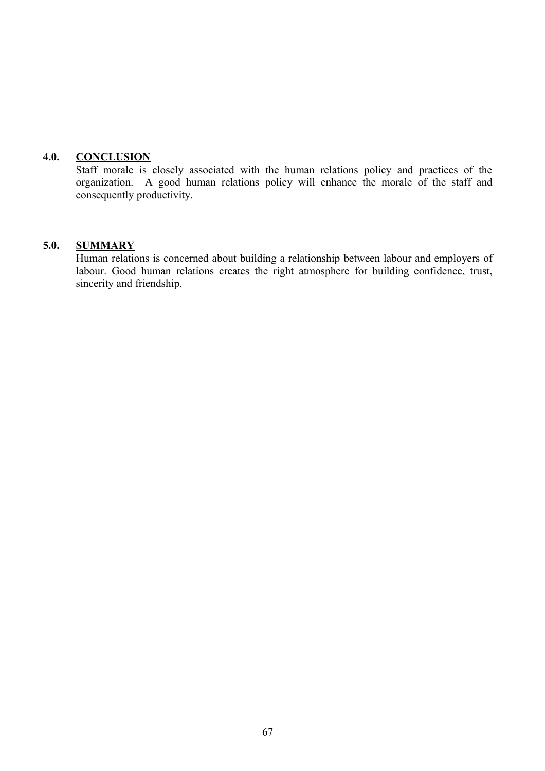## 4.0. CONCLUSION

Staff morale is closely associated with the human relations policy and practices of the organization. A good human relations policy will enhance the morale of the staff and consequently productivity.

## 5.0. SUMMARY

Human relations is concerned about building a relationship between labour and employers of labour. Good human relations creates the right atmosphere for building confidence, trust, sincerity and friendship.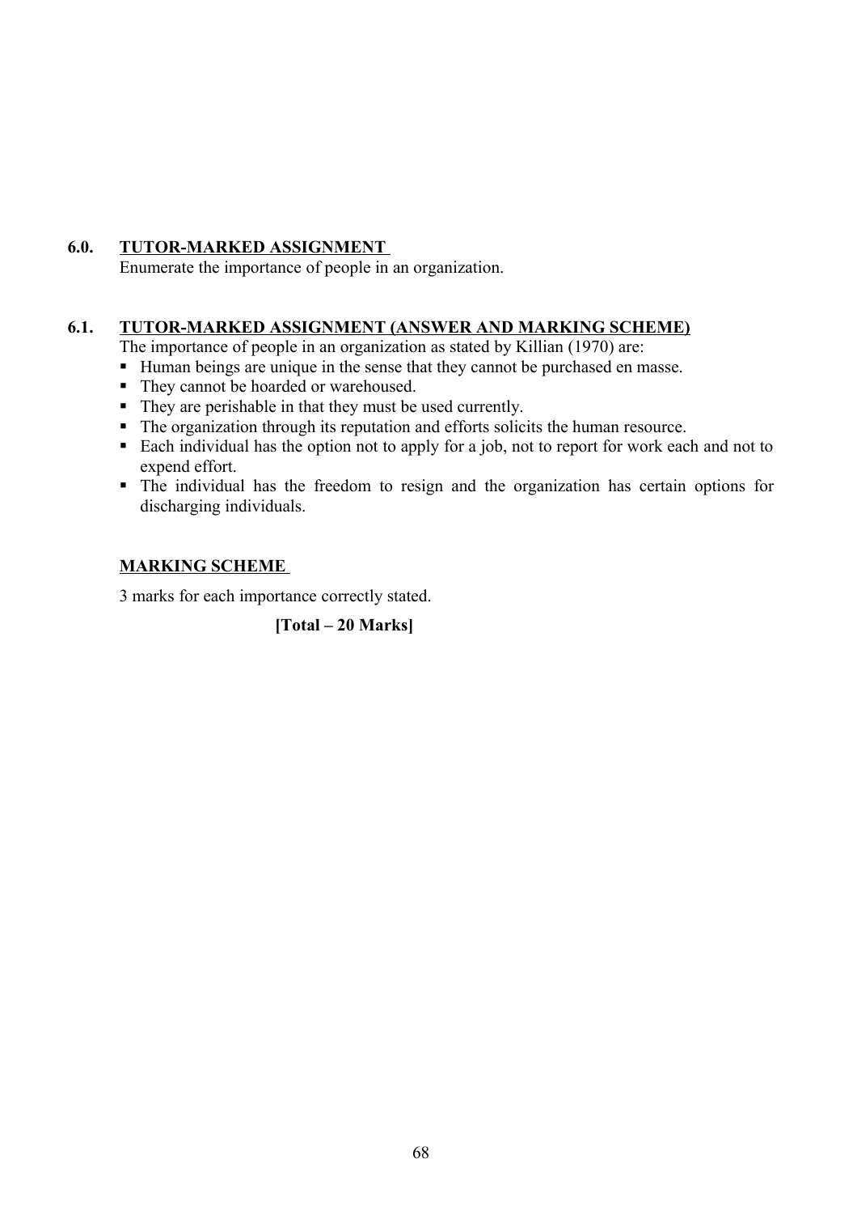## 6.0. TUTOR-MARKED ASSIGNMENT

Enumerate the importance of people in an organization.

## 6.1. TUTOR-MARKED ASSIGNMENT (ANSWER AND MARKING SCHEME)

The importance of people in an organization as stated by Killian (1970) are:

- Human beings are unique in the sense that they cannot be purchased en masse.
- They cannot be hoarded or warehoused.
- They are perishable in that they must be used currently.
- The organization through its reputation and efforts solicits the human resource.
- Each individual has the option not to apply for a job, not to report for work each and not to expend effort.
- The individual has the freedom to resign and the organization has certain options for discharging individuals.

### MARKING SCHEME

3 marks for each importance correctly stated.

**[Total – 20 Marks]**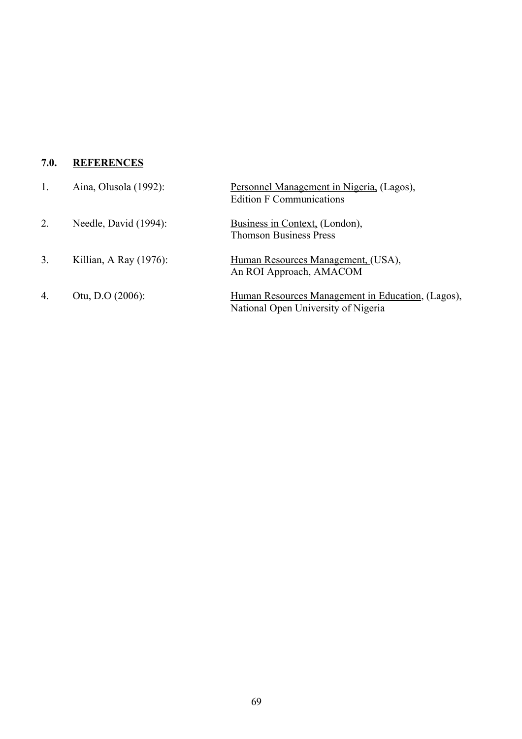## 7.0. REFERENCES

1. Aina, Olusola (1992): Personnel Management in Nigeria, (Lagos), Edition F Communications

2. Needle, David (1994): Business in Context, (London), Thomson Business Press

3. Killian, A Ray (1976): Human Resources Management, (USA), An ROI Approach, AMACOM

4. Otu, D.O (2006): Human Resources Management in Education, (Lagos), National Open University of Nigeria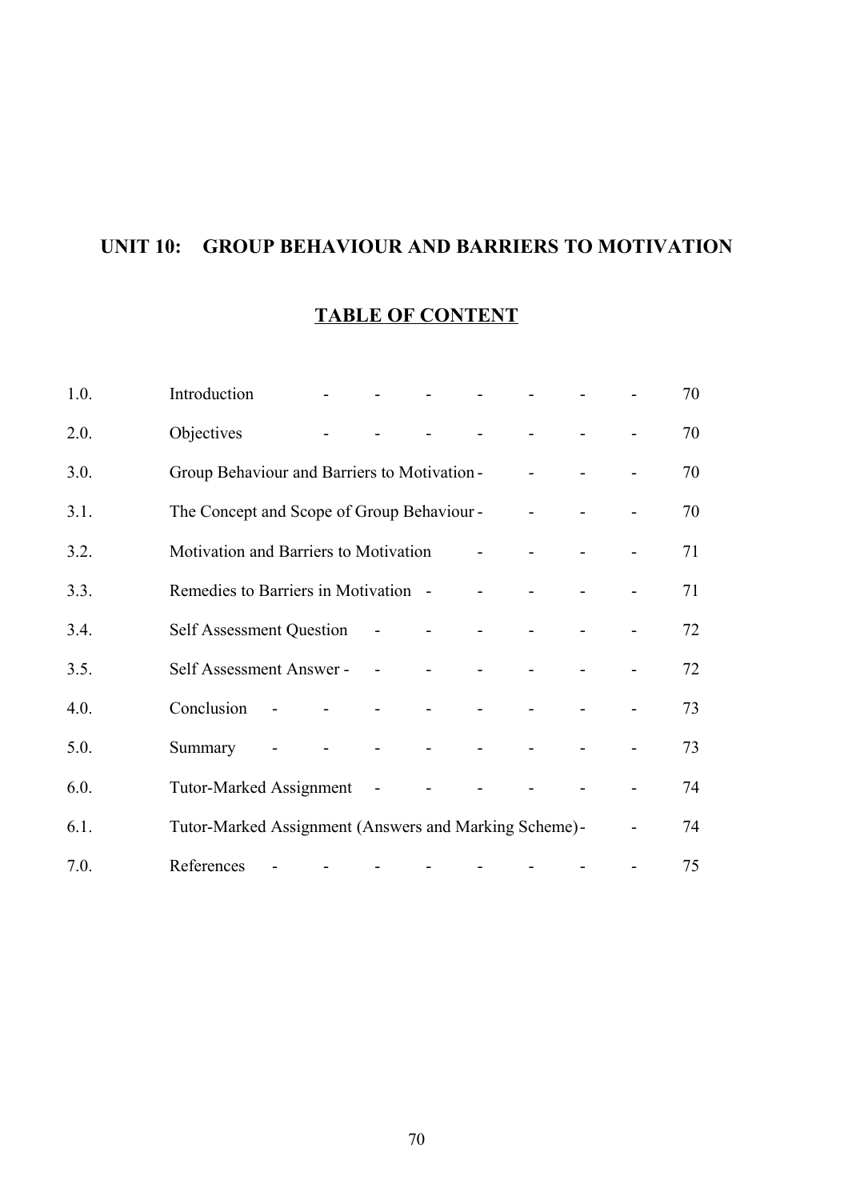## UNIT 10: GROUP BEHAVIOUR AND BARRIERS TO MOTIVATION

### TABLE OF CONTENT

| | | |
|---|---|---|
| 1.0. | Introduction | 70 |
| 2.0. | Objectives | 70 |
| 3.0. | Group Behaviour and Barriers to Motivation | 70 |
| 3.1. | The Concept and Scope of Group Behaviour | 70 |
| 3.2. | Motivation and Barriers to Motivation | 71 |
| 3.3. | Remedies to Barriers in Motivation | 71 |
| 3.4. | Self Assessment Question | 72 |
| 3.5. | Self Assessment Answer | 72 |
| 4.0. | Conclusion | 73 |
| 5.0. | Summary | 73 |
| 6.0. | Tutor-Marked Assignment | 74 |
| 6.1. | Tutor-Marked Assignment (Answers and Marking Scheme) | 74 |
| 7.0. | References | 75 |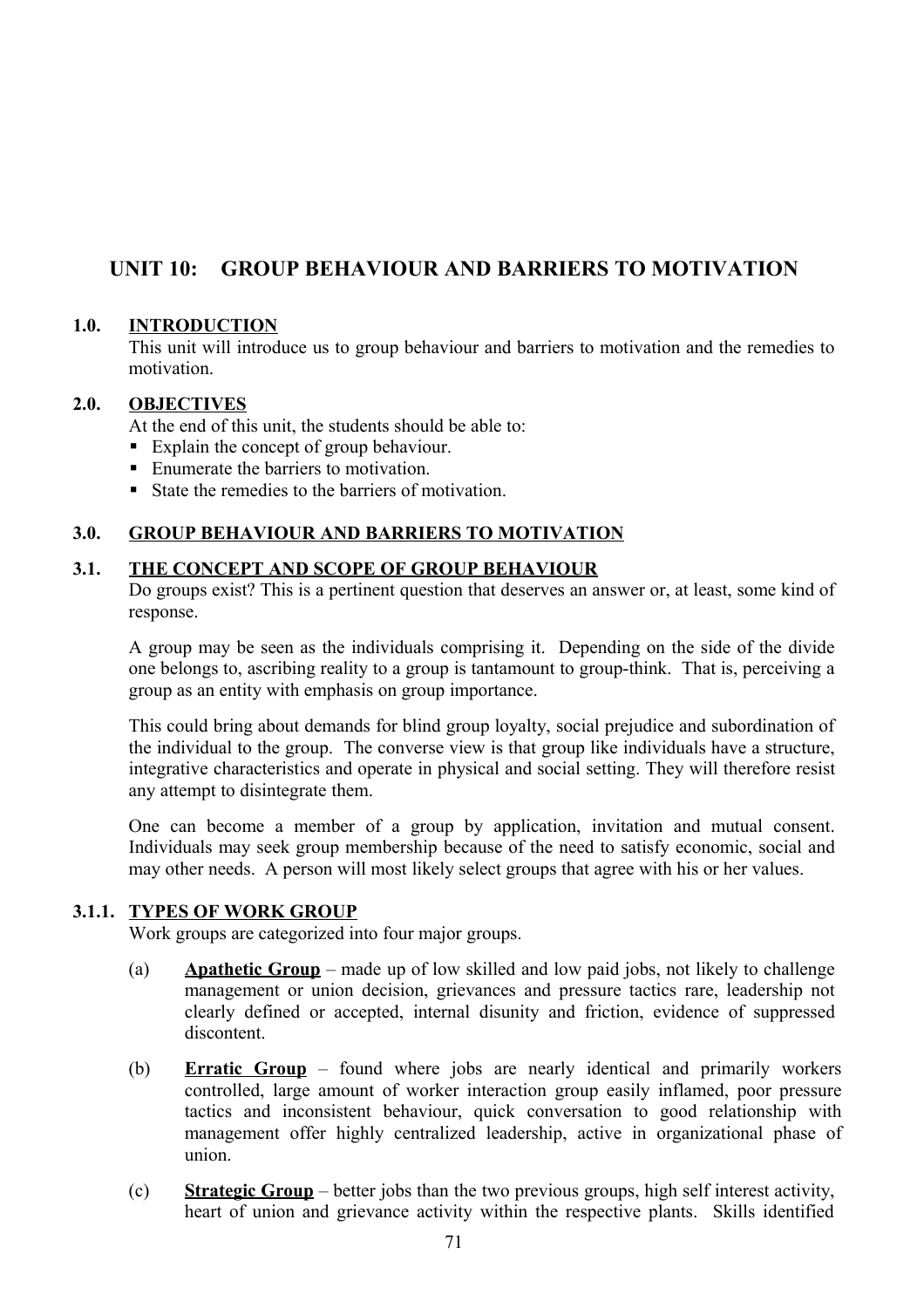# UNIT 10: GROUP BEHAVIOUR AND BARRIERS TO MOTIVATION

## 1.0. INTRODUCTION

This unit will introduce us to group behaviour and barriers to motivation and the remedies to motivation.

## 2.0. OBJECTIVES

At the end of this unit, the students should be able to:

- Explain the concept of group behaviour.
- Enumerate the barriers to motivation.
- State the remedies to the barriers of motivation.

## 3.0. GROUP BEHAVIOUR AND BARRIERS TO MOTIVATION

### 3.1. THE CONCEPT AND SCOPE OF GROUP BEHAVIOUR

Do groups exist? This is a pertinent question that deserves an answer or, at least, some kind of response.

A group may be seen as the individuals comprising it. Depending on the side of the divide one belongs to, ascribing reality to a group is tantamount to group-think. That is, perceiving a group as an entity with emphasis on group importance.

This could bring about demands for blind group loyalty, social prejudice and subordination of the individual to the group. The converse view is that group like individuals have a structure, integrative characteristics and operate in physical and social setting. They will therefore resist any attempt to disintegrate them.

One can become a member of a group by application, invitation and mutual consent. Individuals may seek group membership because of the need to satisfy economic, social and may other needs. A person will most likely select groups that agree with his or her values.

#### 3.1.1. TYPES OF WORK GROUP

Work groups are categorized into four major groups.

(a) **Apathetic Group** – made up of low skilled and low paid jobs, not likely to challenge management or union decision, grievances and pressure tactics rare, leadership not clearly defined or accepted, internal disunity and friction, evidence of suppressed discontent.

(b) **Erratic Group** – found where jobs are nearly identical and primarily workers controlled, large amount of worker interaction group easily inflamed, poor pressure tactics and inconsistent behaviour, quick conversation to good relationship with management offer highly centralized leadership, active in organizational phase of union.

(c) **Strategic Group** – better jobs than the two previous groups, high self interest activity, heart of union and grievance activity within the respective plants. Skills identified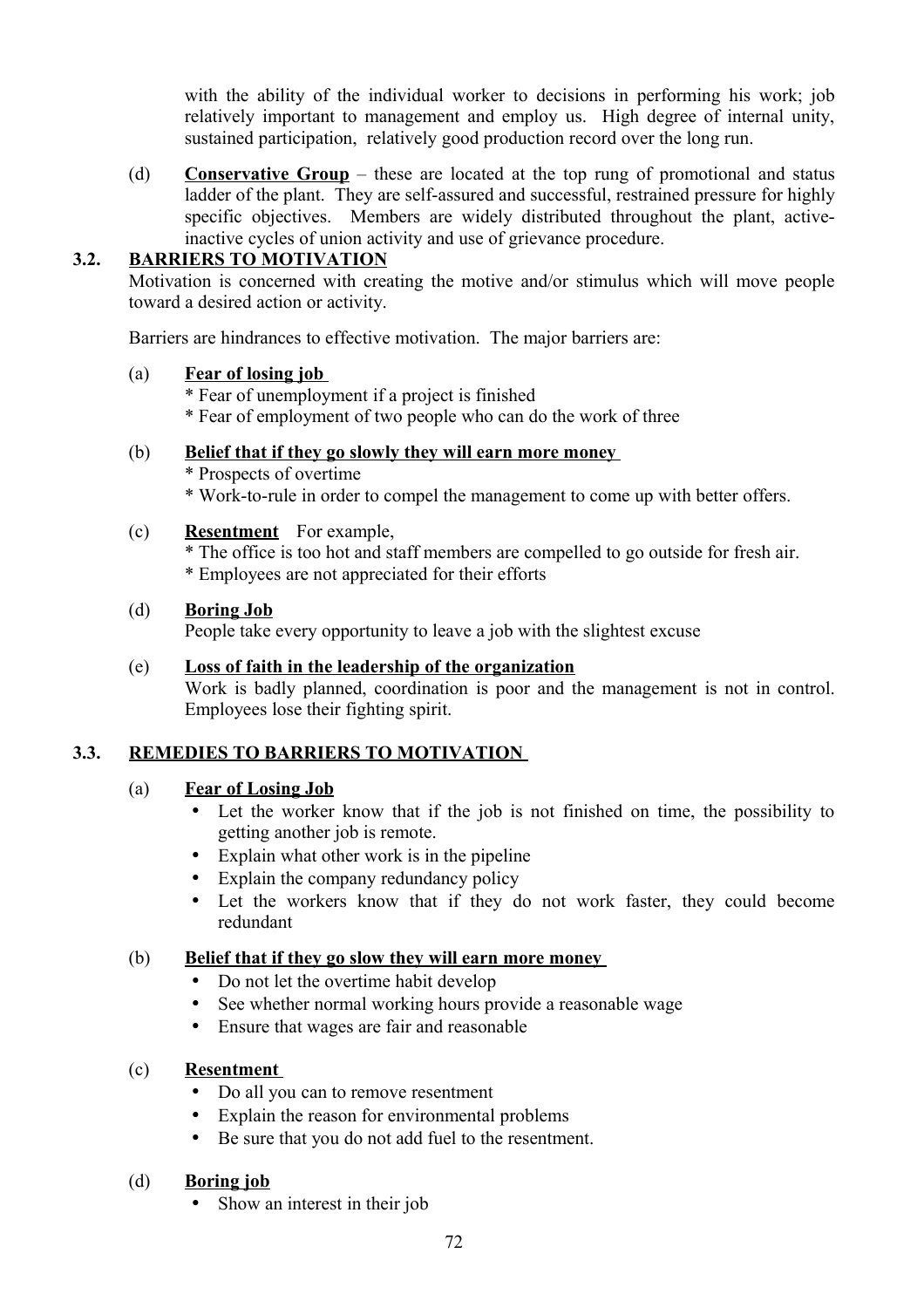with the ability of the individual worker to decisions in performing his work; job relatively important to management and employ us. High degree of internal unity, sustained participation, relatively good production record over the long run.

(d) **Conservative Group** – these are located at the top rung of promotional and status ladder of the plant. They are self-assured and successful, restrained pressure for highly specific objectives. Members are widely distributed throughout the plant, active-inactive cycles of union activity and use of grievance procedure.

## 3.2. BARRIERS TO MOTIVATION

Motivation is concerned with creating the motive and/or stimulus which will move people toward a desired action or activity.

Barriers are hindrances to effective motivation. The major barriers are:

(a) **Fear of losing job**

* Fear of unemployment if a project is finished
* Fear of employment of two people who can do the work of three

(b) **Belief that if they go slowly they will earn more money**

* Prospects of overtime
* Work-to-rule in order to compel the management to come up with better offers.

(c) **Resentment** For example,

* The office is too hot and staff members are compelled to go outside for fresh air.
* Employees are not appreciated for their efforts

(d) **Boring Job**

People take every opportunity to leave a job with the slightest excuse

(e) **Loss of faith in the leadership of the organization**

Work is badly planned, coordination is poor and the management is not in control. Employees lose their fighting spirit.

## 3.3. REMEDIES TO BARRIERS TO MOTIVATION

(a) **Fear of Losing Job**

- Let the worker know that if the job is not finished on time, the possibility to getting another job is remote.
- Explain what other work is in the pipeline
- Explain the company redundancy policy
- Let the workers know that if they do not work faster, they could become redundant

(b) **Belief that if they go slow they will earn more money**

- Do not let the overtime habit develop
- See whether normal working hours provide a reasonable wage
- Ensure that wages are fair and reasonable

(c) **Resentment**

- Do all you can to remove resentment
- Explain the reason for environmental problems
- Be sure that you do not add fuel to the resentment.

(d) **Boring job**

- Show an interest in their job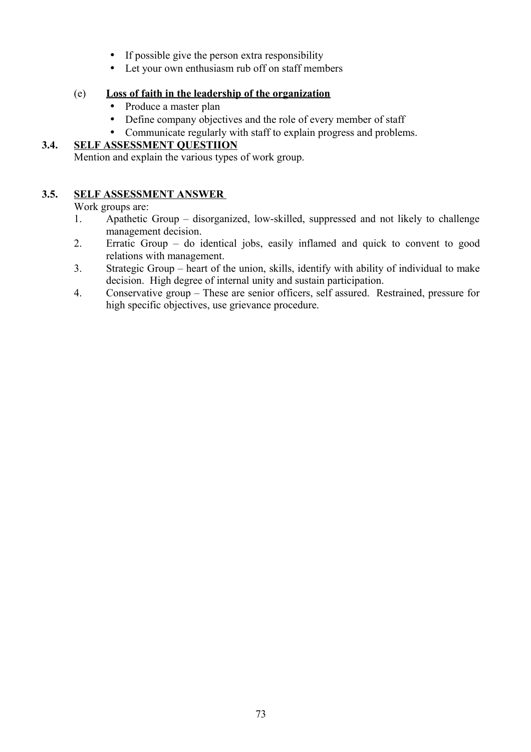- If possible give the person extra responsibility
- Let your own enthusiasm rub off on staff members

(e) **Loss of faith in the leadership of the organization**

- Produce a master plan
- Define company objectives and the role of every member of staff
- Communicate regularly with staff to explain progress and problems.

## 3.4. SELF ASSESSMENT QUESTIION

Mention and explain the various types of work group.

## 3.5. SELF ASSESSMENT ANSWER

Work groups are:

1. Apathetic Group – disorganized, low-skilled, suppressed and not likely to challenge management decision.
2. Erratic Group – do identical jobs, easily inflamed and quick to convent to good relations with management.
3. Strategic Group – heart of the union, skills, identify with ability of individual to make decision. High degree of internal unity and sustain participation.
4. Conservative group – These are senior officers, self assured. Restrained, pressure for high specific objectives, use grievance procedure.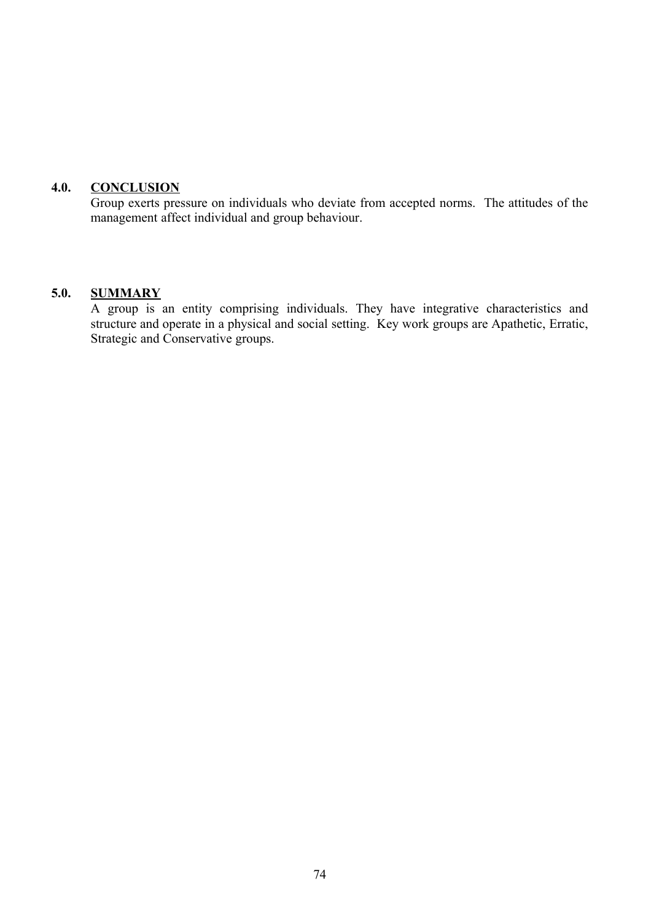## 4.0. CONCLUSION

Group exerts pressure on individuals who deviate from accepted norms. The attitudes of the management affect individual and group behaviour.

## 5.0. SUMMARY

A group is an entity comprising individuals. They have integrative characteristics and structure and operate in a physical and social setting. Key work groups are Apathetic, Erratic, Strategic and Conservative groups.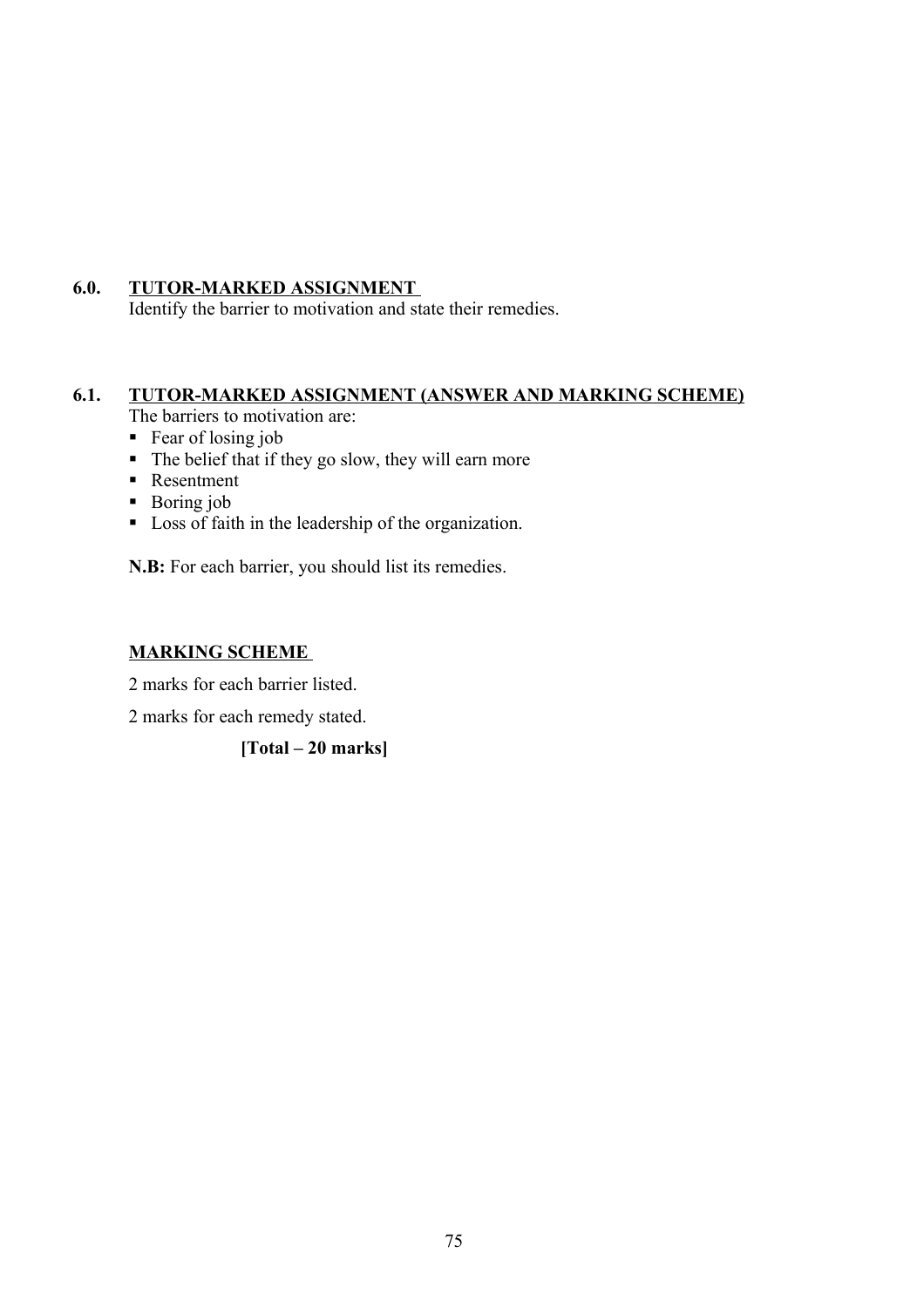## 6.0. TUTOR-MARKED ASSIGNMENT

Identify the barrier to motivation and state their remedies.

## 6.1. TUTOR-MARKED ASSIGNMENT (ANSWER AND MARKING SCHEME)

The barriers to motivation are:

- Fear of losing job
- The belief that if they go slow, they will earn more
- Resentment
- Boring job
- Loss of faith in the leadership of the organization.

**N.B:** For each barrier, you should list its remedies.

**MARKING SCHEME**

2 marks for each barrier listed.

2 marks for each remedy stated.

**[Total – 20 marks]**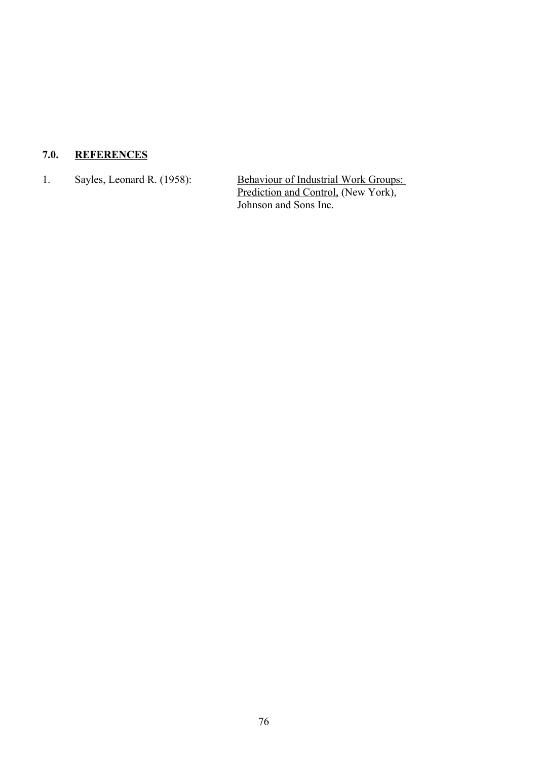## 7.0. REFERENCES

1. Sayles, Leonard R. (1958): Behaviour of Industrial Work Groups: Prediction and Control, (New York), Johnson and Sons Inc.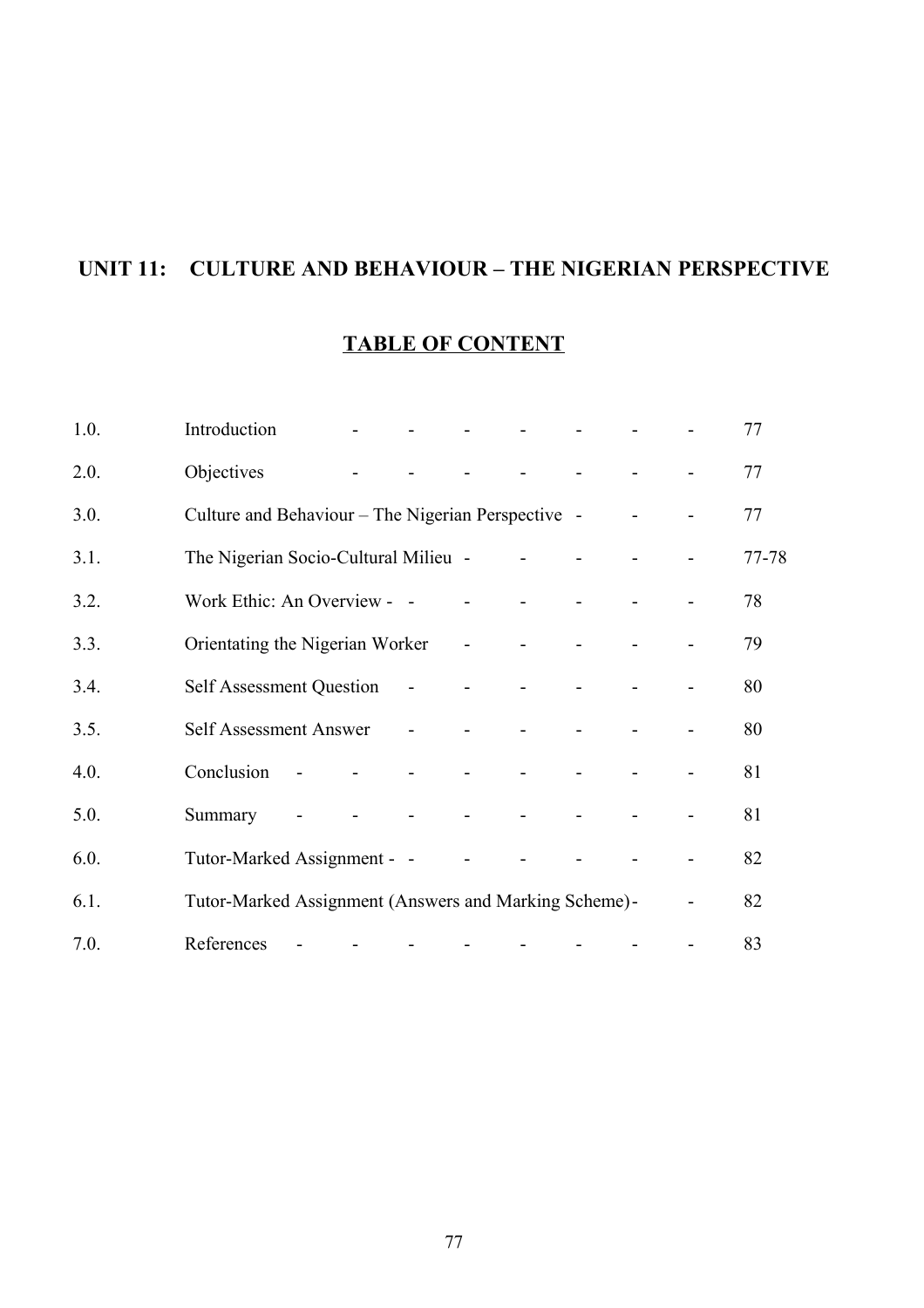# UNIT 11: CULTURE AND BEHAVIOUR – THE NIGERIAN PERSPECTIVE

## TABLE OF CONTENT

| | | |
|---|---|---|
| 1.0. | Introduction | 77 |
| 2.0. | Objectives | 77 |
| 3.0. | Culture and Behaviour – The Nigerian Perspective | 77 |
| 3.1. | The Nigerian Socio-Cultural Milieu | 77-78 |
| 3.2. | Work Ethic: An Overview | 78 |
| 3.3. | Orientating the Nigerian Worker | 79 |
| 3.4. | Self Assessment Question | 80 |
| 3.5. | Self Assessment Answer | 80 |
| 4.0. | Conclusion | 81 |
| 5.0. | Summary | 81 |
| 6.0. | Tutor-Marked Assignment | 82 |
| 6.1. | Tutor-Marked Assignment (Answers and Marking Scheme) | 82 |
| 7.0. | References | 83 |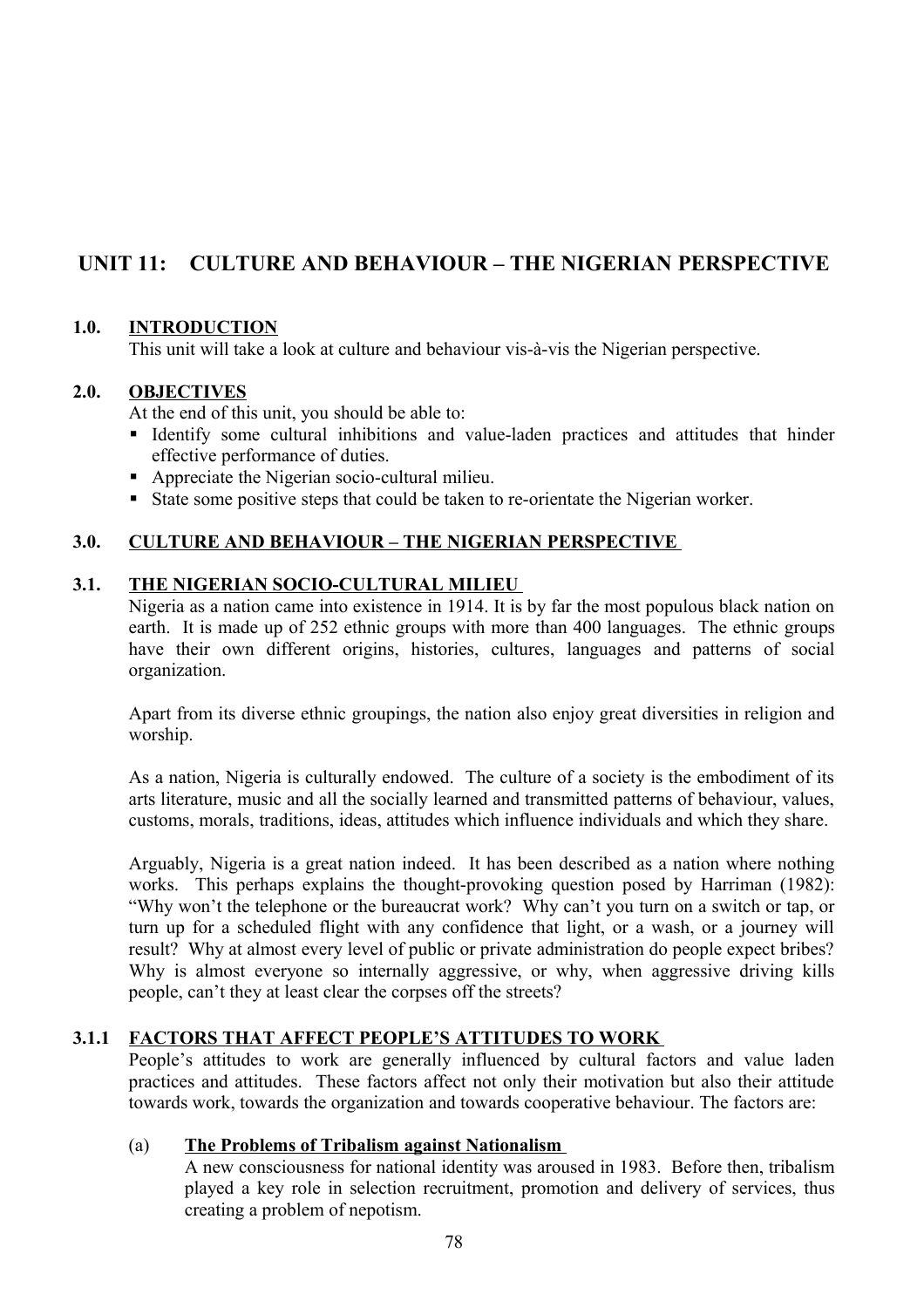# UNIT 11: CULTURE AND BEHAVIOUR – THE NIGERIAN PERSPECTIVE

## 1.0. INTRODUCTION

This unit will take a look at culture and behaviour vis-à-vis the Nigerian perspective.

## 2.0. OBJECTIVES

At the end of this unit, you should be able to:

- Identify some cultural inhibitions and value-laden practices and attitudes that hinder effective performance of duties.
- Appreciate the Nigerian socio-cultural milieu.
- State some positive steps that could be taken to re-orientate the Nigerian worker.

## 3.0. CULTURE AND BEHAVIOUR – THE NIGERIAN PERSPECTIVE

### 3.1. THE NIGERIAN SOCIO-CULTURAL MILIEU

Nigeria as a nation came into existence in 1914. It is by far the most populous black nation on earth. It is made up of 252 ethnic groups with more than 400 languages. The ethnic groups have their own different origins, histories, cultures, languages and patterns of social organization.

Apart from its diverse ethnic groupings, the nation also enjoy great diversities in religion and worship.

As a nation, Nigeria is culturally endowed. The culture of a society is the embodiment of its arts literature, music and all the socially learned and transmitted patterns of behaviour, values, customs, morals, traditions, ideas, attitudes which influence individuals and which they share.

Arguably, Nigeria is a great nation indeed. It has been described as a nation where nothing works. This perhaps explains the thought-provoking question posed by Harriman (1982): "Why won't the telephone or the bureaucrat work? Why can't you turn on a switch or tap, or turn up for a scheduled flight with any confidence that light, or a wash, or a journey will result? Why at almost every level of public or private administration do people expect bribes? Why is almost everyone so internally aggressive, or why, when aggressive driving kills people, can't they at least clear the corpses off the streets?

#### 3.1.1 FACTORS THAT AFFECT PEOPLE'S ATTITUDES TO WORK

People's attitudes to work are generally influenced by cultural factors and value laden practices and attitudes. These factors affect not only their motivation but also their attitude towards work, towards the organization and towards cooperative behaviour. The factors are:

(a) **The Problems of Tribalism against Nationalism**

A new consciousness for national identity was aroused in 1983. Before then, tribalism played a key role in selection recruitment, promotion and delivery of services, thus creating a problem of nepotism.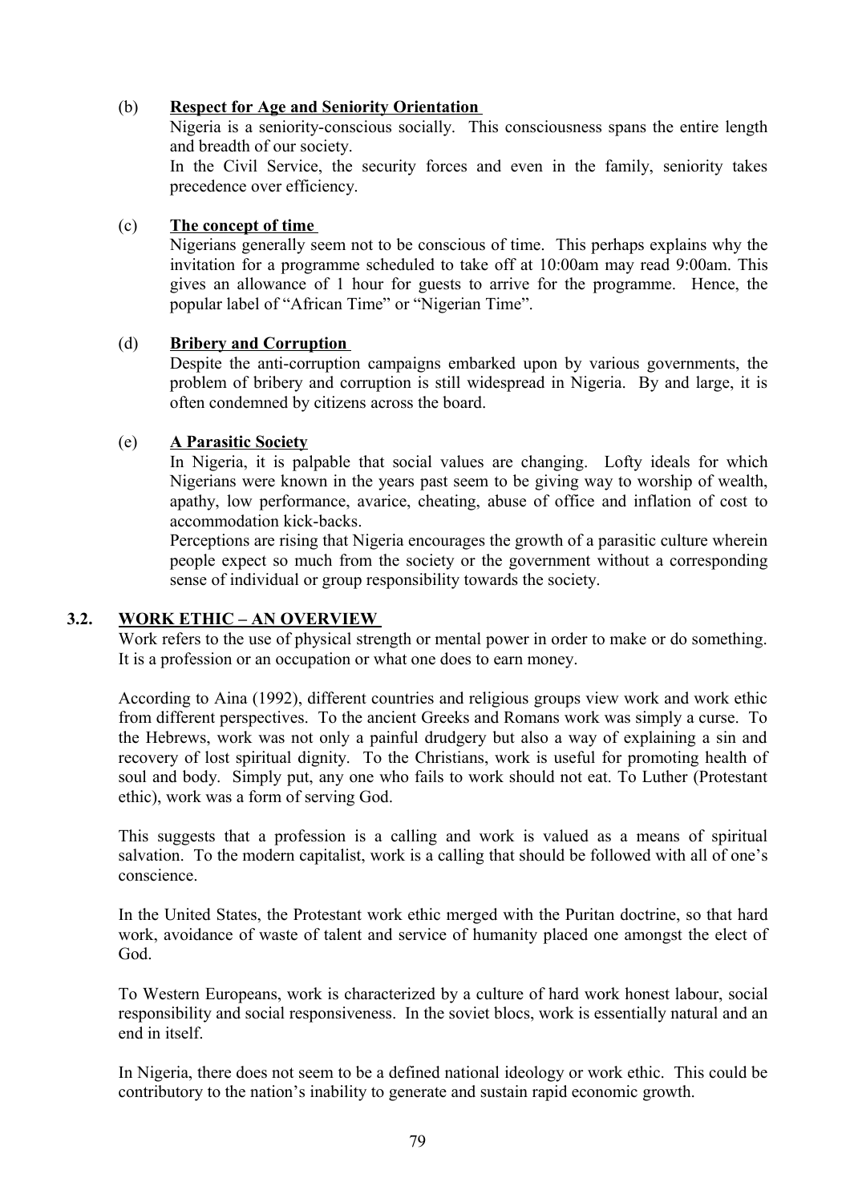(b) **Respect for Age and Seniority Orientation**

Nigeria is a seniority-conscious socially. This consciousness spans the entire length and breadth of our society.

In the Civil Service, the security forces and even in the family, seniority takes precedence over efficiency.

(c) **The concept of time**

Nigerians generally seem not to be conscious of time. This perhaps explains why the invitation for a programme scheduled to take off at 10:00am may read 9:00am. This gives an allowance of 1 hour for guests to arrive for the programme. Hence, the popular label of "African Time" or "Nigerian Time".

(d) **Bribery and Corruption**

Despite the anti-corruption campaigns embarked upon by various governments, the problem of bribery and corruption is still widespread in Nigeria. By and large, it is often condemned by citizens across the board.

(e) **A Parasitic Society**

In Nigeria, it is palpable that social values are changing. Lofty ideals for which Nigerians were known in the years past seem to be giving way to worship of wealth, apathy, low performance, avarice, cheating, abuse of office and inflation of cost to accommodation kick-backs.

Perceptions are rising that Nigeria encourages the growth of a parasitic culture wherein people expect so much from the society or the government without a corresponding sense of individual or group responsibility towards the society.

## 3.2. WORK ETHIC – AN OVERVIEW

Work refers to the use of physical strength or mental power in order to make or do something. It is a profession or an occupation or what one does to earn money.

According to Aina (1992), different countries and religious groups view work and work ethic from different perspectives. To the ancient Greeks and Romans work was simply a curse. To the Hebrews, work was not only a painful drudgery but also a way of explaining a sin and recovery of lost spiritual dignity. To the Christians, work is useful for promoting health of soul and body. Simply put, any one who fails to work should not eat. To Luther (Protestant ethic), work was a form of serving God.

This suggests that a profession is a calling and work is valued as a means of spiritual salvation. To the modern capitalist, work is a calling that should be followed with all of one's conscience.

In the United States, the Protestant work ethic merged with the Puritan doctrine, so that hard work, avoidance of waste of talent and service of humanity placed one amongst the elect of God.

To Western Europeans, work is characterized by a culture of hard work honest labour, social responsibility and social responsiveness. In the soviet blocs, work is essentially natural and an end in itself.

In Nigeria, there does not seem to be a defined national ideology or work ethic. This could be contributory to the nation's inability to generate and sustain rapid economic growth.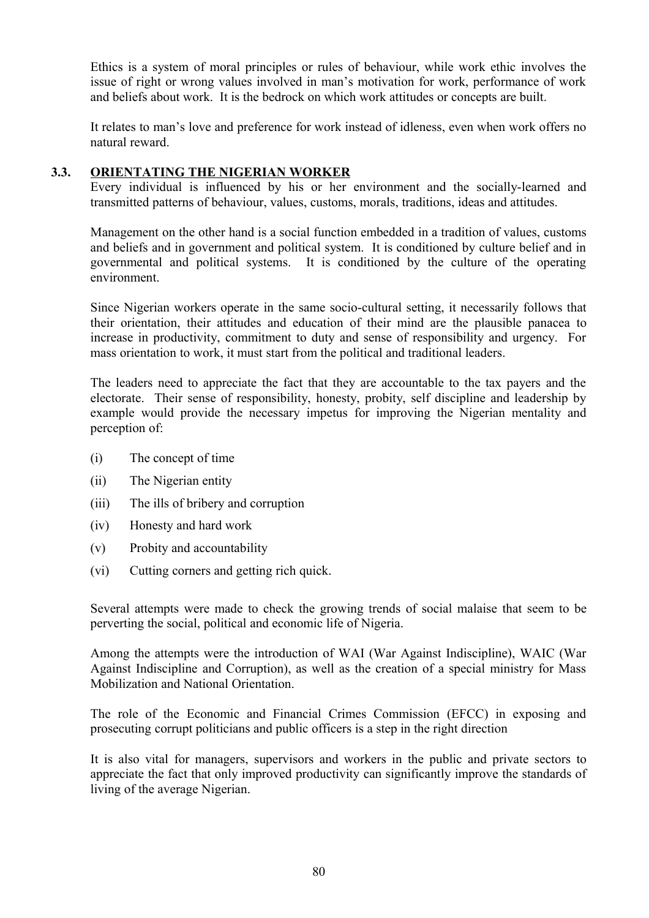Ethics is a system of moral principles or rules of behaviour, while work ethic involves the issue of right or wrong values involved in man's motivation for work, performance of work and beliefs about work. It is the bedrock on which work attitudes or concepts are built.

It relates to man's love and preference for work instead of idleness, even when work offers no natural reward.

## 3.3. ORIENTATING THE NIGERIAN WORKER

Every individual is influenced by his or her environment and the socially-learned and transmitted patterns of behaviour, values, customs, morals, traditions, ideas and attitudes.

Management on the other hand is a social function embedded in a tradition of values, customs and beliefs and in government and political system. It is conditioned by culture belief and in governmental and political systems. It is conditioned by the culture of the operating environment.

Since Nigerian workers operate in the same socio-cultural setting, it necessarily follows that their orientation, their attitudes and education of their mind are the plausible panacea to increase in productivity, commitment to duty and sense of responsibility and urgency. For mass orientation to work, it must start from the political and traditional leaders.

The leaders need to appreciate the fact that they are accountable to the tax payers and the electorate. Their sense of responsibility, honesty, probity, self discipline and leadership by example would provide the necessary impetus for improving the Nigerian mentality and perception of:

(i) The concept of time

(ii) The Nigerian entity

(iii) The ills of bribery and corruption

(iv) Honesty and hard work

(v) Probity and accountability

(vi) Cutting corners and getting rich quick.

Several attempts were made to check the growing trends of social malaise that seem to be perverting the social, political and economic life of Nigeria.

Among the attempts were the introduction of WAI (War Against Indiscipline), WAIC (War Against Indiscipline and Corruption), as well as the creation of a special ministry for Mass Mobilization and National Orientation.

The role of the Economic and Financial Crimes Commission (EFCC) in exposing and prosecuting corrupt politicians and public officers is a step in the right direction

It is also vital for managers, supervisors and workers in the public and private sectors to appreciate the fact that only improved productivity can significantly improve the standards of living of the average Nigerian.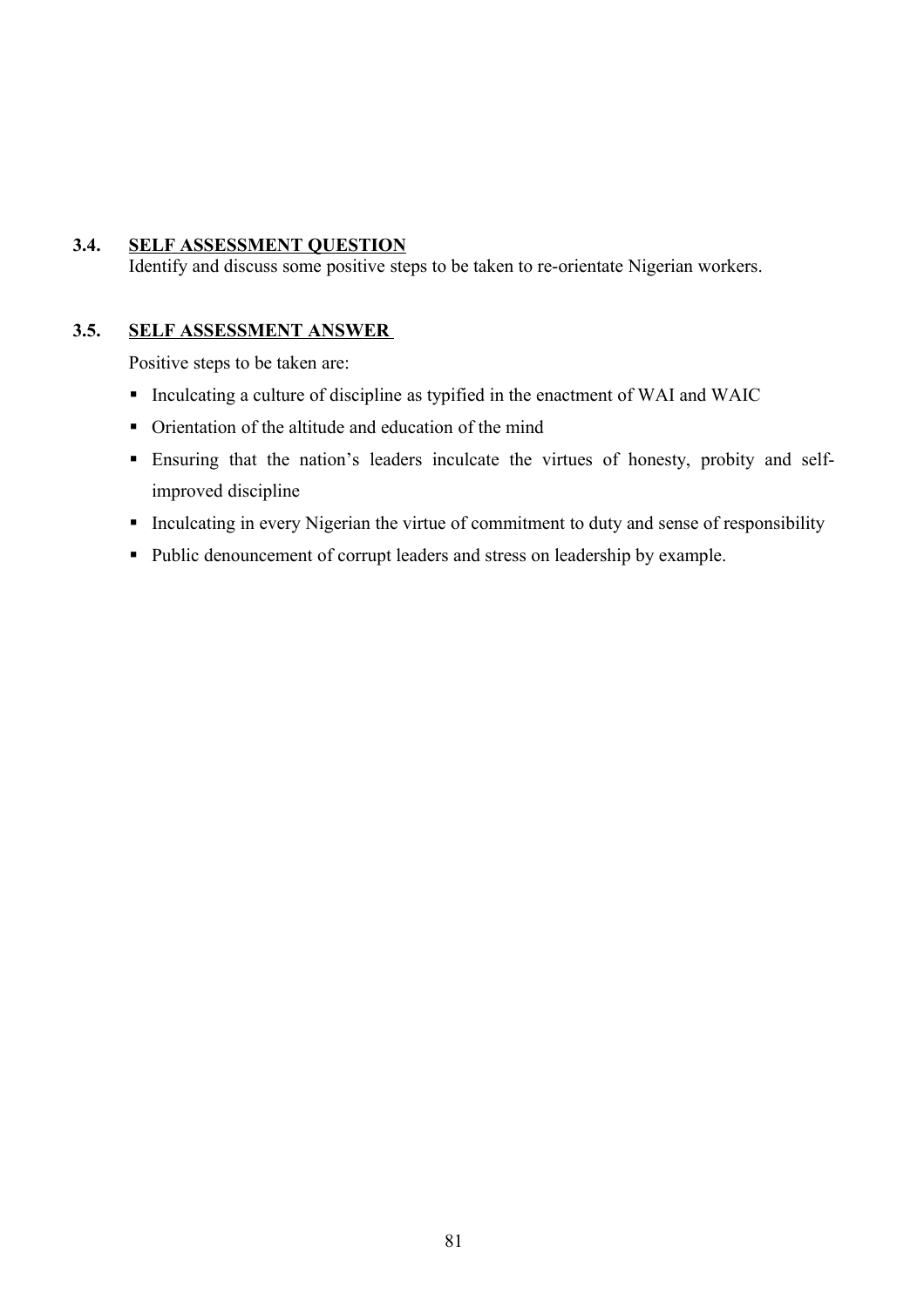### 3.4. SELF ASSESSMENT QUESTION

Identify and discuss some positive steps to be taken to re-orientate Nigerian workers.

### 3.5. SELF ASSESSMENT ANSWER

Positive steps to be taken are:

- Inculcating a culture of discipline as typified in the enactment of WAI and WAIC
- Orientation of the altitude and education of the mind
- Ensuring that the nation's leaders inculcate the virtues of honesty, probity and self-improved discipline
- Inculcating in every Nigerian the virtue of commitment to duty and sense of responsibility
- Public denouncement of corrupt leaders and stress on leadership by example.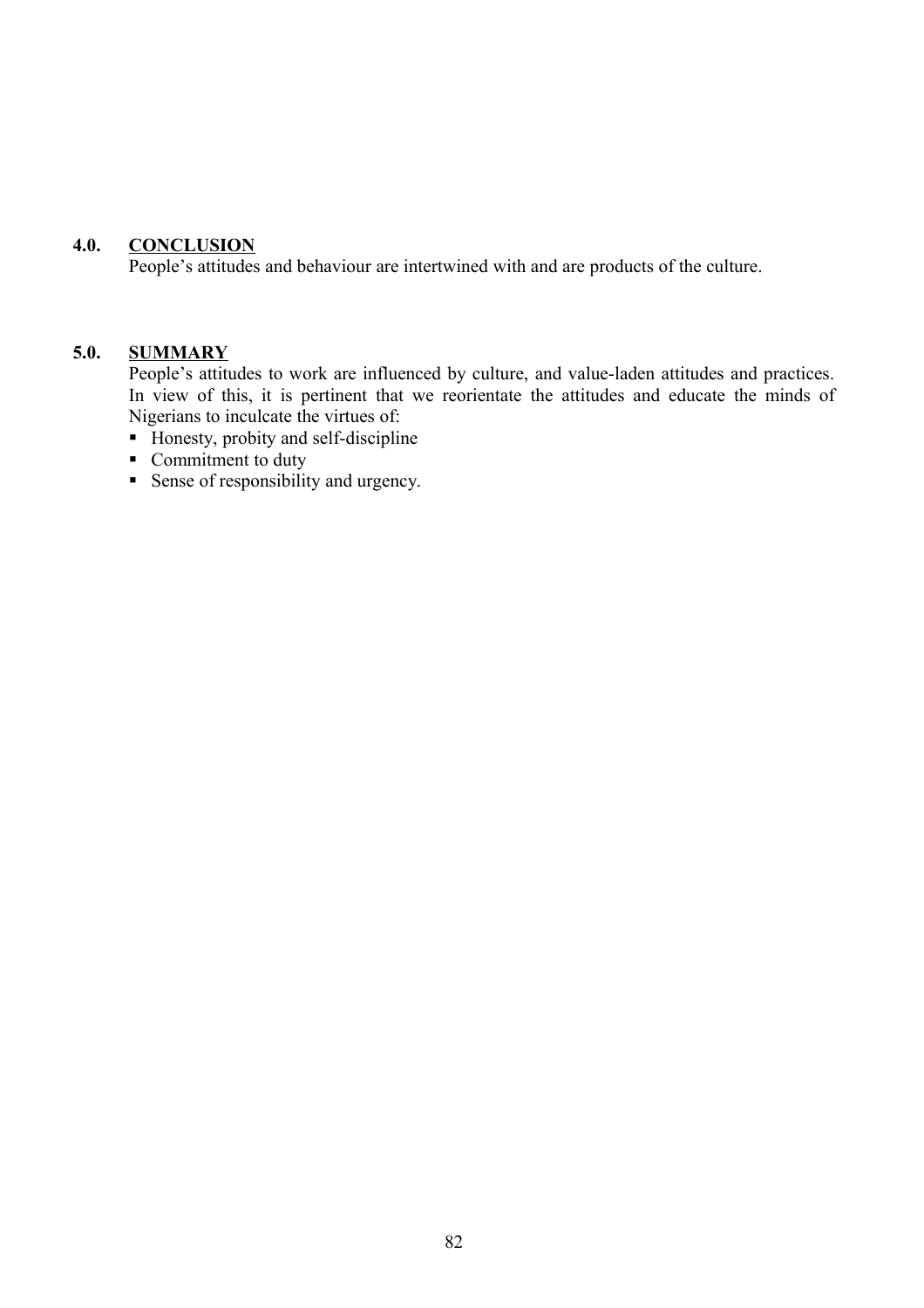## 4.0. CONCLUSION

People's attitudes and behaviour are intertwined with and are products of the culture.

## 5.0. SUMMARY

People's attitudes to work are influenced by culture, and value-laden attitudes and practices. In view of this, it is pertinent that we reorientate the attitudes and educate the minds of Nigerians to inculcate the virtues of:

- Honesty, probity and self-discipline
- Commitment to duty
- Sense of responsibility and urgency.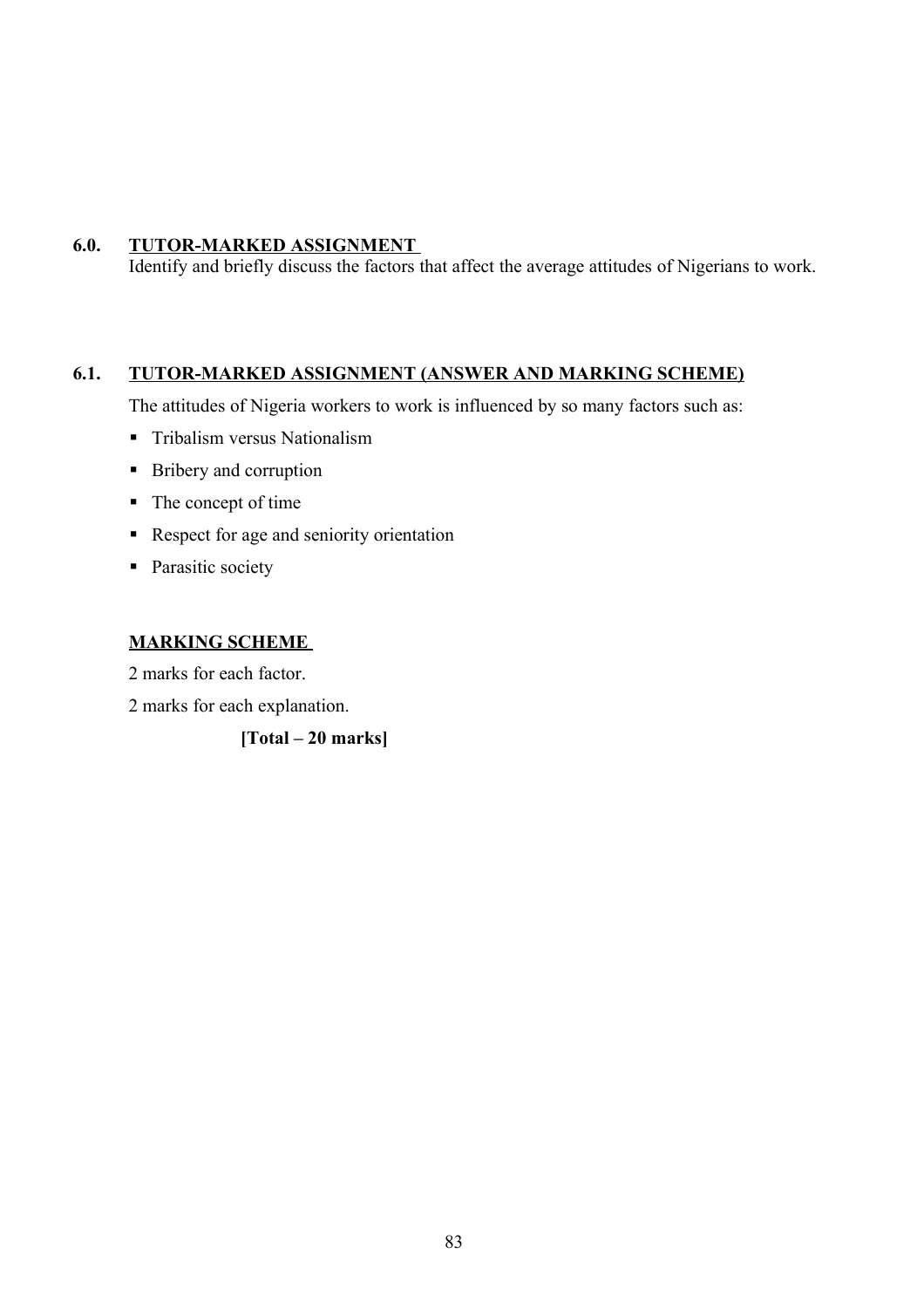## 6.0. TUTOR-MARKED ASSIGNMENT

Identify and briefly discuss the factors that affect the average attitudes of Nigerians to work.

## 6.1. TUTOR-MARKED ASSIGNMENT (ANSWER AND MARKING SCHEME)

The attitudes of Nigeria workers to work is influenced by so many factors such as:

- Tribalism versus Nationalism
- Bribery and corruption
- The concept of time
- Respect for age and seniority orientation
- Parasitic society

### MARKING SCHEME

2 marks for each factor.

2 marks for each explanation.

**[Total – 20 marks]**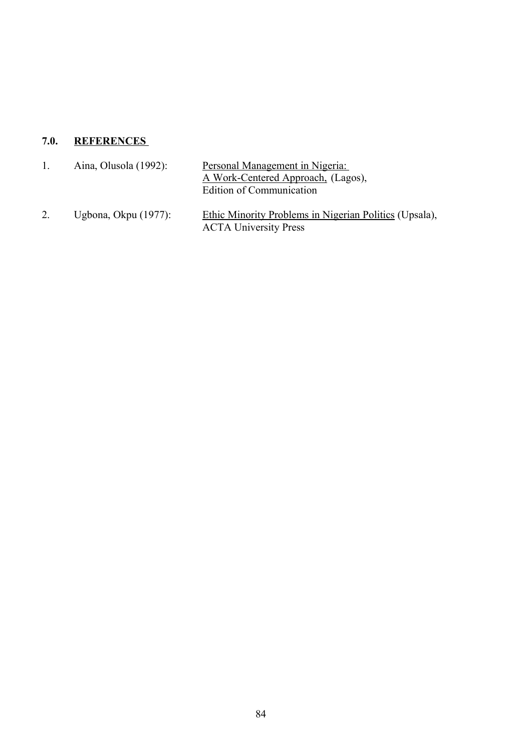## 7.0. REFERENCES

1. Aina, Olusola (1992): Personal Management in Nigeria: A Work-Centered Approach, (Lagos), Edition of Communication

2. Ugbona, Okpu (1977): Ethic Minority Problems in Nigerian Politics (Upsala), ACTA University Press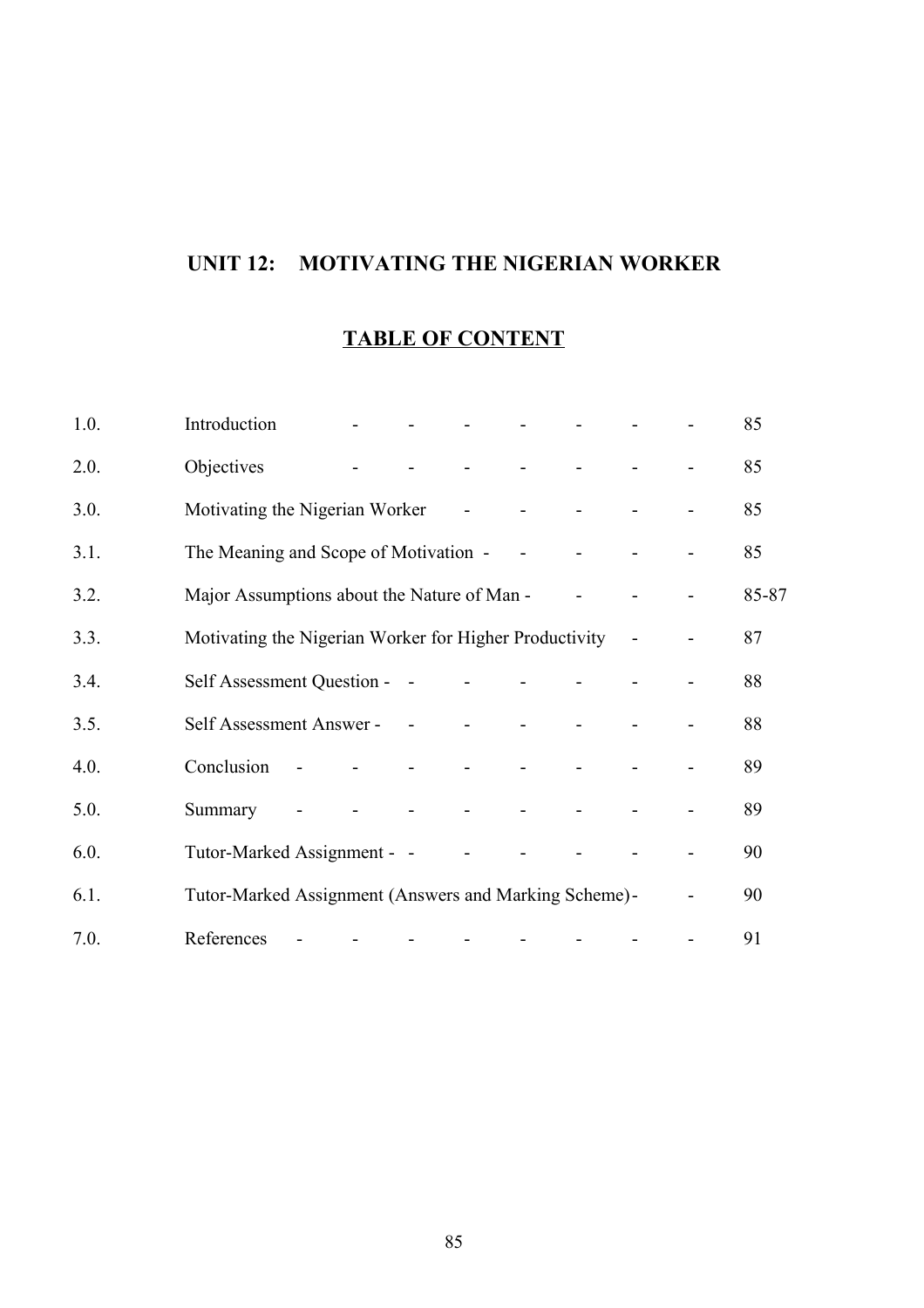# UNIT 12: MOTIVATING THE NIGERIAN WORKER

## TABLE OF CONTENT

| | | |
|---|---|---|
| 1.0. | Introduction | 85 |
| 2.0. | Objectives | 85 |
| 3.0. | Motivating the Nigerian Worker | 85 |
| 3.1. | The Meaning and Scope of Motivation | 85 |
| 3.2. | Major Assumptions about the Nature of Man | 85-87 |
| 3.3. | Motivating the Nigerian Worker for Higher Productivity | 87 |
| 3.4. | Self Assessment Question | 88 |
| 3.5. | Self Assessment Answer | 88 |
| 4.0. | Conclusion | 89 |
| 5.0. | Summary | 89 |
| 6.0. | Tutor-Marked Assignment | 90 |
| 6.1. | Tutor-Marked Assignment (Answers and Marking Scheme) | 90 |
| 7.0. | References | 91 |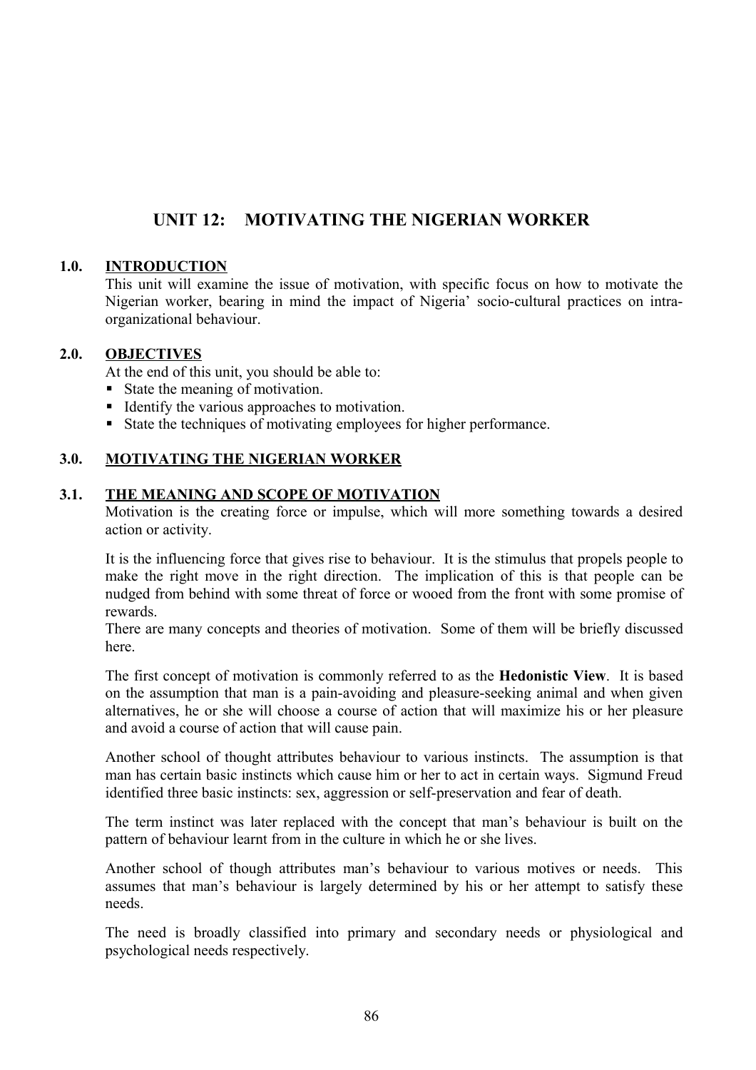# UNIT 12: MOTIVATING THE NIGERIAN WORKER

## 1.0. INTRODUCTION

This unit will examine the issue of motivation, with specific focus on how to motivate the Nigerian worker, bearing in mind the impact of Nigeria' socio-cultural practices on intra-organizational behaviour.

## 2.0. OBJECTIVES

At the end of this unit, you should be able to:

- State the meaning of motivation.
- Identify the various approaches to motivation.
- State the techniques of motivating employees for higher performance.

## 3.0. MOTIVATING THE NIGERIAN WORKER

### 3.1. THE MEANING AND SCOPE OF MOTIVATION

Motivation is the creating force or impulse, which will more something towards a desired action or activity.

It is the influencing force that gives rise to behaviour. It is the stimulus that propels people to make the right move in the right direction. The implication of this is that people can be nudged from behind with some threat of force or wooed from the front with some promise of rewards.

There are many concepts and theories of motivation. Some of them will be briefly discussed here.

The first concept of motivation is commonly referred to as the **Hedonistic View**. It is based on the assumption that man is a pain-avoiding and pleasure-seeking animal and when given alternatives, he or she will choose a course of action that will maximize his or her pleasure and avoid a course of action that will cause pain.

Another school of thought attributes behaviour to various instincts. The assumption is that man has certain basic instincts which cause him or her to act in certain ways. Sigmund Freud identified three basic instincts: sex, aggression or self-preservation and fear of death.

The term instinct was later replaced with the concept that man's behaviour is built on the pattern of behaviour learnt from in the culture in which he or she lives.

Another school of though attributes man's behaviour to various motives or needs. This assumes that man's behaviour is largely determined by his or her attempt to satisfy these needs.

The need is broadly classified into primary and secondary needs or physiological and psychological needs respectively.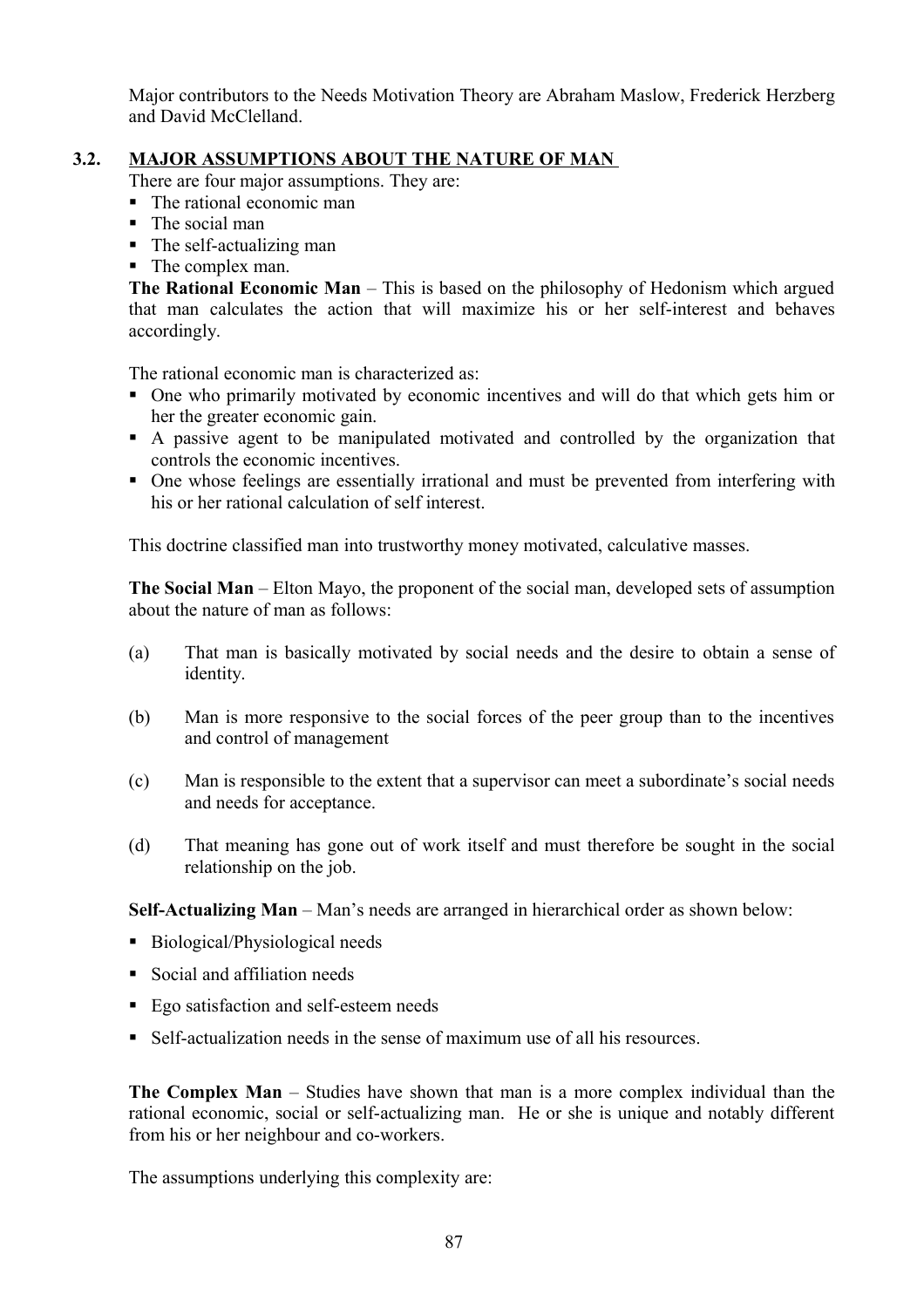Major contributors to the Needs Motivation Theory are Abraham Maslow, Frederick Herzberg and David McClelland.

## 3.2. MAJOR ASSUMPTIONS ABOUT THE NATURE OF MAN

There are four major assumptions. They are:

- The rational economic man
- The social man
- The self-actualizing man
- The complex man.

**The Rational Economic Man** – This is based on the philosophy of Hedonism which argued that man calculates the action that will maximize his or her self-interest and behaves accordingly.

The rational economic man is characterized as:

- One who primarily motivated by economic incentives and will do that which gets him or her the greater economic gain.
- A passive agent to be manipulated motivated and controlled by the organization that controls the economic incentives.
- One whose feelings are essentially irrational and must be prevented from interfering with his or her rational calculation of self interest.

This doctrine classified man into trustworthy money motivated, calculative masses.

**The Social Man** – Elton Mayo, the proponent of the social man, developed sets of assumption about the nature of man as follows:

(a) That man is basically motivated by social needs and the desire to obtain a sense of identity.

(b) Man is more responsive to the social forces of the peer group than to the incentives and control of management

(c) Man is responsible to the extent that a supervisor can meet a subordinate's social needs and needs for acceptance.

(d) That meaning has gone out of work itself and must therefore be sought in the social relationship on the job.

**Self-Actualizing Man** – Man's needs are arranged in hierarchical order as shown below:

- Biological/Physiological needs
- Social and affiliation needs
- Ego satisfaction and self-esteem needs
- Self-actualization needs in the sense of maximum use of all his resources.

**The Complex Man** – Studies have shown that man is a more complex individual than the rational economic, social or self-actualizing man. He or she is unique and notably different from his or her neighbour and co-workers.

The assumptions underlying this complexity are: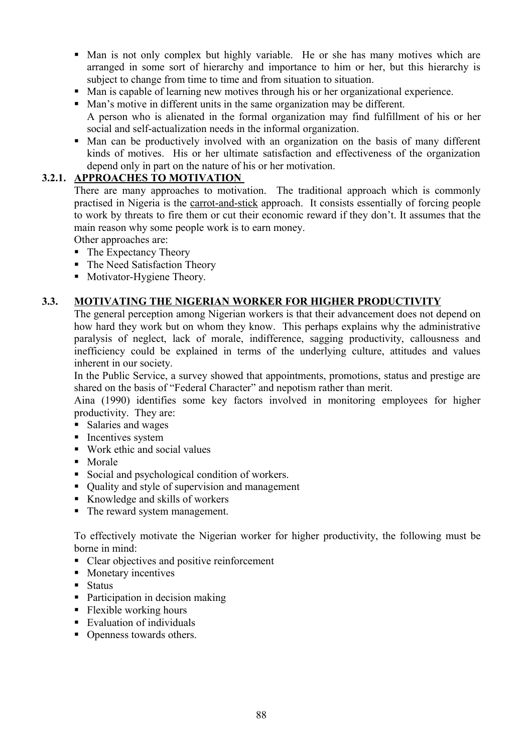- Man is not only complex but highly variable. He or she has many motives which are arranged in some sort of hierarchy and importance to him or her, but this hierarchy is subject to change from time to time and from situation to situation.
- Man is capable of learning new motives through his or her organizational experience.
- Man's motive in different units in the same organization may be different.
  A person who is alienated in the formal organization may find fulfillment of his or her social and self-actualization needs in the informal organization.
- Man can be productively involved with an organization on the basis of many different kinds of motives. His or her ultimate satisfaction and effectiveness of the organization depend only in part on the nature of his or her motivation.

#### 3.2.1. APPROACHES TO MOTIVATION

There are many approaches to motivation. The traditional approach which is commonly practised in Nigeria is the carrot-and-stick approach. It consists essentially of forcing people to work by threats to fire them or cut their economic reward if they don't. It assumes that the main reason why some people work is to earn money.

Other approaches are:

- The Expectancy Theory
- The Need Satisfaction Theory
- Motivator-Hygiene Theory.

### 3.3. MOTIVATING THE NIGERIAN WORKER FOR HIGHER PRODUCTIVITY

The general perception among Nigerian workers is that their advancement does not depend on how hard they work but on whom they know. This perhaps explains why the administrative paralysis of neglect, lack of morale, indifference, sagging productivity, callousness and inefficiency could be explained in terms of the underlying culture, attitudes and values inherent in our society.

In the Public Service, a survey showed that appointments, promotions, status and prestige are shared on the basis of "Federal Character" and nepotism rather than merit.

Aina (1990) identifies some key factors involved in monitoring employees for higher productivity. They are:

- Salaries and wages
- Incentives system
- Work ethic and social values
- Morale
- Social and psychological condition of workers.
- Quality and style of supervision and management
- Knowledge and skills of workers
- The reward system management.

To effectively motivate the Nigerian worker for higher productivity, the following must be borne in mind:

- Clear objectives and positive reinforcement
- Monetary incentives
- Status
- Participation in decision making
- Flexible working hours
- Evaluation of individuals
- Openness towards others.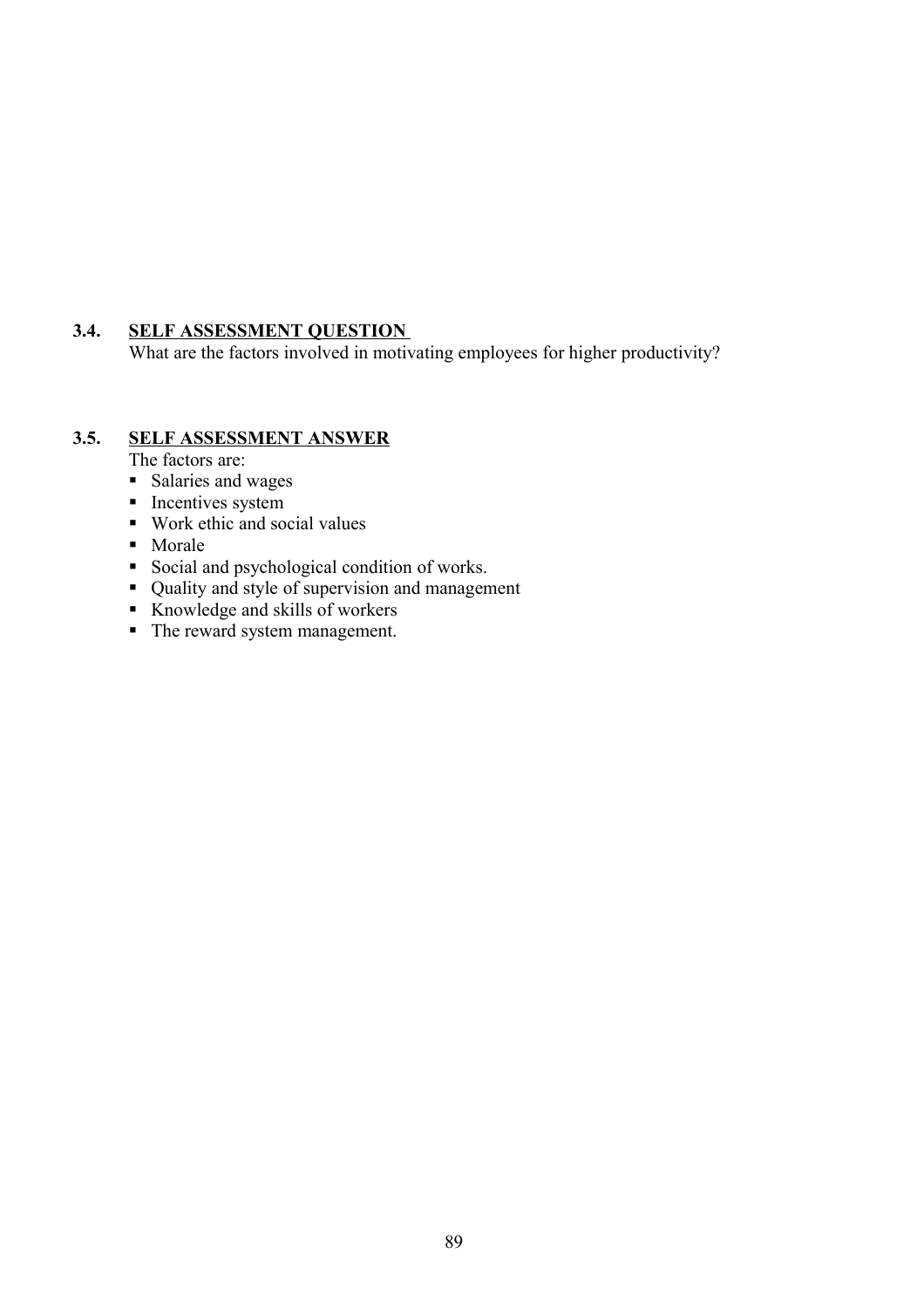### 3.4. SELF ASSESSMENT QUESTION

What are the factors involved in motivating employees for higher productivity?

### 3.5. SELF ASSESSMENT ANSWER

The factors are:

- Salaries and wages
- Incentives system
- Work ethic and social values
- Morale
- Social and psychological condition of works.
- Quality and style of supervision and management
- Knowledge and skills of workers
- The reward system management.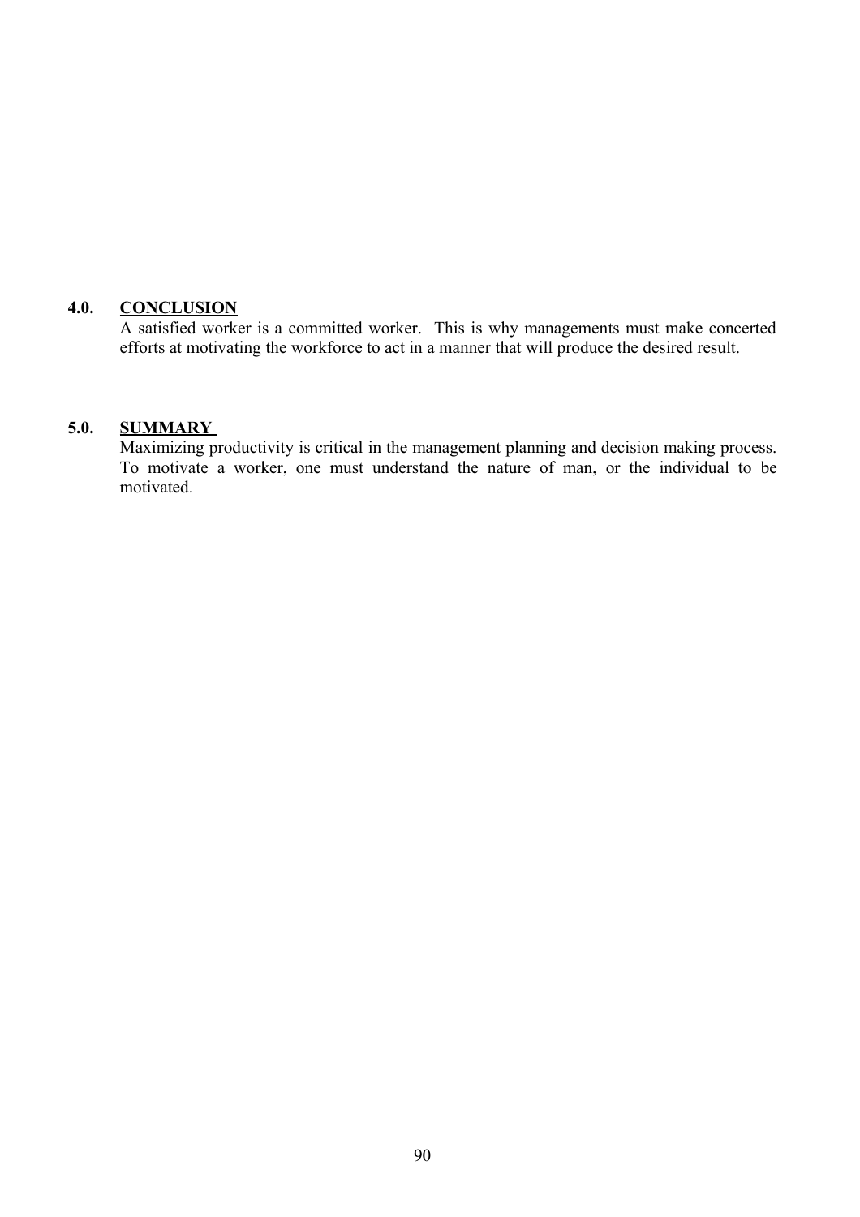## 4.0. CONCLUSION

A satisfied worker is a committed worker. This is why managements must make concerted efforts at motivating the workforce to act in a manner that will produce the desired result.

## 5.0. SUMMARY

Maximizing productivity is critical in the management planning and decision making process. To motivate a worker, one must understand the nature of man, or the individual to be motivated.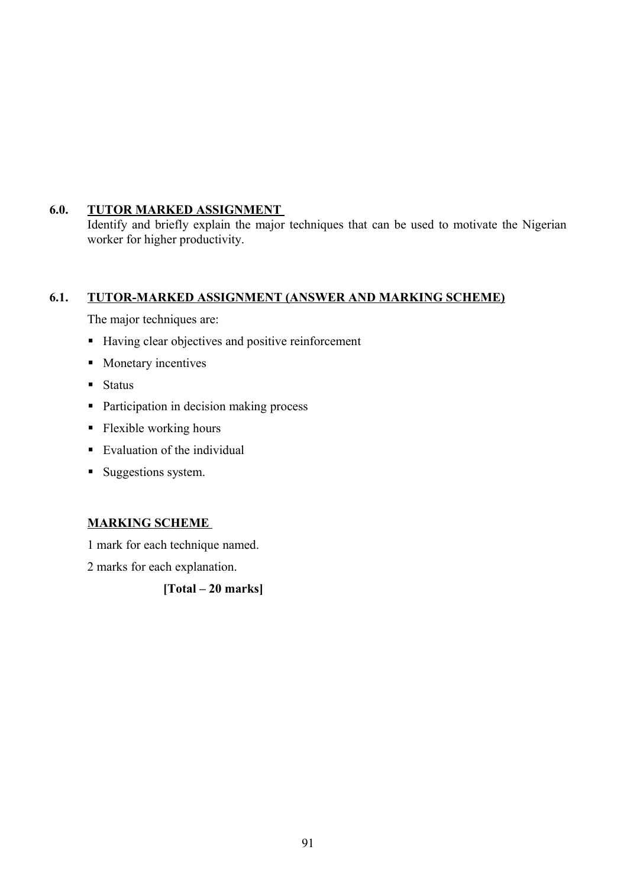## 6.0. TUTOR MARKED ASSIGNMENT

Identify and briefly explain the major techniques that can be used to motivate the Nigerian worker for higher productivity.

## 6.1. TUTOR-MARKED ASSIGNMENT (ANSWER AND MARKING SCHEME)

The major techniques are:

- Having clear objectives and positive reinforcement
- Monetary incentives
- Status
- Participation in decision making process
- Flexible working hours
- Evaluation of the individual
- Suggestions system.

**MARKING SCHEME**

1 mark for each technique named.

2 marks for each explanation.

**[Total – 20 marks]**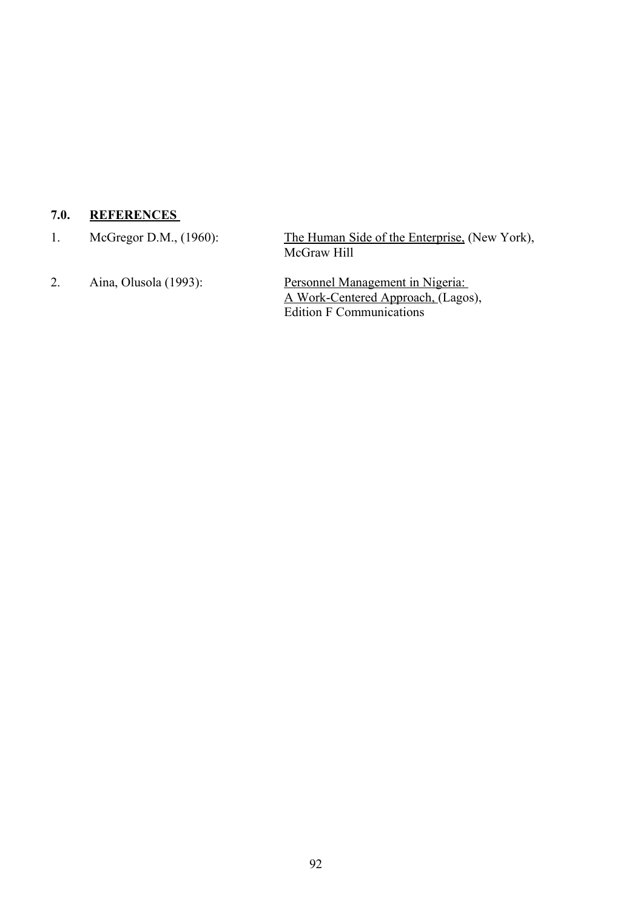## 7.0. REFERENCES

1. McGregor D.M., (1960): The Human Side of the Enterprise, (New York), McGraw Hill

2. Aina, Olusola (1993): Personnel Management in Nigeria: A Work-Centered Approach, (Lagos), Edition F Communications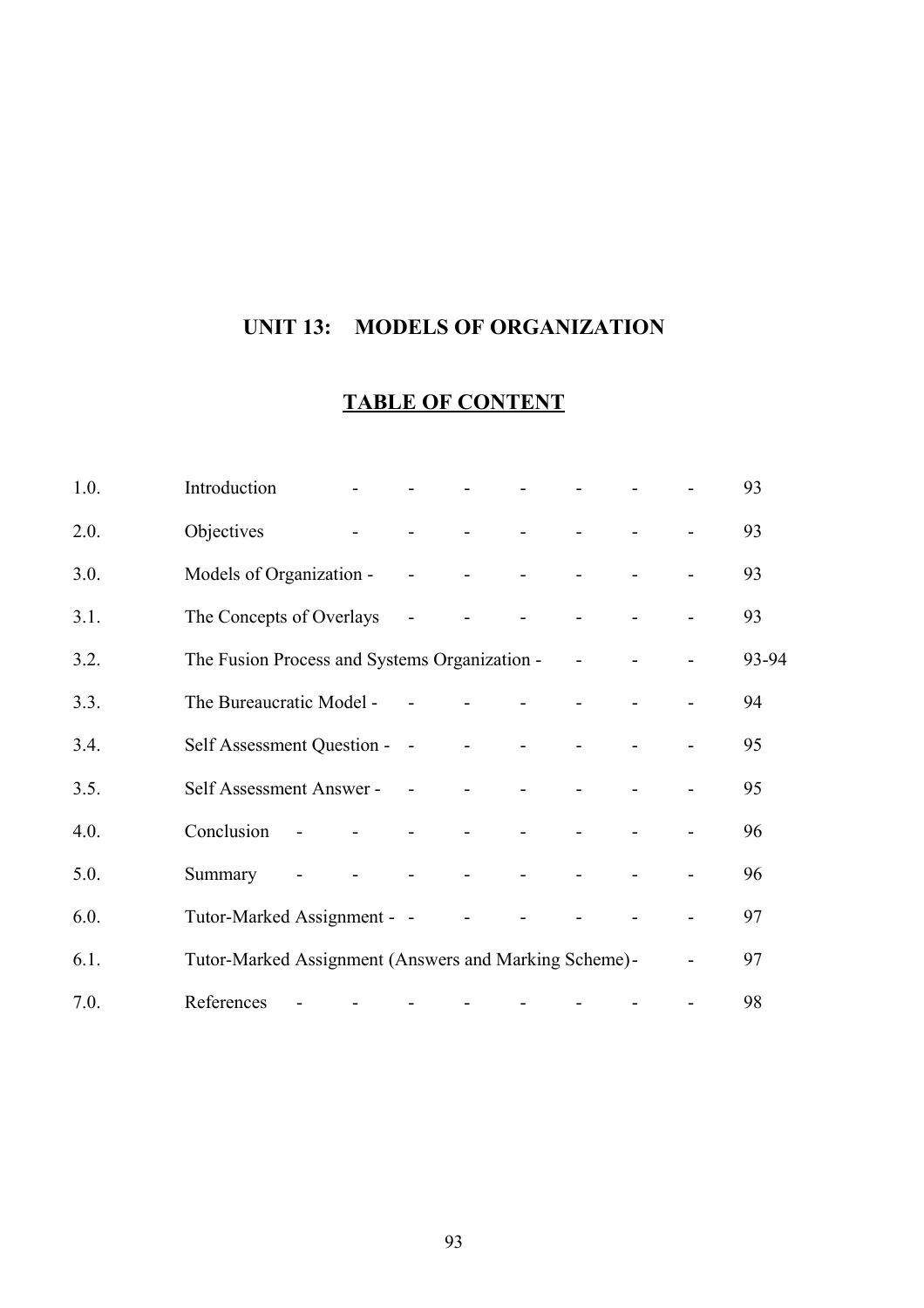## UNIT 13: MODELS OF ORGANIZATION

## TABLE OF CONTENT

| | | |
|---|---|---|
| 1.0. | Introduction | 93 |
| 2.0. | Objectives | 93 |
| 3.0. | Models of Organization | 93 |
| 3.1. | The Concepts of Overlays | 93 |
| 3.2. | The Fusion Process and Systems Organization | 93-94 |
| 3.3. | The Bureaucratic Model | 94 |
| 3.4. | Self Assessment Question | 95 |
| 3.5. | Self Assessment Answer | 95 |
| 4.0. | Conclusion | 96 |
| 5.0. | Summary | 96 |
| 6.0. | Tutor-Marked Assignment | 97 |
| 6.1. | Tutor-Marked Assignment (Answers and Marking Scheme) | 97 |
| 7.0. | References | 98 |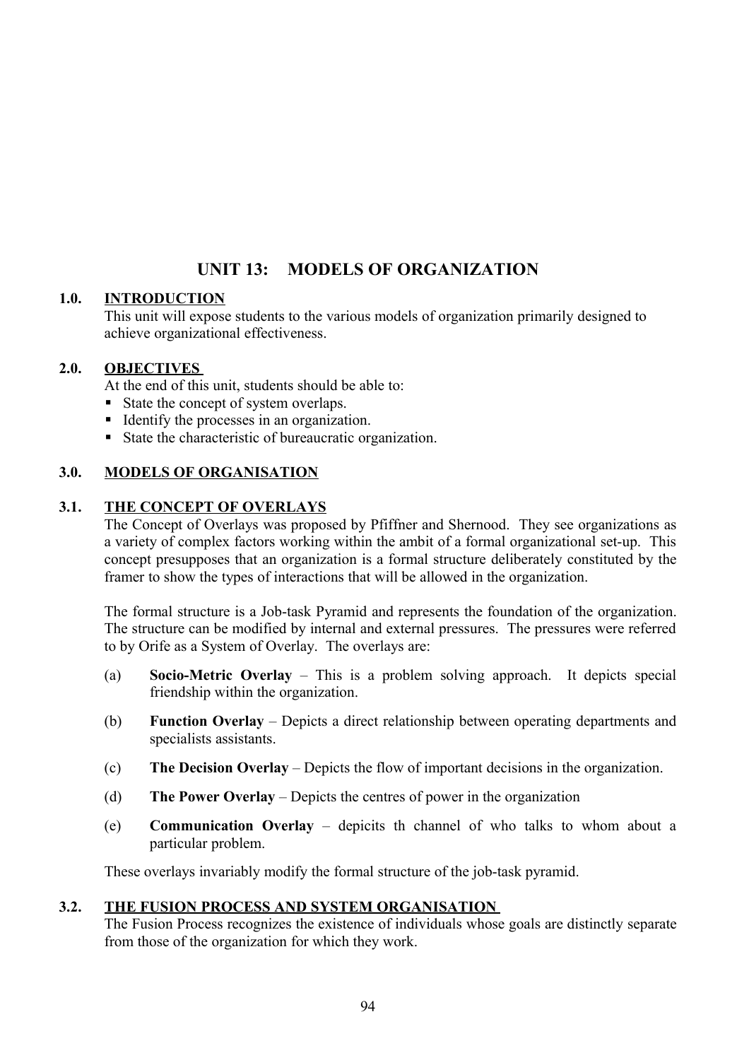# UNIT 13: MODELS OF ORGANIZATION

## 1.0. INTRODUCTION

This unit will expose students to the various models of organization primarily designed to achieve organizational effectiveness.

## 2.0. OBJECTIVES

At the end of this unit, students should be able to:

- State the concept of system overlaps.
- Identify the processes in an organization.
- State the characteristic of bureaucratic organization.

## 3.0. MODELS OF ORGANISATION

### 3.1. THE CONCEPT OF OVERLAYS

The Concept of Overlays was proposed by Pfiffner and Shernood. They see organizations as a variety of complex factors working within the ambit of a formal organizational set-up. This concept presupposes that an organization is a formal structure deliberately constituted by the framer to show the types of interactions that will be allowed in the organization.

The formal structure is a Job-task Pyramid and represents the foundation of the organization. The structure can be modified by internal and external pressures. The pressures were referred to by Orife as a System of Overlay. The overlays are:

(a) **Socio-Metric Overlay** – This is a problem solving approach. It depicts special friendship within the organization.

(b) **Function Overlay** – Depicts a direct relationship between operating departments and specialists assistants.

(c) **The Decision Overlay** – Depicts the flow of important decisions in the organization.

(d) **The Power Overlay** – Depicts the centres of power in the organization

(e) **Communication Overlay** – depicits th channel of who talks to whom about a particular problem.

These overlays invariably modify the formal structure of the job-task pyramid.

### 3.2. THE FUSION PROCESS AND SYSTEM ORGANISATION

The Fusion Process recognizes the existence of individuals whose goals are distinctly separate from those of the organization for which they work.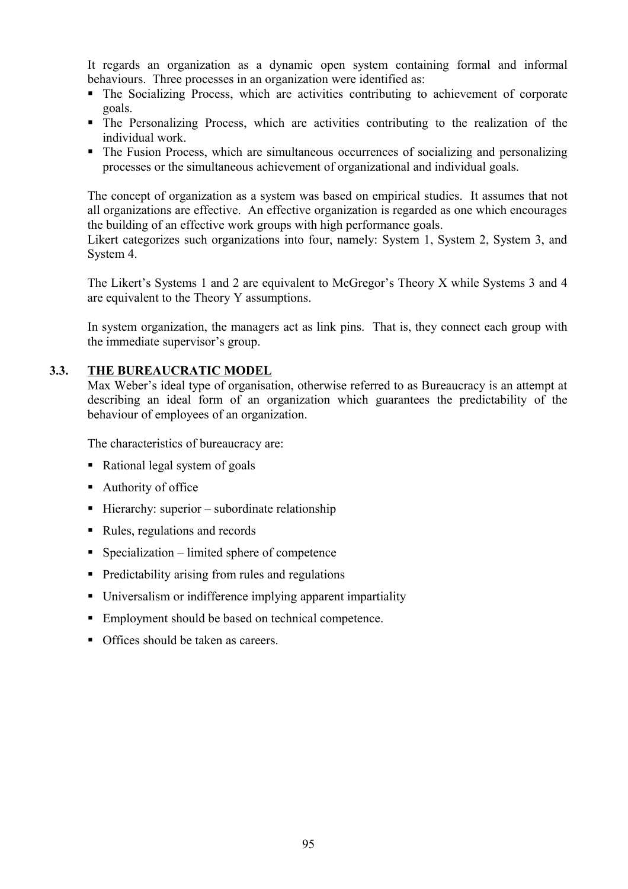It regards an organization as a dynamic open system containing formal and informal behaviours. Three processes in an organization were identified as:

- The Socializing Process, which are activities contributing to achievement of corporate goals.
- The Personalizing Process, which are activities contributing to the realization of the individual work.
- The Fusion Process, which are simultaneous occurrences of socializing and personalizing processes or the simultaneous achievement of organizational and individual goals.

The concept of organization as a system was based on empirical studies. It assumes that not all organizations are effective. An effective organization is regarded as one which encourages the building of an effective work groups with high performance goals.
Likert categorizes such organizations into four, namely: System 1, System 2, System 3, and System 4.

The Likert's Systems 1 and 2 are equivalent to McGregor's Theory X while Systems 3 and 4 are equivalent to the Theory Y assumptions.

In system organization, the managers act as link pins. That is, they connect each group with the immediate supervisor's group.

## 3.3. THE BUREAUCRATIC MODEL

Max Weber's ideal type of organisation, otherwise referred to as Bureaucracy is an attempt at describing an ideal form of an organization which guarantees the predictability of the behaviour of employees of an organization.

The characteristics of bureaucracy are:

- Rational legal system of goals
- Authority of office
- Hierarchy: superior – subordinate relationship
- Rules, regulations and records
- Specialization – limited sphere of competence
- Predictability arising from rules and regulations
- Universalism or indifference implying apparent impartiality
- Employment should be based on technical competence.
- Offices should be taken as careers.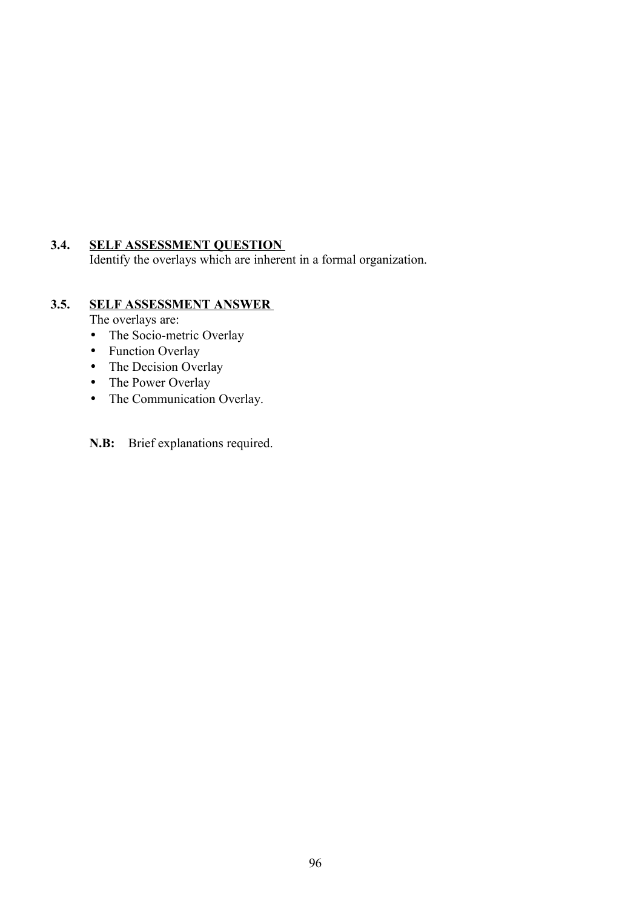### 3.4. SELF ASSESSMENT QUESTION

Identify the overlays which are inherent in a formal organization.

### 3.5. SELF ASSESSMENT ANSWER

The overlays are:

- The Socio-metric Overlay
- Function Overlay
- The Decision Overlay
- The Power Overlay
- The Communication Overlay.

**N.B:** Brief explanations required.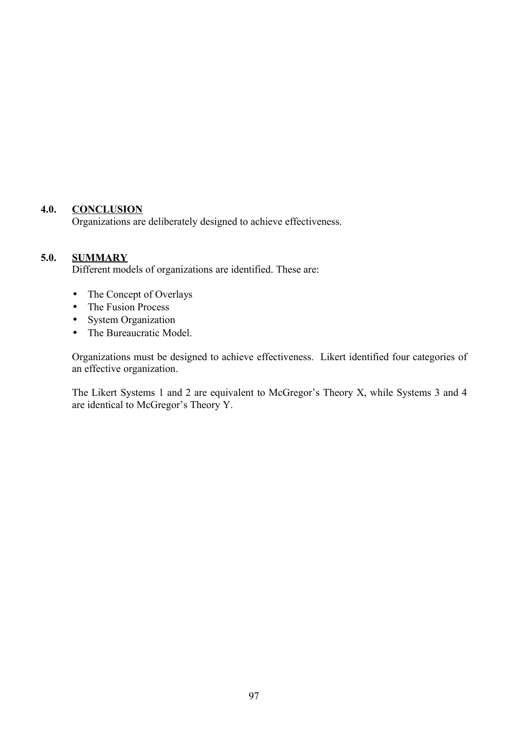## 4.0. CONCLUSION

Organizations are deliberately designed to achieve effectiveness.

## 5.0. SUMMARY

Different models of organizations are identified. These are:

- The Concept of Overlays
- The Fusion Process
- System Organization
- The Bureaucratic Model.

Organizations must be designed to achieve effectiveness. Likert identified four categories of an effective organization.

The Likert Systems 1 and 2 are equivalent to McGregor's Theory X, while Systems 3 and 4 are identical to McGregor's Theory Y.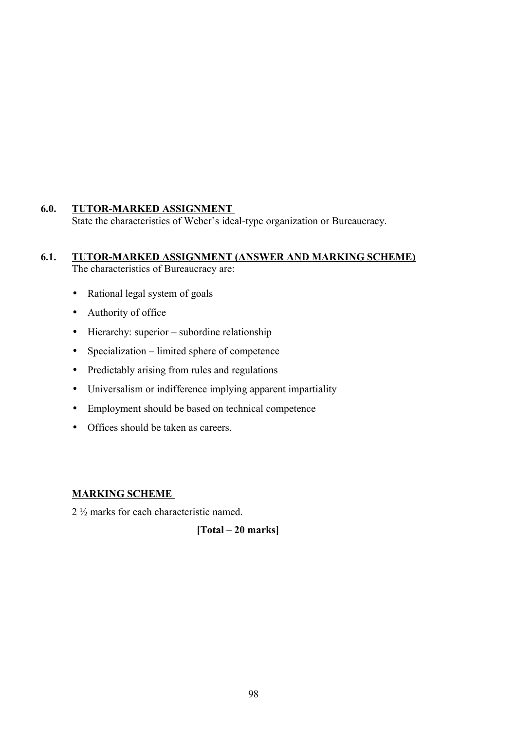## 6.0. TUTOR-MARKED ASSIGNMENT

State the characteristics of Weber's ideal-type organization or Bureaucracy.

## 6.1. TUTOR-MARKED ASSIGNMENT (ANSWER AND MARKING SCHEME)

The characteristics of Bureaucracy are:

- Rational legal system of goals
- Authority of office
- Hierarchy: superior – subordine relationship
- Specialization – limited sphere of competence
- Predictably arising from rules and regulations
- Universalism or indifference implying apparent impartiality
- Employment should be based on technical competence
- Offices should be taken as careers.

**MARKING SCHEME**

2 ½ marks for each characteristic named.

**[Total – 20 marks]**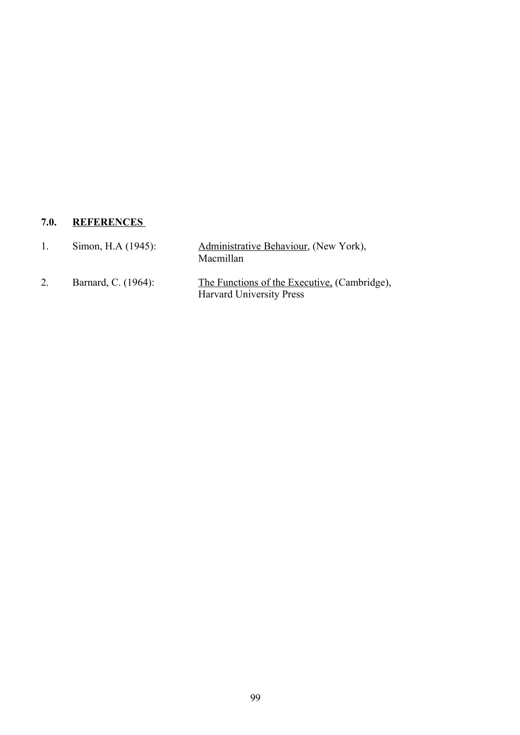## 7.0. REFERENCES

1. Simon, H.A (1945): Administrative Behaviour, (New York), Macmillan

2. Barnard, C. (1964): The Functions of the Executive, (Cambridge), Harvard University Press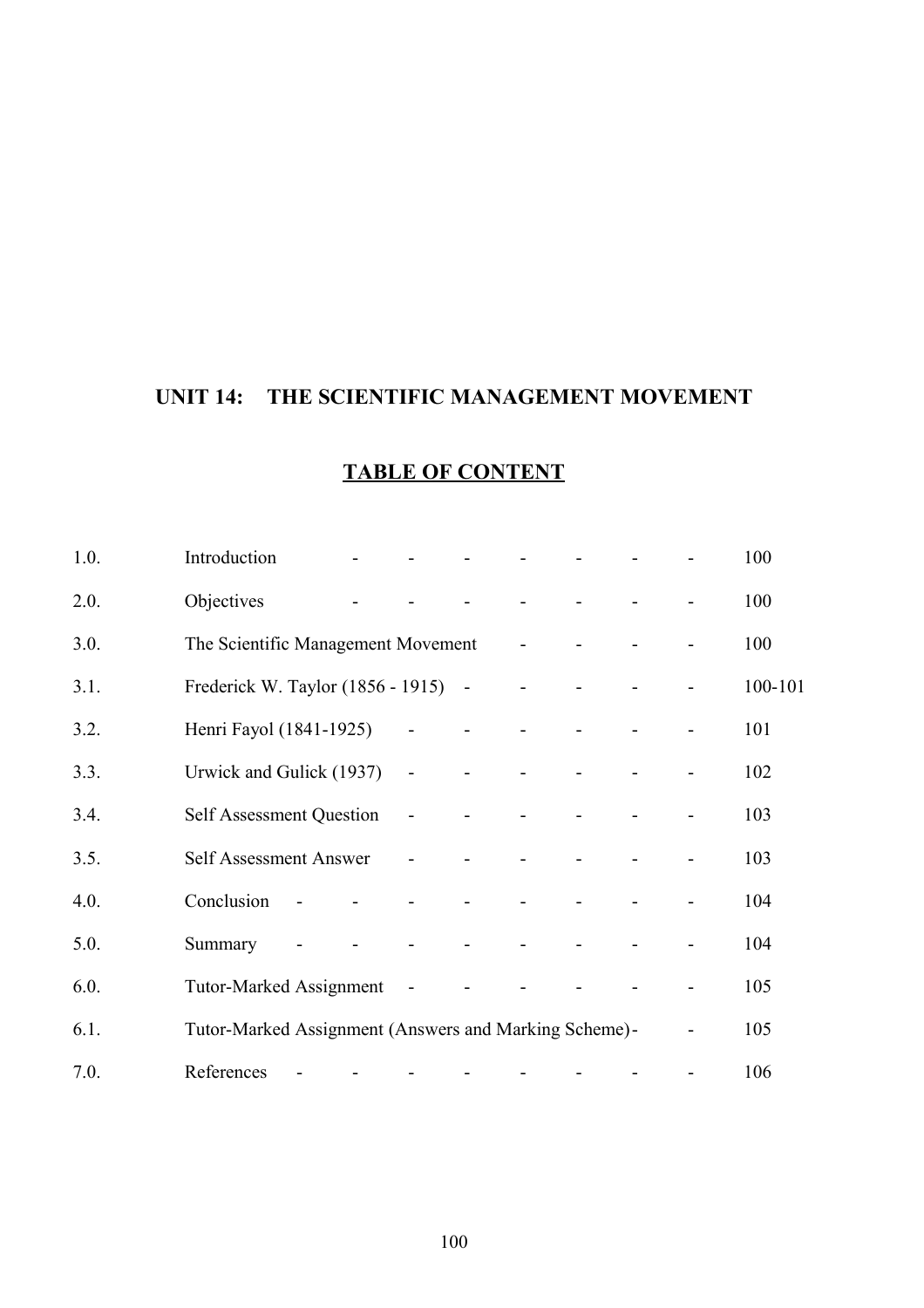## UNIT 14: THE SCIENTIFIC MANAGEMENT MOVEMENT

### TABLE OF CONTENT

| | | |
|---|---|---|
| 1.0. | Introduction | 100 |
| 2.0. | Objectives | 100 |
| 3.0. | The Scientific Management Movement | 100 |
| 3.1. | Frederick W. Taylor (1856 - 1915) | 100-101 |
| 3.2. | Henri Fayol (1841-1925) | 101 |
| 3.3. | Urwick and Gulick (1937) | 102 |
| 3.4. | Self Assessment Question | 103 |
| 3.5. | Self Assessment Answer | 103 |
| 4.0. | Conclusion | 104 |
| 5.0. | Summary | 104 |
| 6.0. | Tutor-Marked Assignment | 105 |
| 6.1. | Tutor-Marked Assignment (Answers and Marking Scheme) | 105 |
| 7.0. | References | 106 |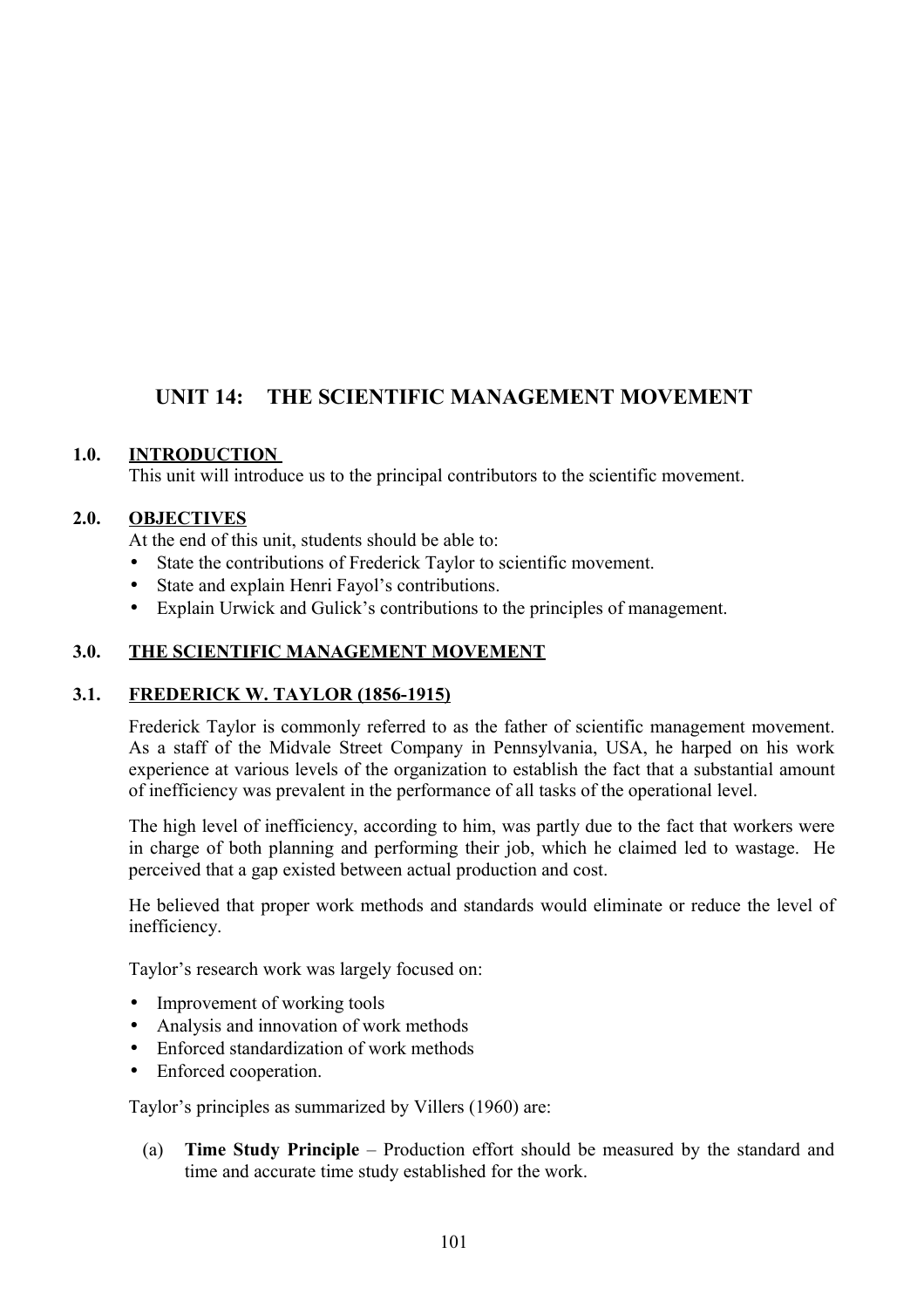# UNIT 14: THE SCIENTIFIC MANAGEMENT MOVEMENT

## 1.0. INTRODUCTION

This unit will introduce us to the principal contributors to the scientific movement.

## 2.0. OBJECTIVES

At the end of this unit, students should be able to:

- State the contributions of Frederick Taylor to scientific movement.
- State and explain Henri Fayol's contributions.
- Explain Urwick and Gulick's contributions to the principles of management.

## 3.0. THE SCIENTIFIC MANAGEMENT MOVEMENT

### 3.1. FREDERICK W. TAYLOR (1856-1915)

Frederick Taylor is commonly referred to as the father of scientific management movement. As a staff of the Midvale Street Company in Pennsylvania, USA, he harped on his work experience at various levels of the organization to establish the fact that a substantial amount of inefficiency was prevalent in the performance of all tasks of the operational level.

The high level of inefficiency, according to him, was partly due to the fact that workers were in charge of both planning and performing their job, which he claimed led to wastage. He perceived that a gap existed between actual production and cost.

He believed that proper work methods and standards would eliminate or reduce the level of inefficiency.

Taylor's research work was largely focused on:

- Improvement of working tools
- Analysis and innovation of work methods
- Enforced standardization of work methods
- Enforced cooperation.

Taylor's principles as summarized by Villers (1960) are:

(a) **Time Study Principle** – Production effort should be measured by the standard and time and accurate time study established for the work.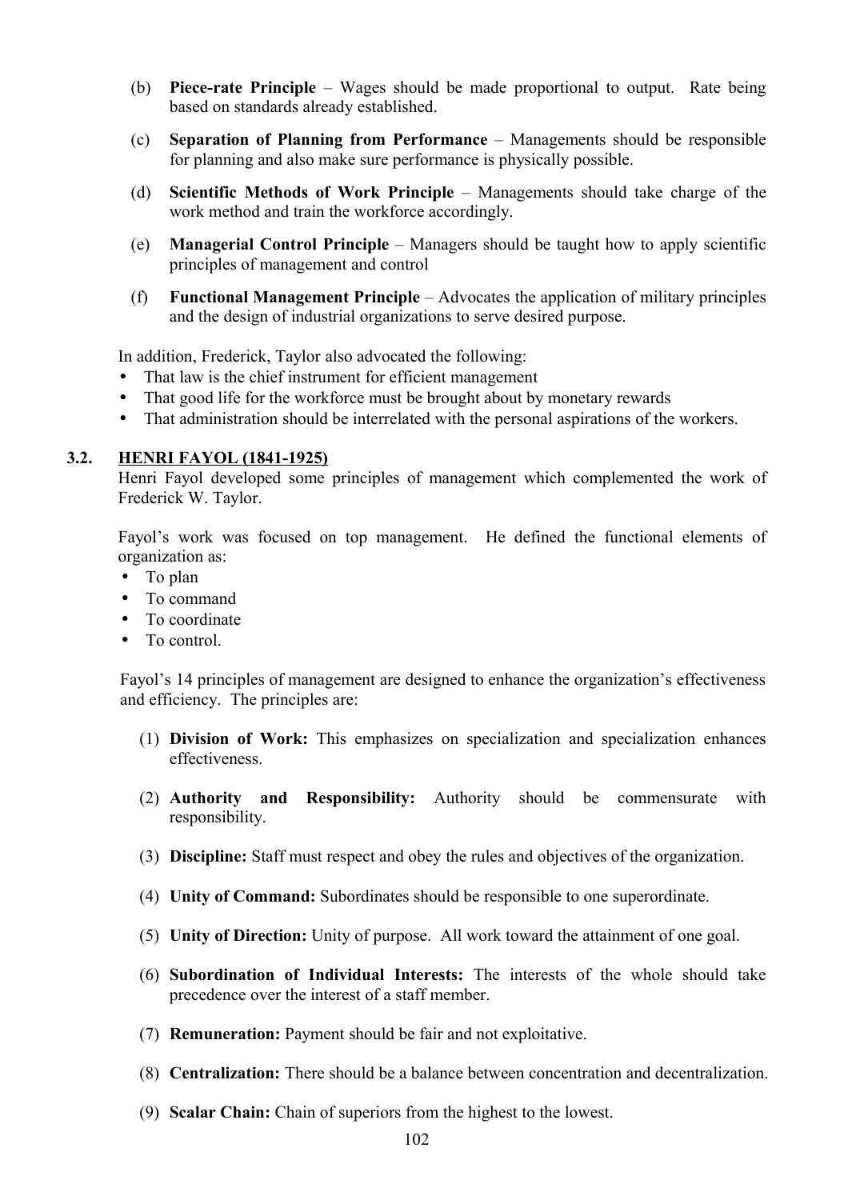(b) **Piece-rate Principle** – Wages should be made proportional to output. Rate being based on standards already established.

(c) **Separation of Planning from Performance** – Managements should be responsible for planning and also make sure performance is physically possible.

(d) **Scientific Methods of Work Principle** – Managements should take charge of the work method and train the workforce accordingly.

(e) **Managerial Control Principle** – Managers should be taught how to apply scientific principles of management and control

(f) **Functional Management Principle** – Advocates the application of military principles and the design of industrial organizations to serve desired purpose.

In addition, Frederick, Taylor also advocated the following:

- That law is the chief instrument for efficient management
- That good life for the workforce must be brought about by monetary rewards
- That administration should be interrelated with the personal aspirations of the workers.

## 3.2. HENRI FAYOL (1841-1925)

Henri Fayol developed some principles of management which complemented the work of Frederick W. Taylor.

Fayol's work was focused on top management. He defined the functional elements of organization as:

- To plan
- To command
- To coordinate
- To control.

Fayol's 14 principles of management are designed to enhance the organization's effectiveness and efficiency. The principles are:

(1) **Division of Work:** This emphasizes on specialization and specialization enhances effectiveness.

(2) **Authority and Responsibility:** Authority should be commensurate with responsibility.

(3) **Discipline:** Staff must respect and obey the rules and objectives of the organization.

(4) **Unity of Command:** Subordinates should be responsible to one superordinate.

(5) **Unity of Direction:** Unity of purpose. All work toward the attainment of one goal.

(6) **Subordination of Individual Interests:** The interests of the whole should take precedence over the interest of a staff member.

(7) **Remuneration:** Payment should be fair and not exploitative.

(8) **Centralization:** There should be a balance between concentration and decentralization.

(9) **Scalar Chain:** Chain of superiors from the highest to the lowest.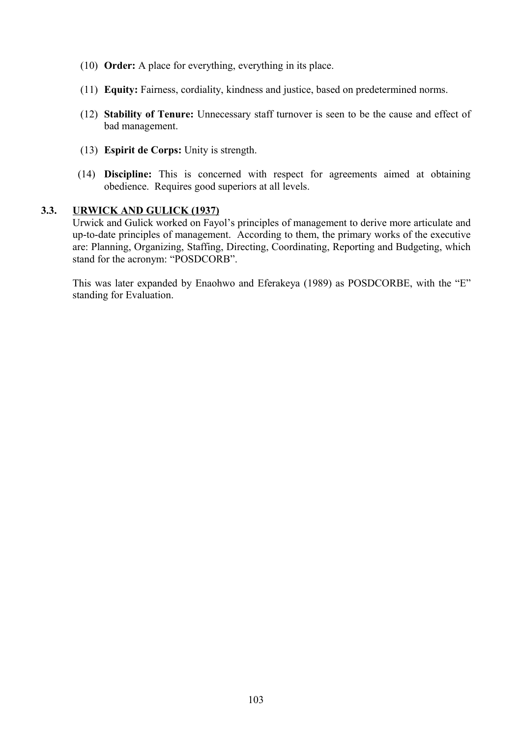(10) **Order:** A place for everything, everything in its place.

(11) **Equity:** Fairness, cordiality, kindness and justice, based on predetermined norms.

(12) **Stability of Tenure:** Unnecessary staff turnover is seen to be the cause and effect of bad management.

(13) **Espirit de Corps:** Unity is strength.

(14) **Discipline:** This is concerned with respect for agreements aimed at obtaining obedience. Requires good superiors at all levels.

### 3.3. URWICK AND GULICK (1937)

Urwick and Gulick worked on Fayol's principles of management to derive more articulate and up-to-date principles of management. According to them, the primary works of the executive are: Planning, Organizing, Staffing, Directing, Coordinating, Reporting and Budgeting, which stand for the acronym: "POSDCORB".

This was later expanded by Enaohwo and Eferakeya (1989) as POSDCORBE, with the "E" standing for Evaluation.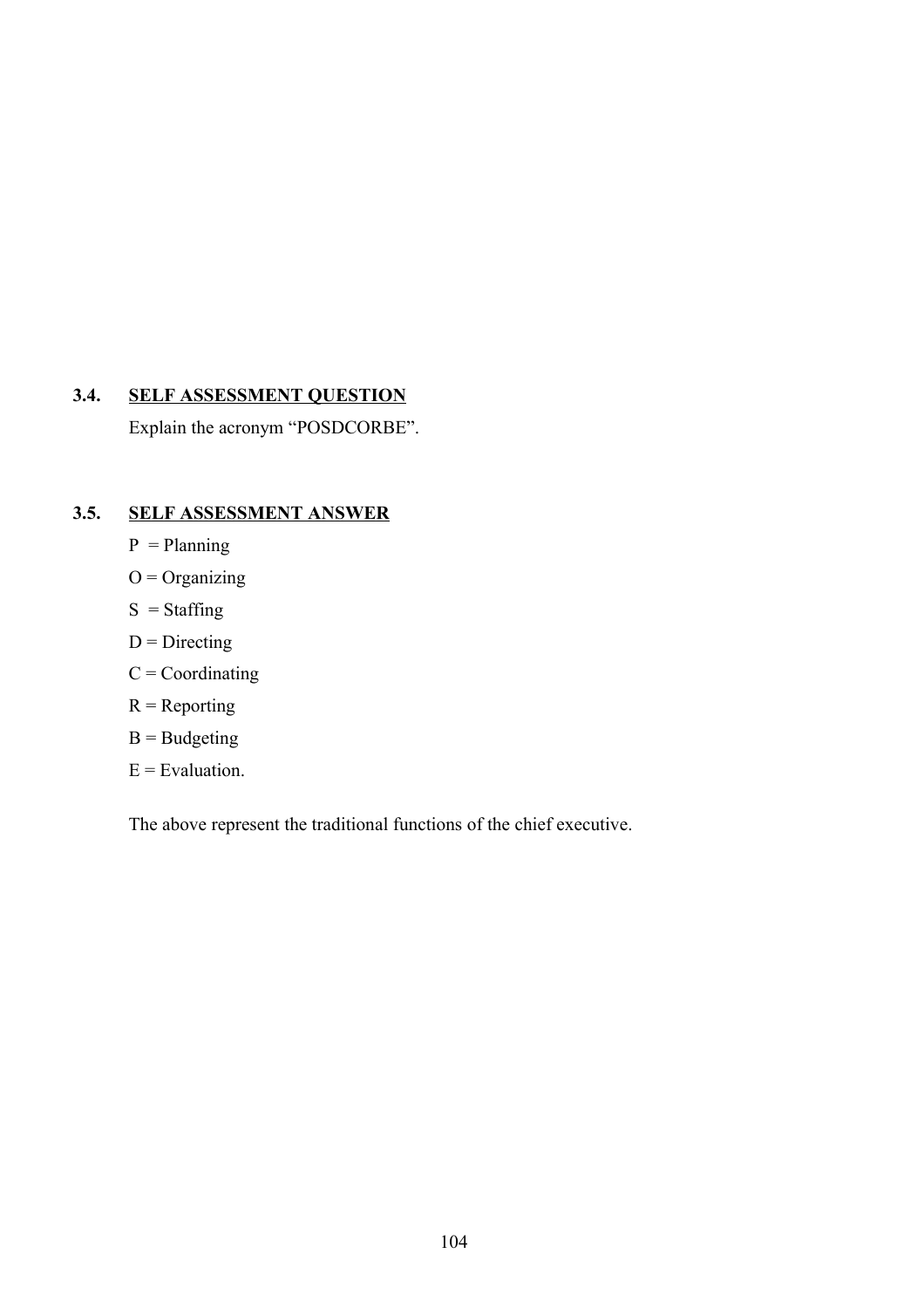### 3.4. SELF ASSESSMENT QUESTION

Explain the acronym "POSDCORBE".

### 3.5. SELF ASSESSMENT ANSWER

P = Planning

O = Organizing

S = Staffing

D = Directing

C = Coordinating

R = Reporting

B = Budgeting

E = Evaluation.

The above represent the traditional functions of the chief executive.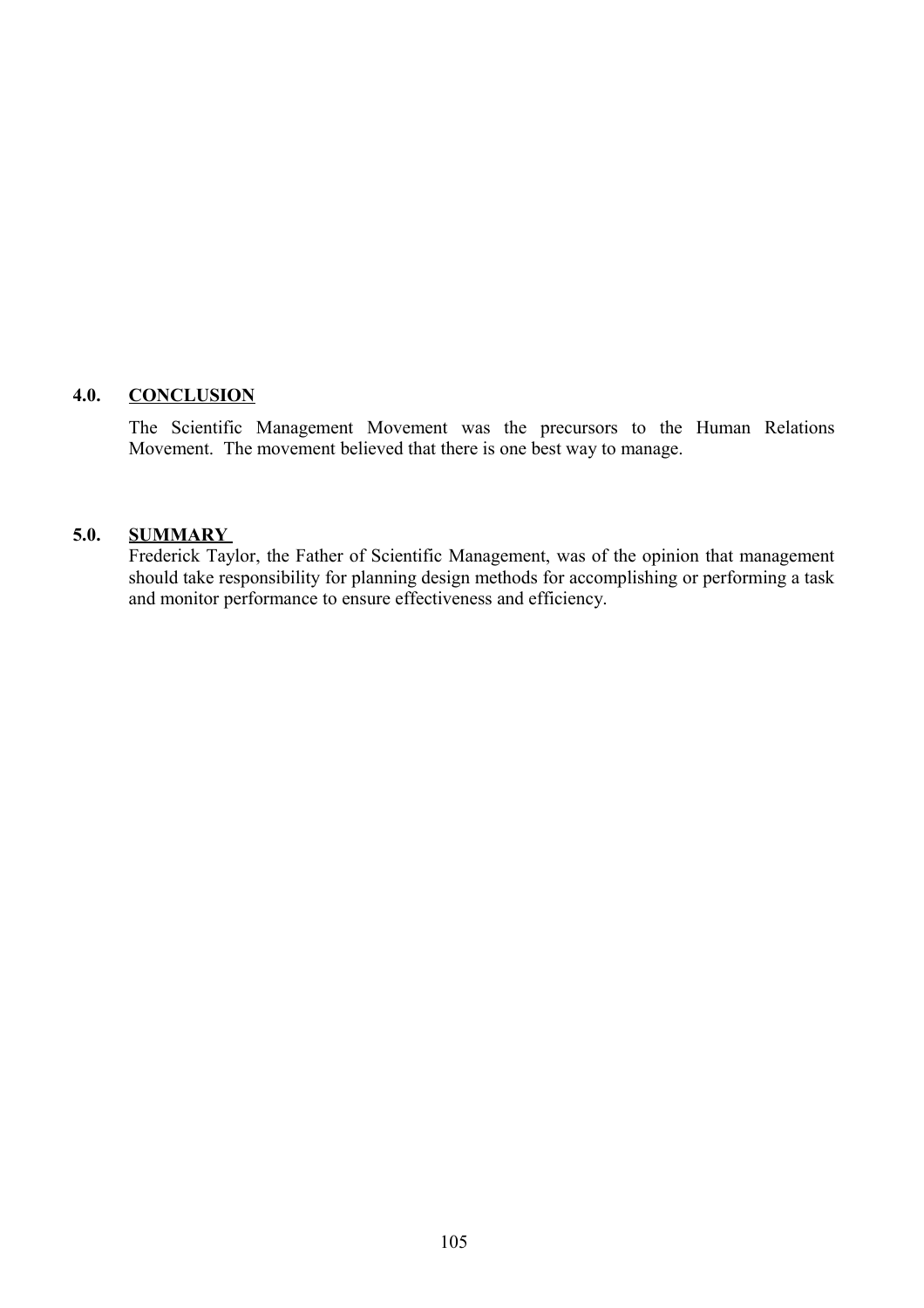## 4.0. CONCLUSION

The Scientific Management Movement was the precursors to the Human Relations Movement. The movement believed that there is one best way to manage.

## 5.0. SUMMARY

Frederick Taylor, the Father of Scientific Management, was of the opinion that management should take responsibility for planning design methods for accomplishing or performing a task and monitor performance to ensure effectiveness and efficiency.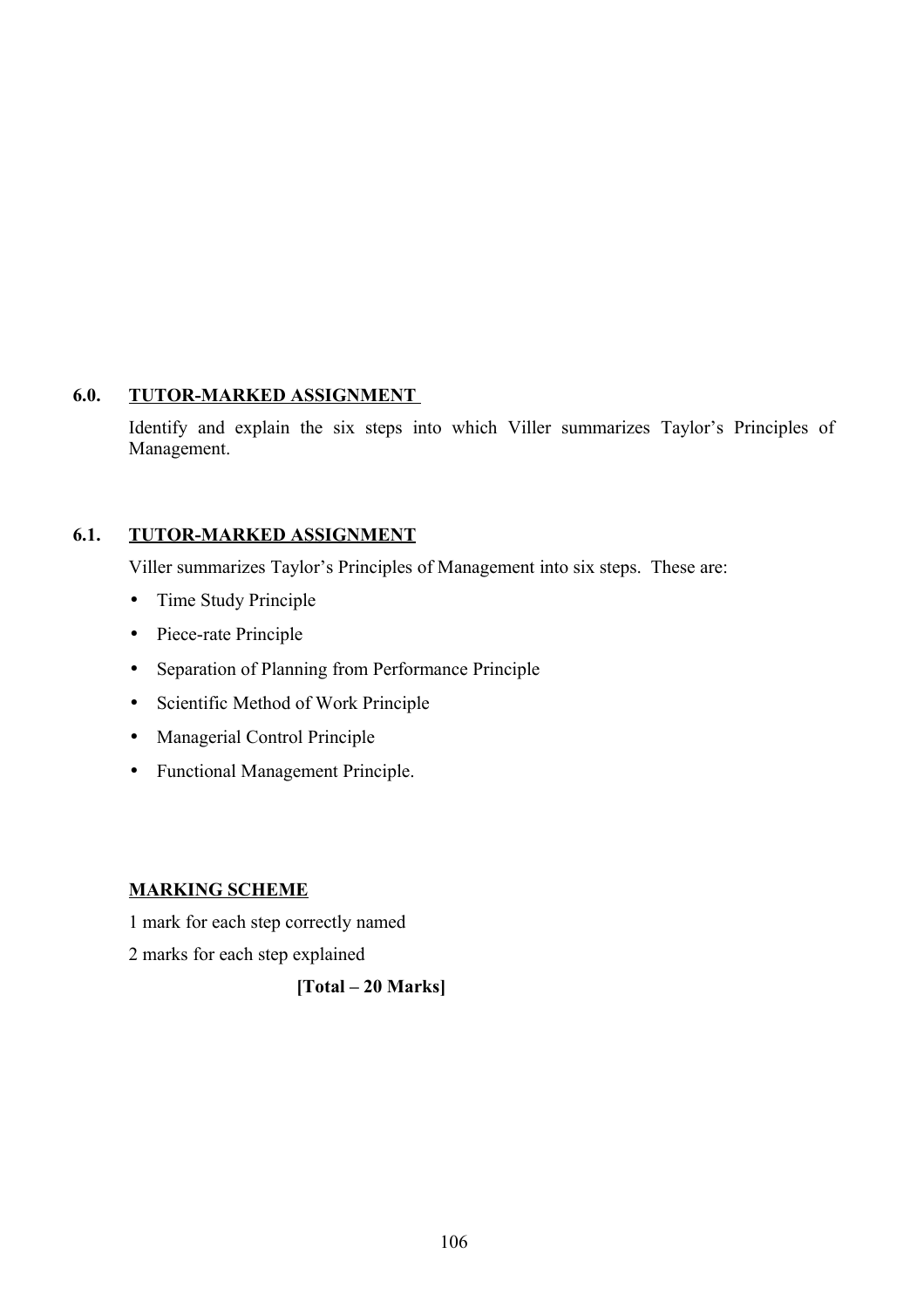## 6.0. TUTOR-MARKED ASSIGNMENT

Identify and explain the six steps into which Viller summarizes Taylor's Principles of Management.

## 6.1. TUTOR-MARKED ASSIGNMENT

Viller summarizes Taylor's Principles of Management into six steps. These are:

- Time Study Principle
- Piece-rate Principle
- Separation of Planning from Performance Principle
- Scientific Method of Work Principle
- Managerial Control Principle
- Functional Management Principle.

**MARKING SCHEME**

1 mark for each step correctly named

2 marks for each step explained

**[Total – 20 Marks]**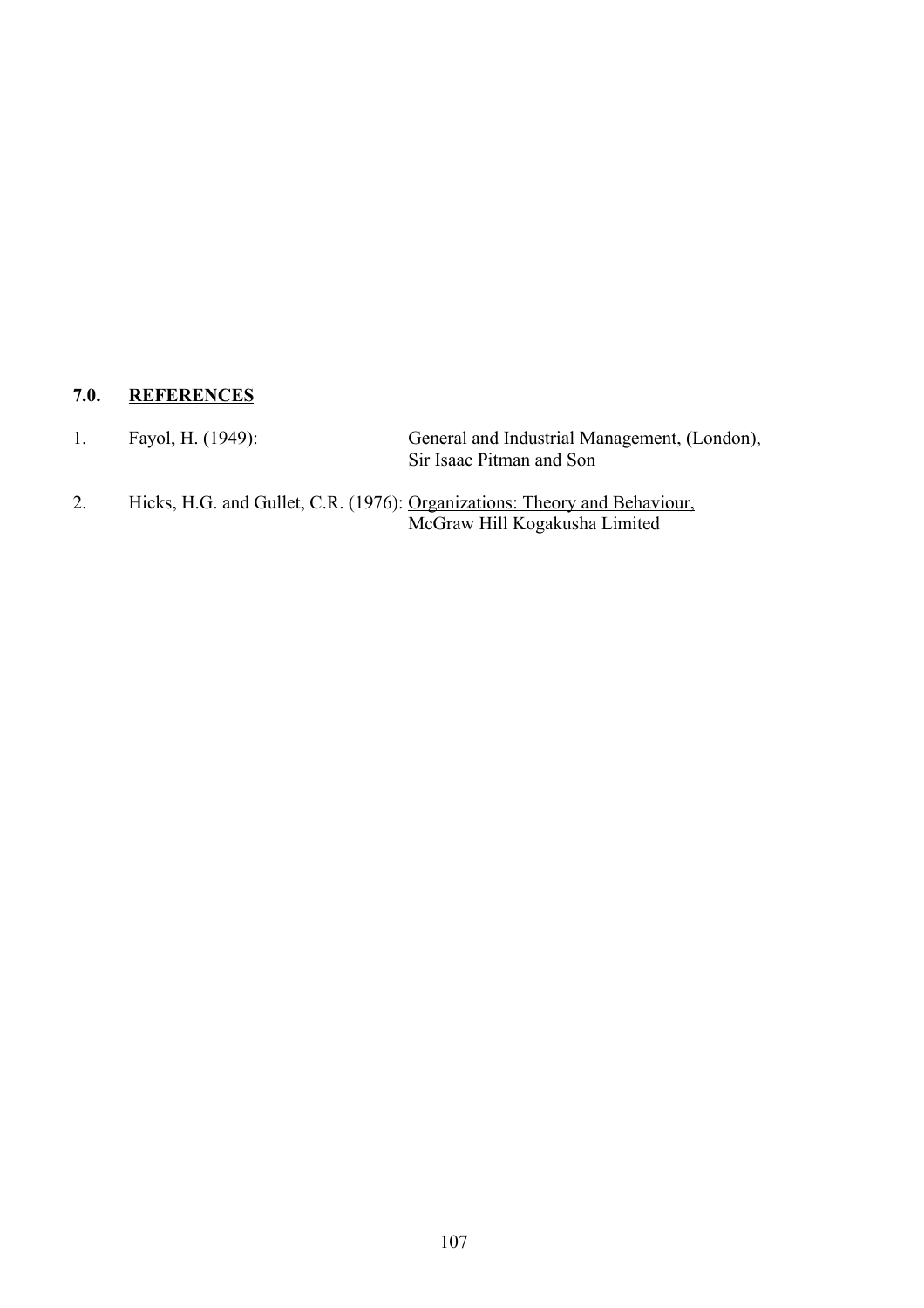## 7.0. REFERENCES

1. Fayol, H. (1949): General and Industrial Management, (London), Sir Isaac Pitman and Son

2. Hicks, H.G. and Gullet, C.R. (1976): Organizations: Theory and Behaviour, McGraw Hill Kogakusha Limited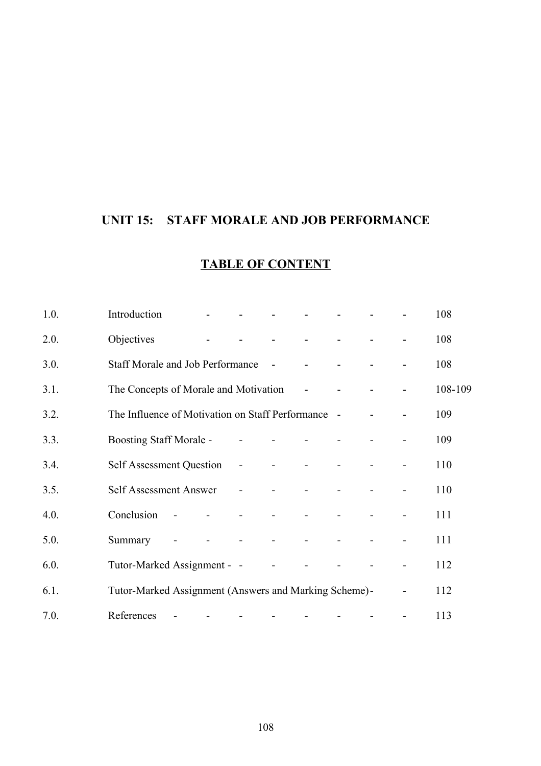## UNIT 15: STAFF MORALE AND JOB PERFORMANCE

### TABLE OF CONTENT

| | | |
|---|---|---|
| 1.0. | Introduction | 108 |
| 2.0. | Objectives | 108 |
| 3.0. | Staff Morale and Job Performance | 108 |
| 3.1. | The Concepts of Morale and Motivation | 108-109 |
| 3.2. | The Influence of Motivation on Staff Performance | 109 |
| 3.3. | Boosting Staff Morale | 109 |
| 3.4. | Self Assessment Question | 110 |
| 3.5. | Self Assessment Answer | 110 |
| 4.0. | Conclusion | 111 |
| 5.0. | Summary | 111 |
| 6.0. | Tutor-Marked Assignment | 112 |
| 6.1. | Tutor-Marked Assignment (Answers and Marking Scheme) | 112 |
| 7.0. | References | 113 |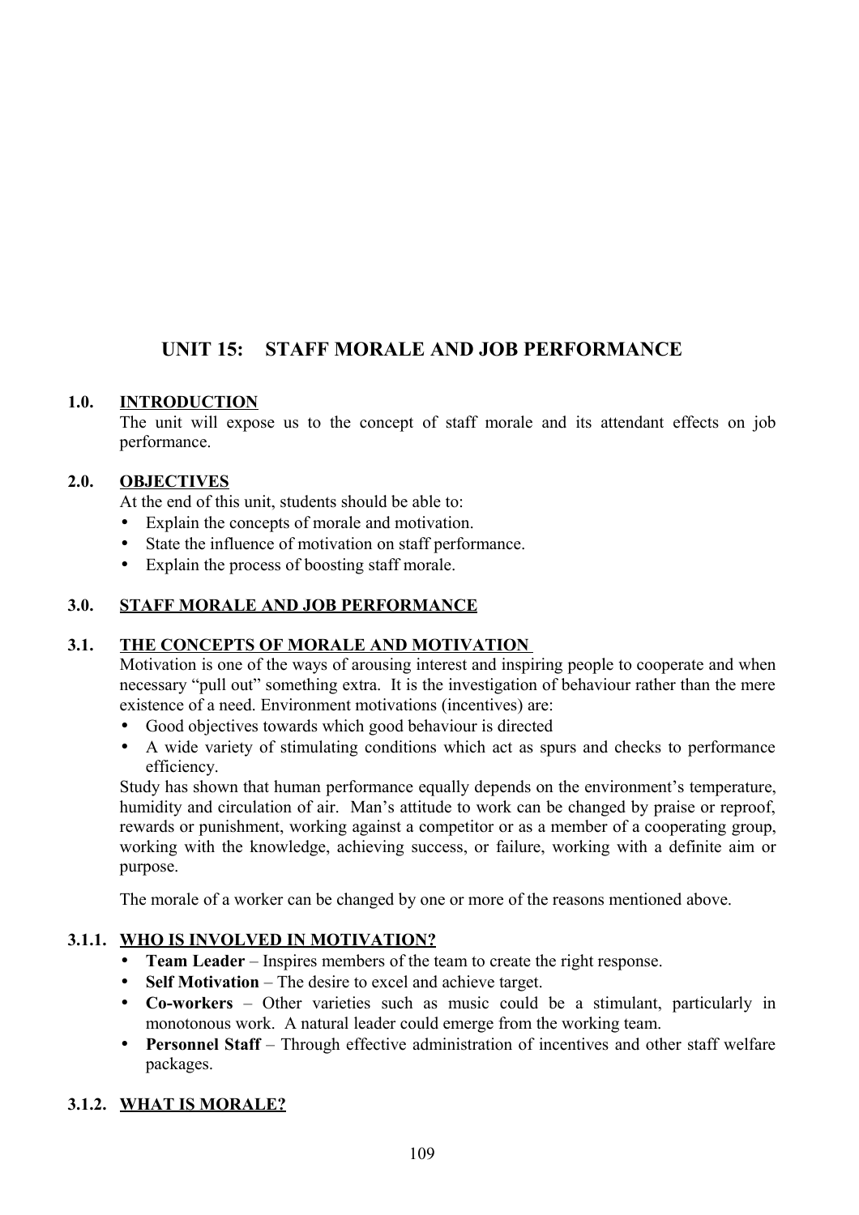# UNIT 15: STAFF MORALE AND JOB PERFORMANCE

## 1.0. INTRODUCTION

The unit will expose us to the concept of staff morale and its attendant effects on job performance.

## 2.0. OBJECTIVES

At the end of this unit, students should be able to:

- Explain the concepts of morale and motivation.
- State the influence of motivation on staff performance.
- Explain the process of boosting staff morale.

## 3.0. STAFF MORALE AND JOB PERFORMANCE

### 3.1. THE CONCEPTS OF MORALE AND MOTIVATION

Motivation is one of the ways of arousing interest and inspiring people to cooperate and when necessary "pull out" something extra. It is the investigation of behaviour rather than the mere existence of a need. Environment motivations (incentives) are:

- Good objectives towards which good behaviour is directed
- A wide variety of stimulating conditions which act as spurs and checks to performance efficiency.

Study has shown that human performance equally depends on the environment's temperature, humidity and circulation of air. Man's attitude to work can be changed by praise or reproof, rewards or punishment, working against a competitor or as a member of a cooperating group, working with the knowledge, achieving success, or failure, working with a definite aim or purpose.

The morale of a worker can be changed by one or more of the reasons mentioned above.

#### 3.1.1. WHO IS INVOLVED IN MOTIVATION?

- **Team Leader** – Inspires members of the team to create the right response.
- **Self Motivation** – The desire to excel and achieve target.
- **Co-workers** – Other varieties such as music could be a stimulant, particularly in monotonous work. A natural leader could emerge from the working team.
- **Personnel Staff** – Through effective administration of incentives and other staff welfare packages.

#### 3.1.2. WHAT IS MORALE?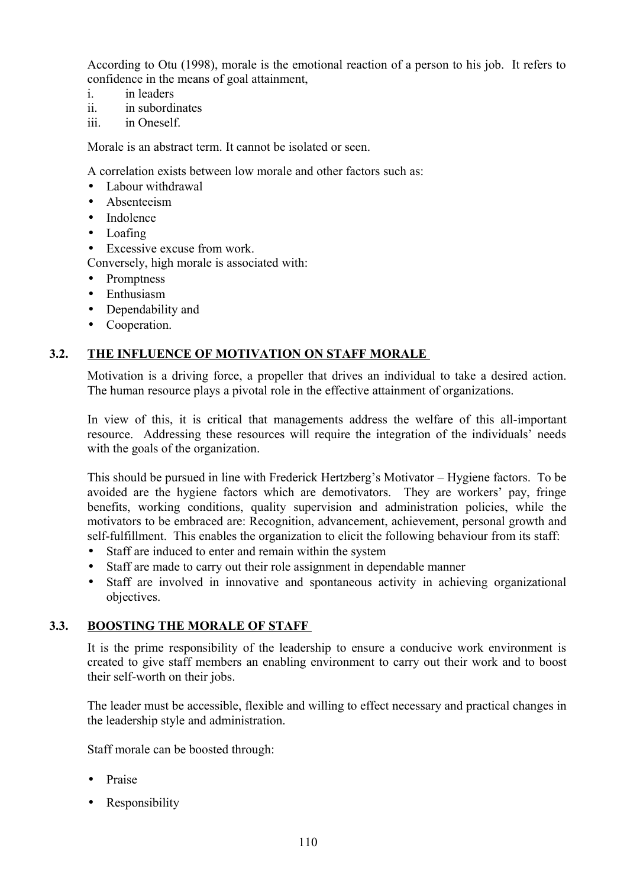According to Otu (1998), morale is the emotional reaction of a person to his job. It refers to confidence in the means of goal attainment,

i. in leaders
ii. in subordinates
iii. in Oneself.

Morale is an abstract term. It cannot be isolated or seen.

A correlation exists between low morale and other factors such as:

- Labour withdrawal
- Absenteeism
- Indolence
- Loafing
- Excessive excuse from work.

Conversely, high morale is associated with:

- Promptness
- Enthusiasm
- Dependability and
- Cooperation.

## 3.2. THE INFLUENCE OF MOTIVATION ON STAFF MORALE

Motivation is a driving force, a propeller that drives an individual to take a desired action. The human resource plays a pivotal role in the effective attainment of organizations.

In view of this, it is critical that managements address the welfare of this all-important resource. Addressing these resources will require the integration of the individuals' needs with the goals of the organization.

This should be pursued in line with Frederick Hertzberg's Motivator – Hygiene factors. To be avoided are the hygiene factors which are demotivators. They are workers' pay, fringe benefits, working conditions, quality supervision and administration policies, while the motivators to be embraced are: Recognition, advancement, achievement, personal growth and self-fulfillment. This enables the organization to elicit the following behaviour from its staff:

- Staff are induced to enter and remain within the system
- Staff are made to carry out their role assignment in dependable manner
- Staff are involved in innovative and spontaneous activity in achieving organizational objectives.

## 3.3. BOOSTING THE MORALE OF STAFF

It is the prime responsibility of the leadership to ensure a conducive work environment is created to give staff members an enabling environment to carry out their work and to boost their self-worth on their jobs.

The leader must be accessible, flexible and willing to effect necessary and practical changes in the leadership style and administration.

Staff morale can be boosted through:

- Praise
- Responsibility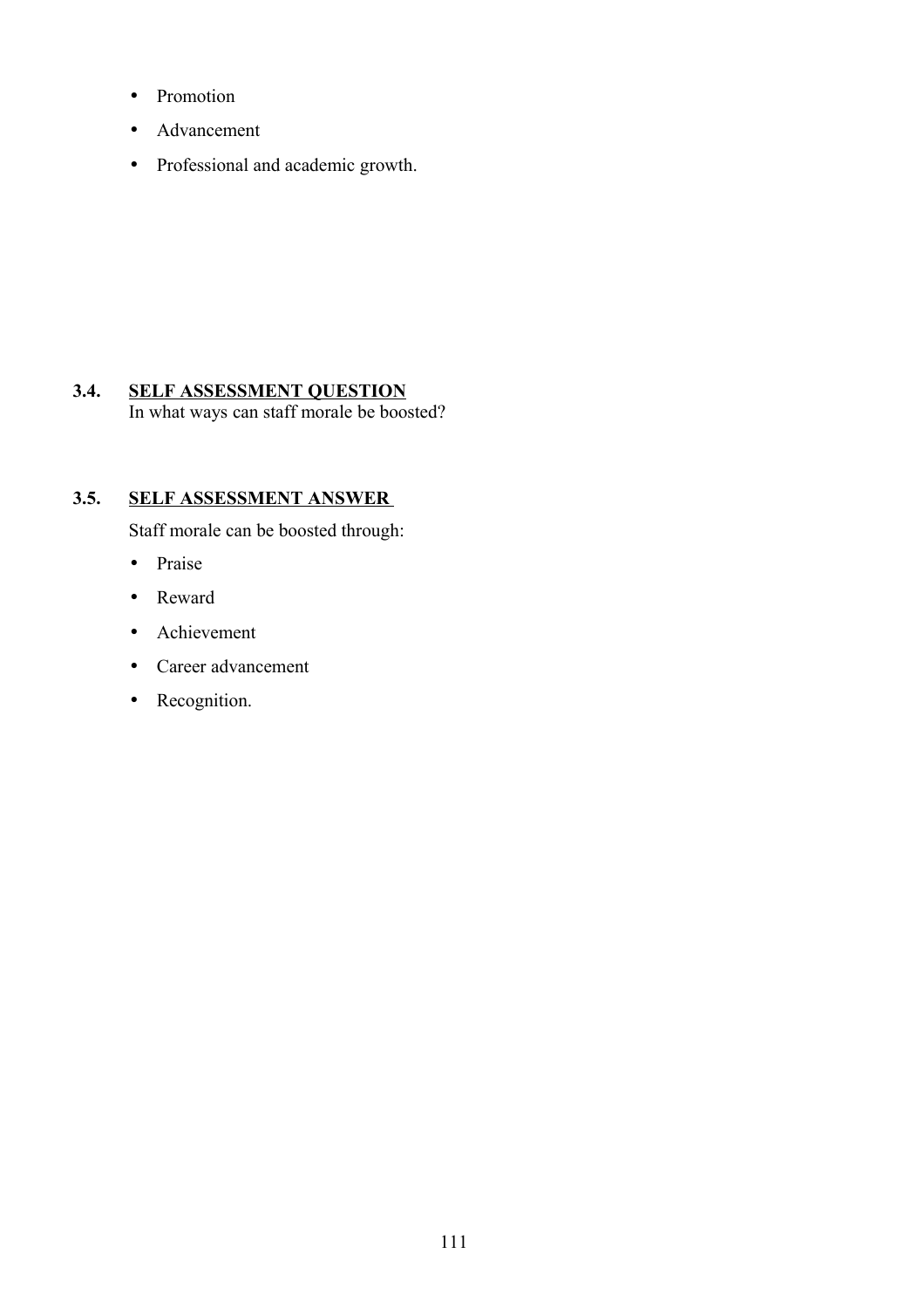- Promotion
- Advancement
- Professional and academic growth.

## 3.4. SELF ASSESSMENT QUESTION

In what ways can staff morale be boosted?

## 3.5. SELF ASSESSMENT ANSWER

Staff morale can be boosted through:

- Praise
- Reward
- Achievement
- Career advancement
- Recognition.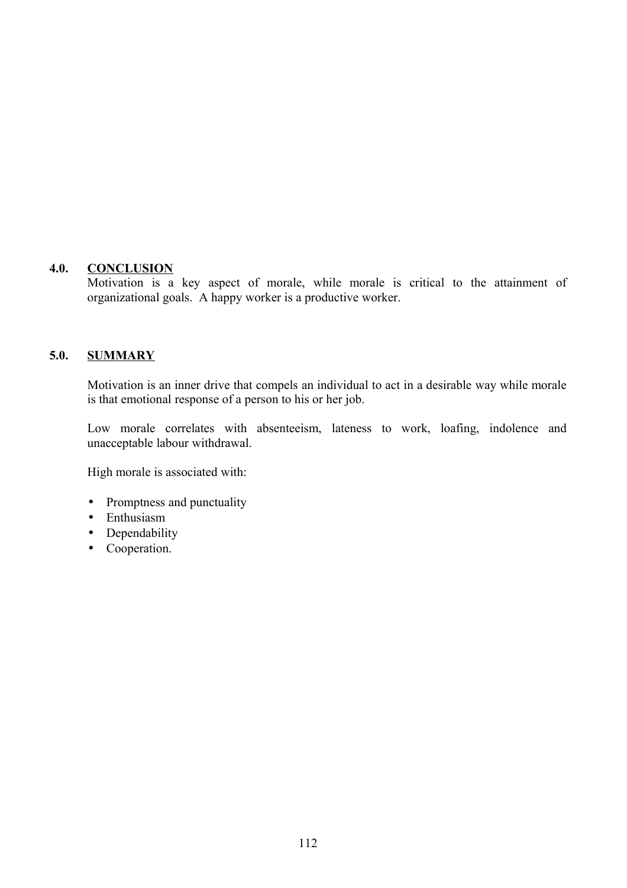## 4.0. CONCLUSION

Motivation is a key aspect of morale, while morale is critical to the attainment of organizational goals. A happy worker is a productive worker.

## 5.0. SUMMARY

Motivation is an inner drive that compels an individual to act in a desirable way while morale is that emotional response of a person to his or her job.

Low morale correlates with absenteeism, lateness to work, loafing, indolence and unacceptable labour withdrawal.

High morale is associated with:

- Promptness and punctuality
- Enthusiasm
- Dependability
- Cooperation.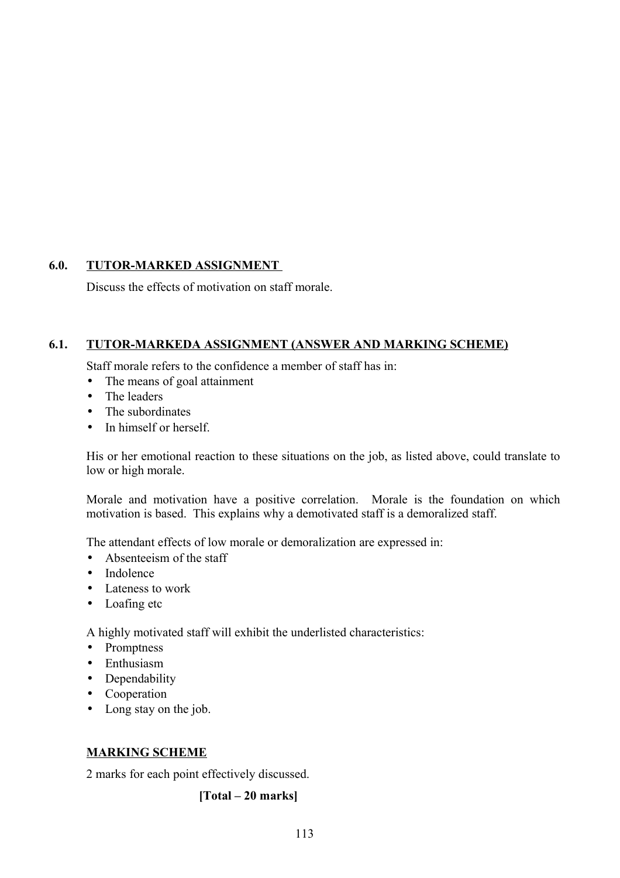## 6.0. TUTOR-MARKED ASSIGNMENT

Discuss the effects of motivation on staff morale.

## 6.1. TUTOR-MARKEDA ASSIGNMENT (ANSWER AND MARKING SCHEME)

Staff morale refers to the confidence a member of staff has in:

- The means of goal attainment
- The leaders
- The subordinates
- In himself or herself.

His or her emotional reaction to these situations on the job, as listed above, could translate to low or high morale.

Morale and motivation have a positive correlation. Morale is the foundation on which motivation is based. This explains why a demotivated staff is a demoralized staff.

The attendant effects of low morale or demoralization are expressed in:

- Absenteeism of the staff
- Indolence
- Lateness to work
- Loafing etc

A highly motivated staff will exhibit the underlisted characteristics:

- Promptness
- Enthusiasm
- Dependability
- Cooperation
- Long stay on the job.

### MARKING SCHEME

2 marks for each point effectively discussed.

**[Total – 20 marks]**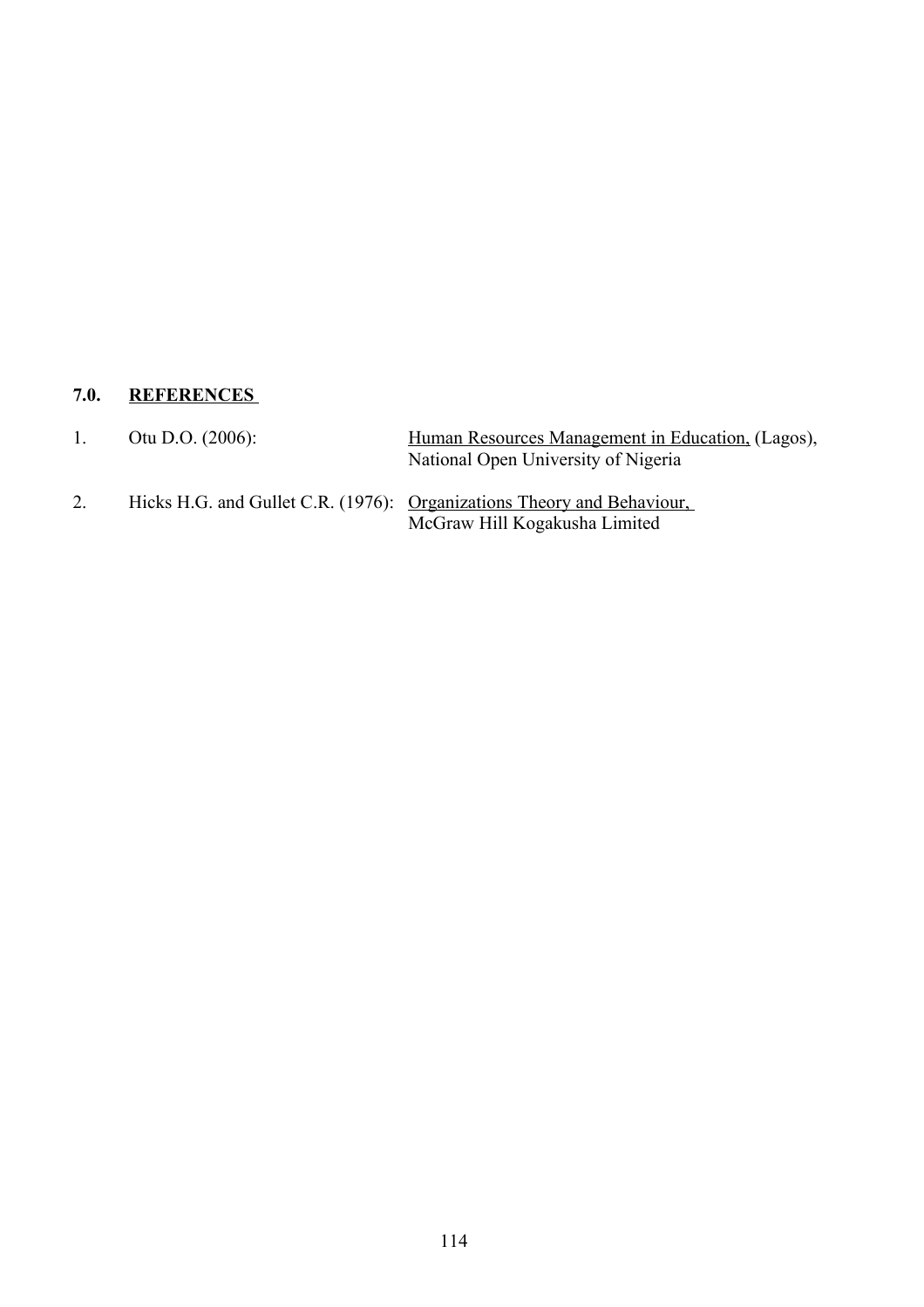## 7.0. REFERENCES

1. Otu D.O. (2006): Human Resources Management in Education, (Lagos), National Open University of Nigeria

2. Hicks H.G. and Gullet C.R. (1976): Organizations Theory and Behaviour, McGraw Hill Kogakusha Limited